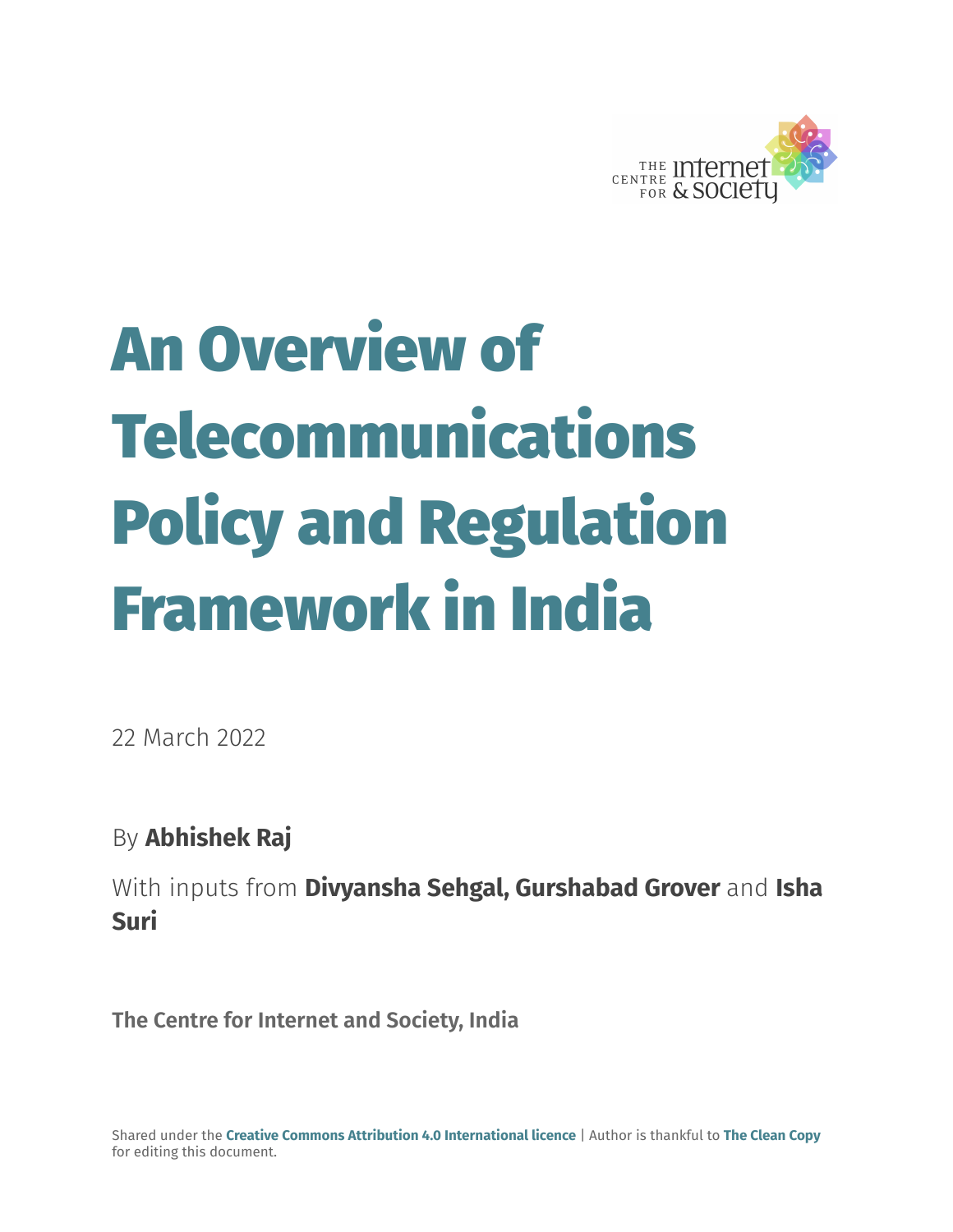# An Overview of Telecommunications Policy and Regulation Framework in India

22 March 2022

By **Abhishek Raj**

With inputs from **Divyansha Sehgal, Gurshabad Grover** and **Isha Suri**

**The Centre for Internet and Society, India**

Shared under the **Creative Commons Attribution 4.0 International licence** | Author is thankful to **The Clean Copy** for editing this document.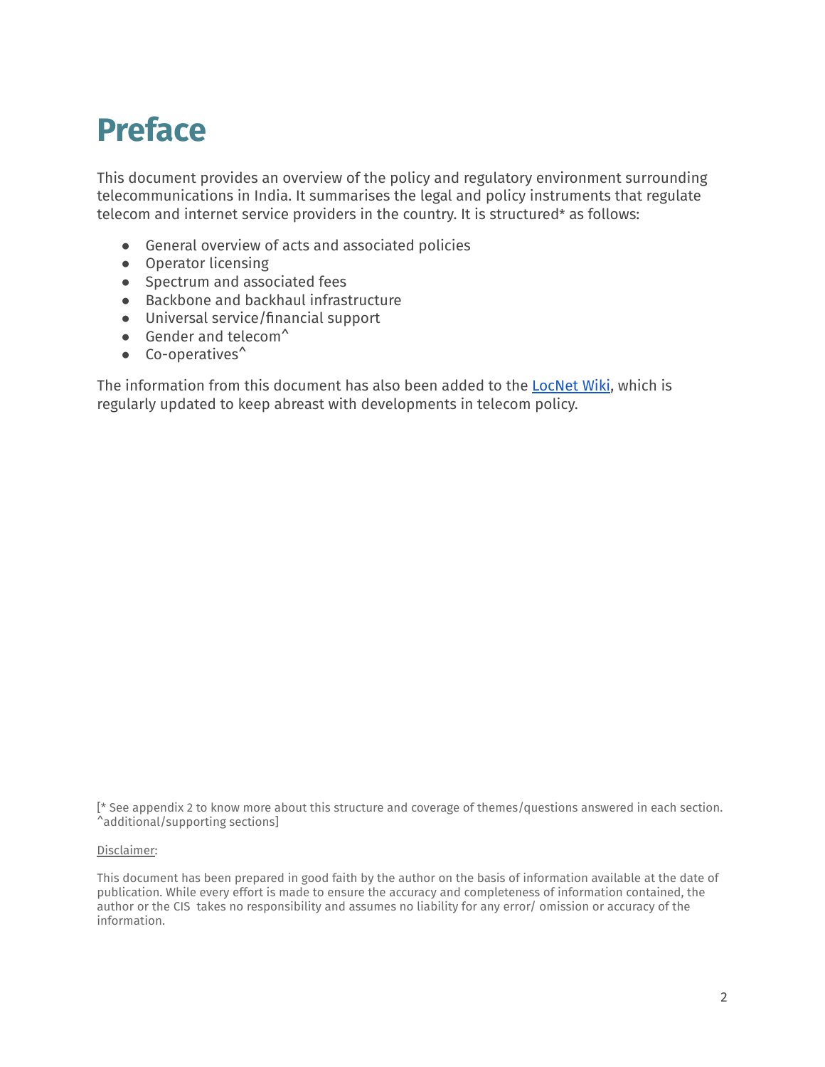# Preface

This document provides an overview of the policy and regulatory environment surrounding telecommunications in India. It summarises the legal and policy instruments that regulate telecom and internet service providers in the country. It is structured* as follows:

- General overview of acts and associated policies
- Operator licensing
- Spectrum and associated fees
- Backbone and backhaul infrastructure
- Universal service/financial support
- Gender and telecom^
- Co-operatives^

The information from this document has also been added to the [LocNet Wiki](), which is regularly updated to keep abreast with developments in telecom policy.

[* See appendix 2 to know more about this structure and coverage of themes/questions answered in each section. ^additional/supporting sections]

Disclaimer:

This document has been prepared in good faith by the author on the basis of information available at the date of publication. While every effort is made to ensure the accuracy and completeness of information contained, the author or the CIS takes no responsibility and assumes no liability for any error/ omission or accuracy of the information.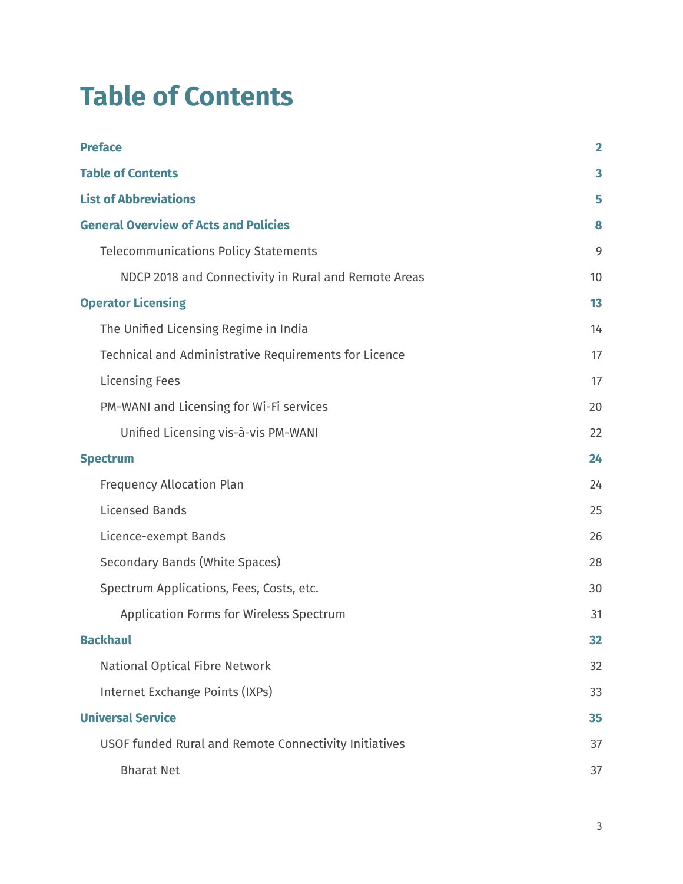# Table of Contents

| | |
|---|---|
| **Preface** | **2** |
| **Table of Contents** | **3** |
| **List of Abbreviations** | **5** |
| **General Overview of Acts and Policies** | **8** |
| Telecommunications Policy Statements | 9 |
| NDCP 2018 and Connectivity in Rural and Remote Areas | 10 |
| **Operator Licensing** | **13** |
| The Unified Licensing Regime in India | 14 |
| Technical and Administrative Requirements for Licence | 17 |
| Licensing Fees | 17 |
| PM-WANI and Licensing for Wi-Fi services | 20 |
| Unified Licensing vis-à-vis PM-WANI | 22 |
| **Spectrum** | **24** |
| Frequency Allocation Plan | 24 |
| Licensed Bands | 25 |
| Licence-exempt Bands | 26 |
| Secondary Bands (White Spaces) | 28 |
| Spectrum Applications, Fees, Costs, etc. | 30 |
| Application Forms for Wireless Spectrum | 31 |
| **Backhaul** | **32** |
| National Optical Fibre Network | 32 |
| Internet Exchange Points (IXPs) | 33 |
| **Universal Service** | **35** |
| USOF funded Rural and Remote Connectivity Initiatives | 37 |
| Bharat Net | 37 |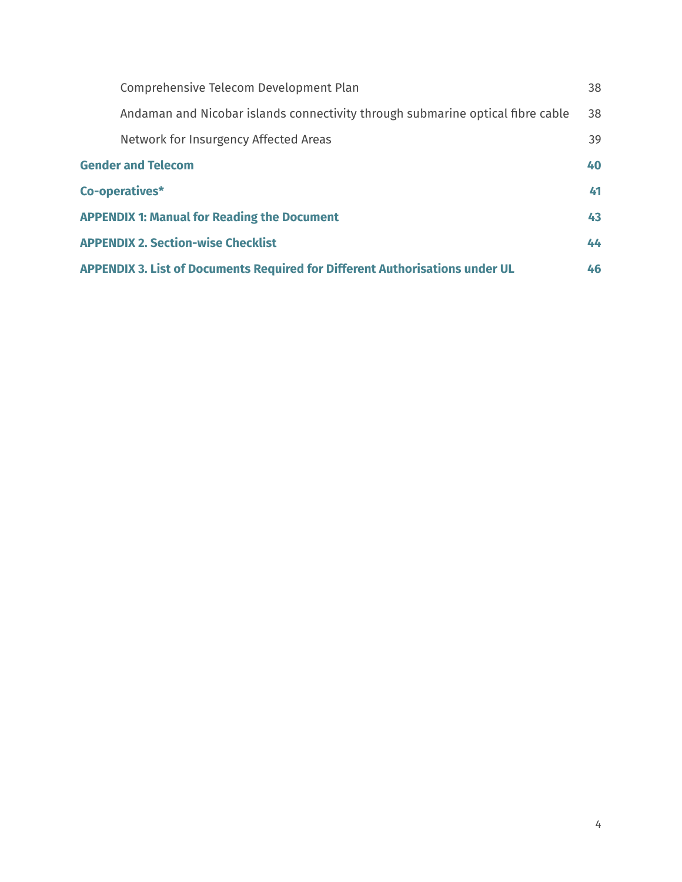Comprehensive Telecom Development Plan 38

Andaman and Nicobar islands connectivity through submarine optical fibre cable 38

Network for Insurgency Affected Areas 39

**Gender and Telecom 40**

**Co-operatives* 41**

**APPENDIX 1: Manual for Reading the Document 43**

**APPENDIX 2. Section-wise Checklist 44**

**APPENDIX 3. List of Documents Required for Different Authorisations under UL 46**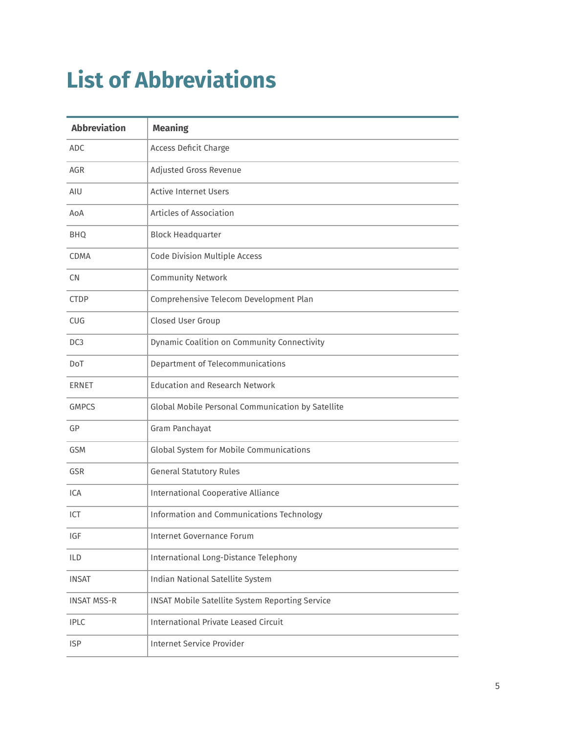# List of Abbreviations

| Abbreviation | Meaning |
|---|---|
| ADC | Access Deficit Charge |
| AGR | Adjusted Gross Revenue |
| AIU | Active Internet Users |
| AoA | Articles of Association |
| BHQ | Block Headquarter |
| CDMA | Code Division Multiple Access |
| CN | Community Network |
| CTDP | Comprehensive Telecom Development Plan |
| CUG | Closed User Group |
| DC3 | Dynamic Coalition on Community Connectivity |
| DoT | Department of Telecommunications |
| ERNET | Education and Research Network |
| GMPCS | Global Mobile Personal Communication by Satellite |
| GP | Gram Panchayat |
| GSM | Global System for Mobile Communications |
| GSR | General Statutory Rules |
| ICA | International Cooperative Alliance |
| ICT | Information and Communications Technology |
| IGF | Internet Governance Forum |
| ILD | International Long-Distance Telephony |
| INSAT | Indian National Satellite System |
| INSAT MSS-R | INSAT Mobile Satellite System Reporting Service |
| IPLC | International Private Leased Circuit |
| ISP | Internet Service Provider |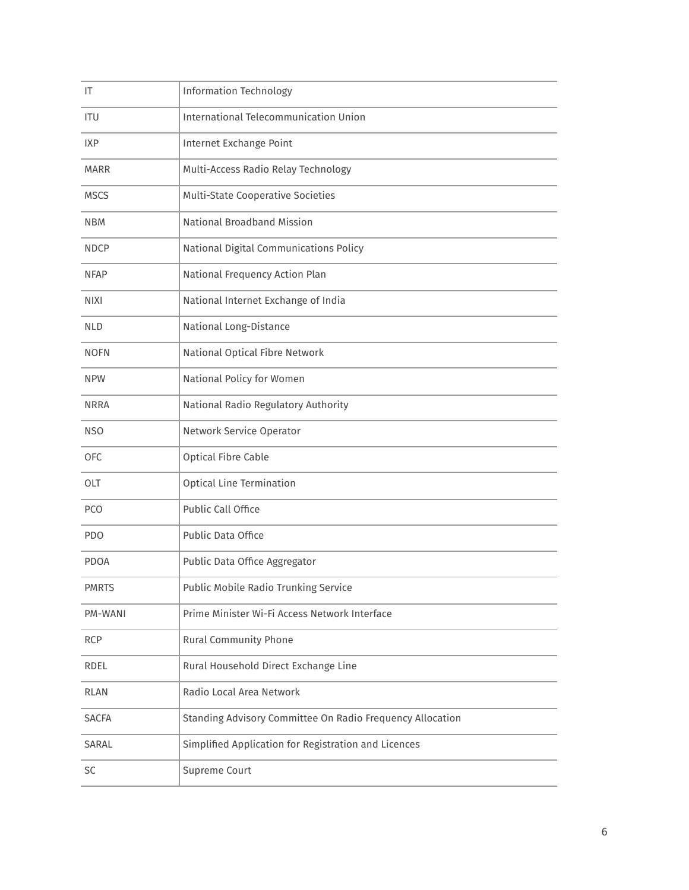| | |
|---|---|
| IT | Information Technology |
| ITU | International Telecommunication Union |
| IXP | Internet Exchange Point |
| MARR | Multi-Access Radio Relay Technology |
| MSCS | Multi-State Cooperative Societies |
| NBM | National Broadband Mission |
| NDCP | National Digital Communications Policy |
| NFAP | National Frequency Action Plan |
| NIXI | National Internet Exchange of India |
| NLD | National Long-Distance |
| NOFN | National Optical Fibre Network |
| NPW | National Policy for Women |
| NRRA | National Radio Regulatory Authority |
| NSO | Network Service Operator |
| OFC | Optical Fibre Cable |
| OLT | Optical Line Termination |
| PCO | Public Call Office |
| PDO | Public Data Office |
| PDOA | Public Data Office Aggregator |
| PMRTS | Public Mobile Radio Trunking Service |
| PM-WANI | Prime Minister Wi-Fi Access Network Interface |
| RCP | Rural Community Phone |
| RDEL | Rural Household Direct Exchange Line |
| RLAN | Radio Local Area Network |
| SACFA | Standing Advisory Committee On Radio Frequency Allocation |
| SARAL | Simplified Application for Registration and Licences |
| SC | Supreme Court |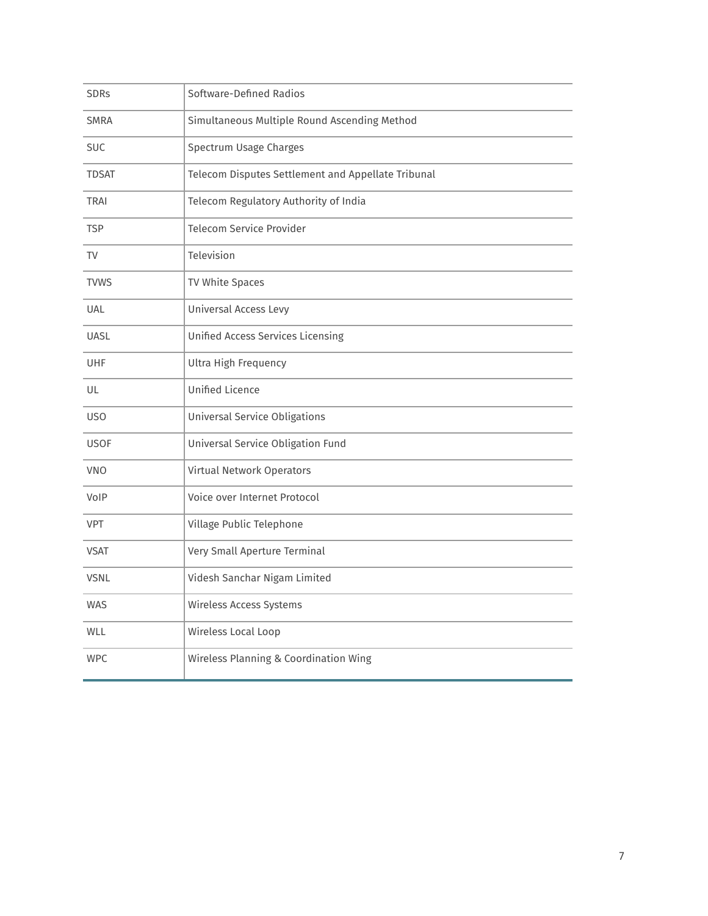| | |
|---|---|
| SDRs | Software-Defined Radios |
| SMRA | Simultaneous Multiple Round Ascending Method |
| SUC | Spectrum Usage Charges |
| TDSAT | Telecom Disputes Settlement and Appellate Tribunal |
| TRAI | Telecom Regulatory Authority of India |
| TSP | Telecom Service Provider |
| TV | Television |
| TVWS | TV White Spaces |
| UAL | Universal Access Levy |
| UASL | Unified Access Services Licensing |
| UHF | Ultra High Frequency |
| UL | Unified Licence |
| USO | Universal Service Obligations |
| USOF | Universal Service Obligation Fund |
| VNO | Virtual Network Operators |
| VoIP | Voice over Internet Protocol |
| VPT | Village Public Telephone |
| VSAT | Very Small Aperture Terminal |
| VSNL | Videsh Sanchar Nigam Limited |
| WAS | Wireless Access Systems |
| WLL | Wireless Local Loop |
| WPC | Wireless Planning & Coordination Wing |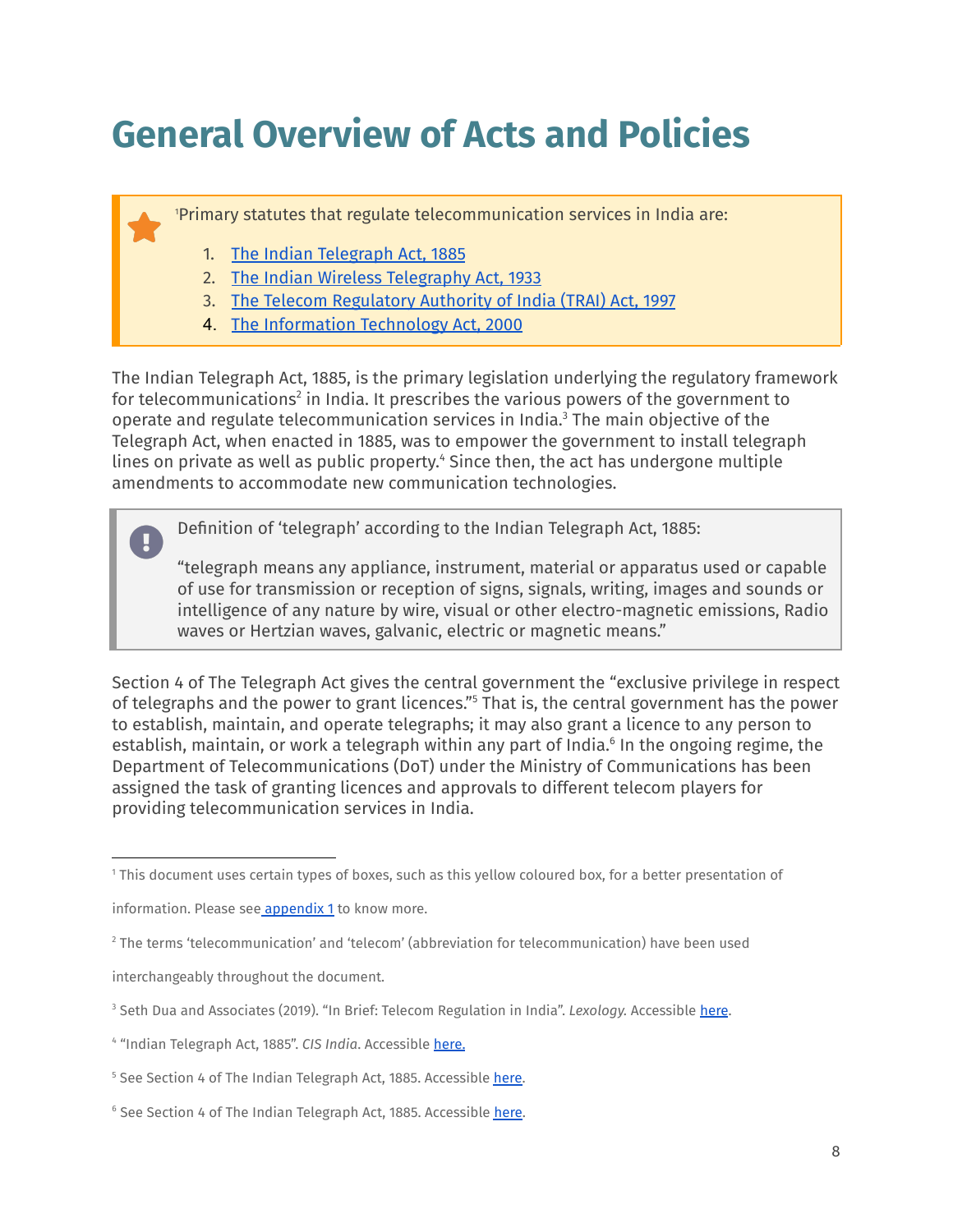# General Overview of Acts and Policies

> [1]Primary statutes that regulate telecommunication services in India are:
>
> 1. The Indian Telegraph Act, 1885
> 2. The Indian Wireless Telegraphy Act, 1933
> 3. The Telecom Regulatory Authority of India (TRAI) Act, 1997
> 4. The Information Technology Act, 2000

The Indian Telegraph Act, 1885, is the primary legislation underlying the regulatory framework for telecommunications[2] in India. It prescribes the various powers of the government to operate and regulate telecommunication services in India.[3] The main objective of the Telegraph Act, when enacted in 1885, was to empower the government to install telegraph lines on private as well as public property.[4] Since then, the act has undergone multiple amendments to accommodate new communication technologies.

> Definition of 'telegraph' according to the Indian Telegraph Act, 1885:
>
> "telegraph means any appliance, instrument, material or apparatus used or capable of use for transmission or reception of signs, signals, writing, images and sounds or intelligence of any nature by wire, visual or other electro-magnetic emissions, Radio waves or Hertzian waves, galvanic, electric or magnetic means."

Section 4 of The Telegraph Act gives the central government the "exclusive privilege in respect of telegraphs and the power to grant licences."[5] That is, the central government has the power to establish, maintain, and operate telegraphs; it may also grant a licence to any person to establish, maintain, or work a telegraph within any part of India.[6] In the ongoing regime, the Department of Telecommunications (DoT) under the Ministry of Communications has been assigned the task of granting licences and approvals to different telecom players for providing telecommunication services in India.

---

[1] This document uses certain types of boxes, such as this yellow coloured box, for a better presentation of information. Please see appendix 1 to know more.

[2] The terms 'telecommunication' and 'telecom' (abbreviation for telecommunication) have been used interchangeably throughout the document.

[3] Seth Dua and Associates (2019). "In Brief: Telecom Regulation in India". *Lexology.* Accessible here.

[4] "Indian Telegraph Act, 1885". *CIS India*. Accessible here.

[5] See Section 4 of The Indian Telegraph Act, 1885. Accessible here.

[6] See Section 4 of The Indian Telegraph Act, 1885. Accessible here.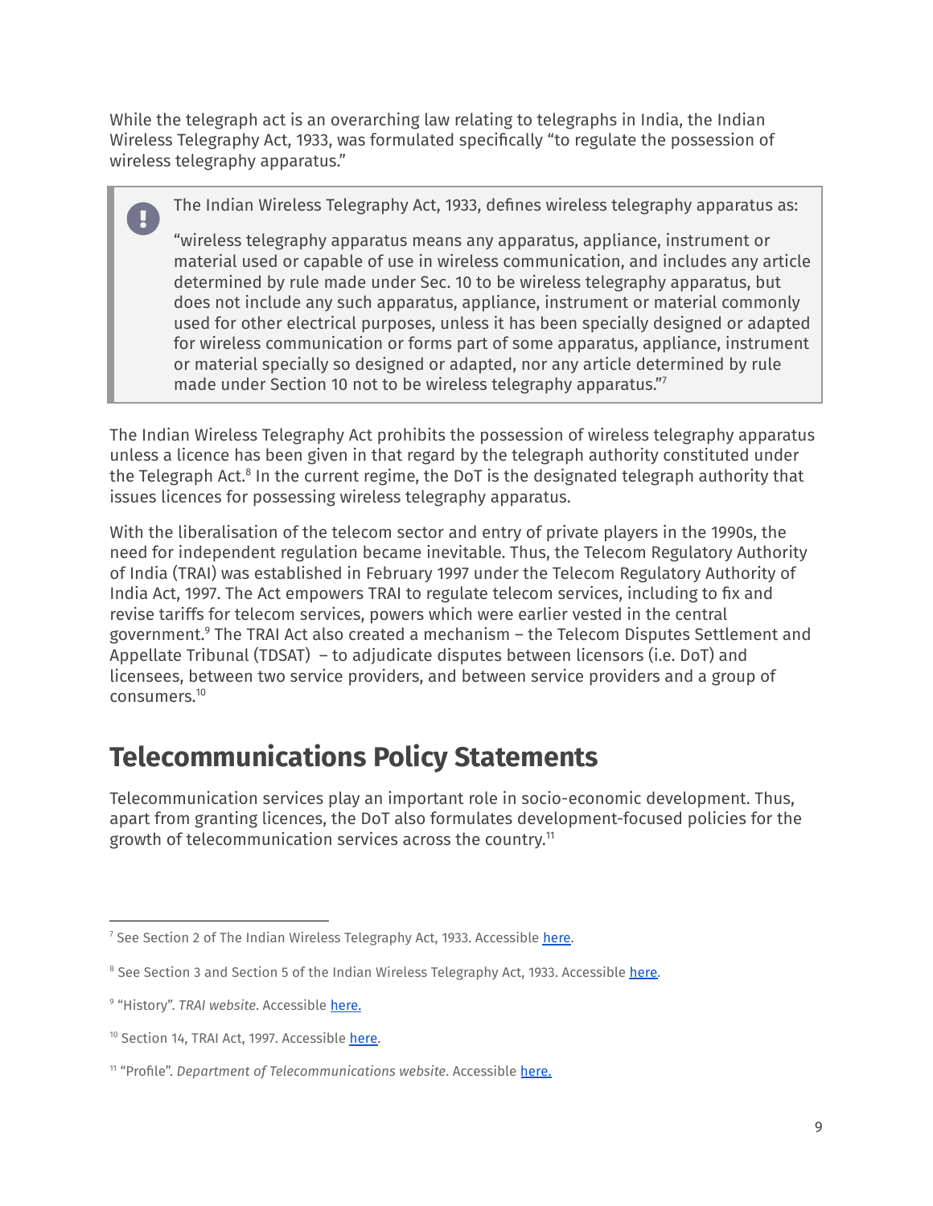While the telegraph act is an overarching law relating to telegraphs in India, the Indian Wireless Telegraphy Act, 1933, was formulated specifically "to regulate the possession of wireless telegraphy apparatus."

> The Indian Wireless Telegraphy Act, 1933, defines wireless telegraphy apparatus as:
>
> "wireless telegraphy apparatus means any apparatus, appliance, instrument or material used or capable of use in wireless communication, and includes any article determined by rule made under Sec. 10 to be wireless telegraphy apparatus, but does not include any such apparatus, appliance, instrument or material commonly used for other electrical purposes, unless it has been specially designed or adapted for wireless communication or forms part of some apparatus, appliance, instrument or material specially so designed or adapted, nor any article determined by rule made under Section 10 not to be wireless telegraphy apparatus."[7]

The Indian Wireless Telegraphy Act prohibits the possession of wireless telegraphy apparatus unless a licence has been given in that regard by the telegraph authority constituted under the Telegraph Act.[8] In the current regime, the DoT is the designated telegraph authority that issues licences for possessing wireless telegraphy apparatus.

With the liberalisation of the telecom sector and entry of private players in the 1990s, the need for independent regulation became inevitable. Thus, the Telecom Regulatory Authority of India (TRAI) was established in February 1997 under the Telecom Regulatory Authority of India Act, 1997. The Act empowers TRAI to regulate telecom services, including to fix and revise tariffs for telecom services, powers which were earlier vested in the central government.[9] The TRAI Act also created a mechanism – the Telecom Disputes Settlement and Appellate Tribunal (TDSAT) – to adjudicate disputes between licensors (i.e. DoT) and licensees, between two service providers, and between service providers and a group of consumers.[10]

## Telecommunications Policy Statements

Telecommunication services play an important role in socio-economic development. Thus, apart from granting licences, the DoT also formulates development-focused policies for the growth of telecommunication services across the country.[11]

---

[7] See Section 2 of The Indian Wireless Telegraphy Act, 1933. Accessible here.

[8] See Section 3 and Section 5 of the Indian Wireless Telegraphy Act, 1933. Accessible here.

[9] "History". *TRAI website*. Accessible here.

[10] Section 14, TRAI Act, 1997. Accessible here.

[11] "Profile". *Department of Telecommunications website*. Accessible here.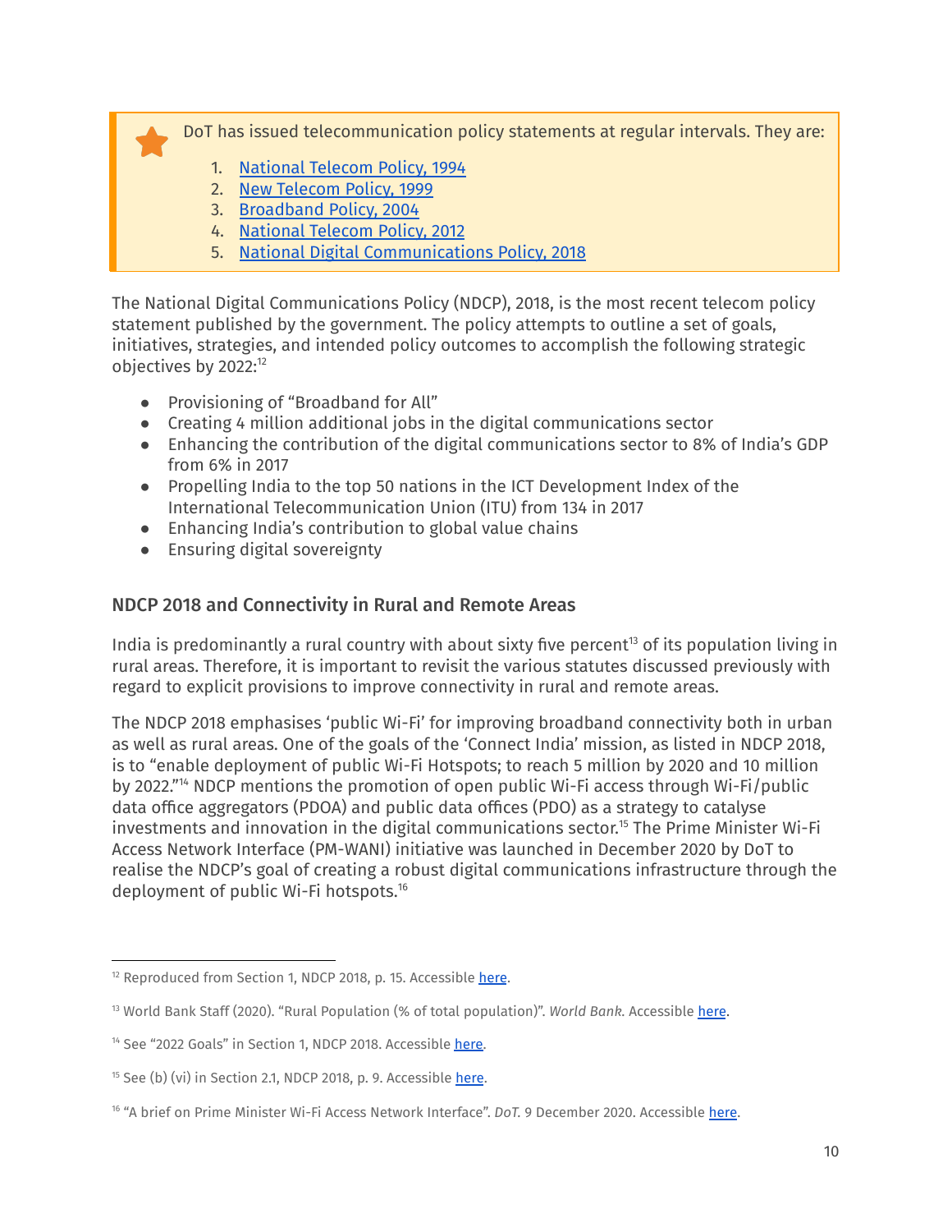> DoT has issued telecommunication policy statements at regular intervals. They are:
>
> 1. National Telecom Policy, 1994
> 2. New Telecom Policy, 1999
> 3. Broadband Policy, 2004
> 4. National Telecom Policy, 2012
> 5. National Digital Communications Policy, 2018

The National Digital Communications Policy (NDCP), 2018, is the most recent telecom policy statement published by the government. The policy attempts to outline a set of goals, initiatives, strategies, and intended policy outcomes to accomplish the following strategic objectives by 2022:[12]

- Provisioning of "Broadband for All"
- Creating 4 million additional jobs in the digital communications sector
- Enhancing the contribution of the digital communications sector to 8% of India's GDP from 6% in 2017
- Propelling India to the top 50 nations in the ICT Development Index of the International Telecommunication Union (ITU) from 134 in 2017
- Enhancing India's contribution to global value chains
- Ensuring digital sovereignty

### NDCP 2018 and Connectivity in Rural and Remote Areas

India is predominantly a rural country with about sixty five percent[13] of its population living in rural areas. Therefore, it is important to revisit the various statutes discussed previously with regard to explicit provisions to improve connectivity in rural and remote areas.

The NDCP 2018 emphasises 'public Wi-Fi' for improving broadband connectivity both in urban as well as rural areas. One of the goals of the 'Connect India' mission, as listed in NDCP 2018, is to "enable deployment of public Wi-Fi Hotspots; to reach 5 million by 2020 and 10 million by 2022."[14] NDCP mentions the promotion of open public Wi-Fi access through Wi-Fi/public data office aggregators (PDOA) and public data offices (PDO) as a strategy to catalyse investments and innovation in the digital communications sector.[15] The Prime Minister Wi-Fi Access Network Interface (PM-WANI) initiative was launched in December 2020 by DoT to realise the NDCP's goal of creating a robust digital communications infrastructure through the deployment of public Wi-Fi hotspots.[16]

---

[12] Reproduced from Section 1, NDCP 2018, p. 15. Accessible here.

[13] World Bank Staff (2020). "Rural Population (% of total population)". *World Bank.* Accessible here.

[14] See "2022 Goals" in Section 1, NDCP 2018. Accessible here.

[15] See (b) (vi) in Section 2.1, NDCP 2018, p. 9. Accessible here.

[16] "A brief on Prime Minister Wi-Fi Access Network Interface". *DoT.* 9 December 2020. Accessible here.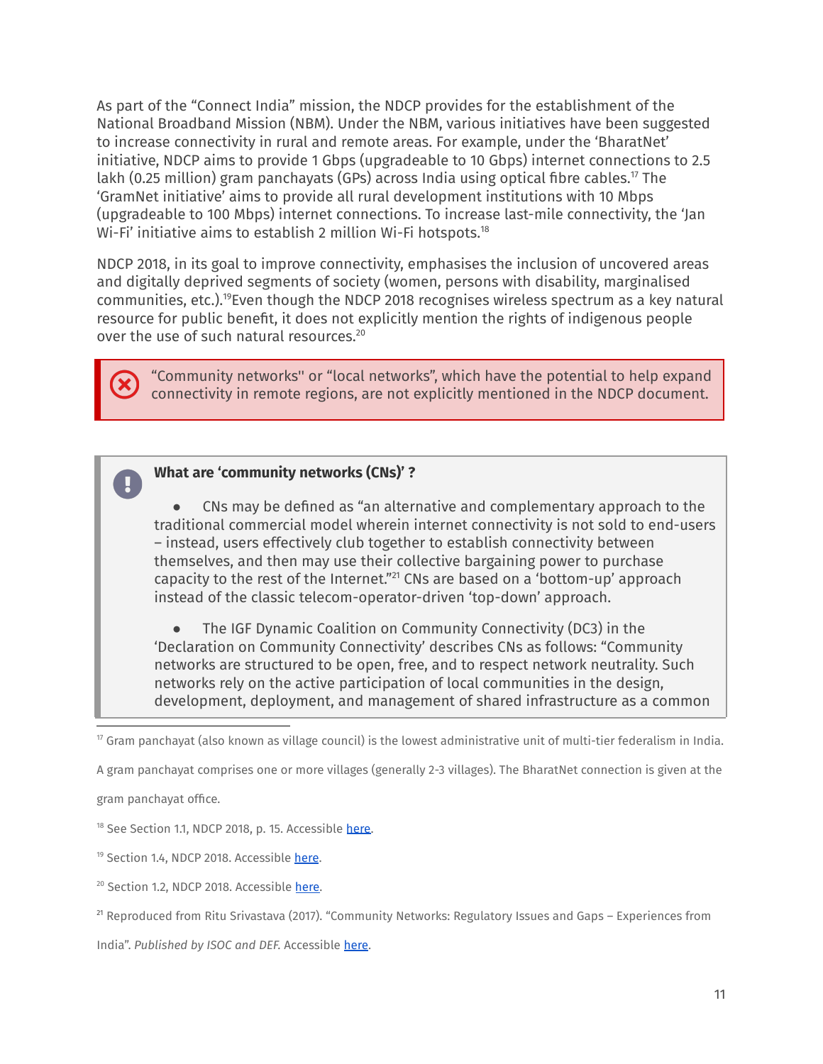As part of the "Connect India" mission, the NDCP provides for the establishment of the National Broadband Mission (NBM). Under the NBM, various initiatives have been suggested to increase connectivity in rural and remote areas. For example, under the 'BharatNet' initiative, NDCP aims to provide 1 Gbps (upgradeable to 10 Gbps) internet connections to 2.5 lakh (0.25 million) gram panchayats (GPs) across India using optical fibre cables.[17] The 'GramNet initiative' aims to provide all rural development institutions with 10 Mbps (upgradeable to 100 Mbps) internet connections. To increase last-mile connectivity, the 'Jan Wi-Fi' initiative aims to establish 2 million Wi-Fi hotspots.[18]

NDCP 2018, in its goal to improve connectivity, emphasises the inclusion of uncovered areas and digitally deprived segments of society (women, persons with disability, marginalised communities, etc.).[19]Even though the NDCP 2018 recognises wireless spectrum as a key natural resource for public benefit, it does not explicitly mention the rights of indigenous people over the use of such natural resources.[20]

> "Community networks" or "local networks", which have the potential to help expand connectivity in remote regions, are not explicitly mentioned in the NDCP document.

> **What are 'community networks (CNs)' ?**
>
> - CNs may be defined as "an alternative and complementary approach to the traditional commercial model wherein internet connectivity is not sold to end-users – instead, users effectively club together to establish connectivity between themselves, and then may use their collective bargaining power to purchase capacity to the rest of the Internet."[21] CNs are based on a 'bottom-up' approach instead of the classic telecom-operator-driven 'top-down' approach.
>
> - The IGF Dynamic Coalition on Community Connectivity (DC3) in the 'Declaration on Community Connectivity' describes CNs as follows: "Community networks are structured to be open, free, and to respect network neutrality. Such networks rely on the active participation of local communities in the design, development, deployment, and management of shared infrastructure as a common

---

[17] Gram panchayat (also known as village council) is the lowest administrative unit of multi-tier federalism in India. A gram panchayat comprises one or more villages (generally 2-3 villages). The BharatNet connection is given at the gram panchayat office.

[18] See Section 1.1, NDCP 2018, p. 15. Accessible here.

[19] Section 1.4, NDCP 2018. Accessible here.

[20] Section 1.2, NDCP 2018. Accessible here.

[21] Reproduced from Ritu Srivastava (2017). "Community Networks: Regulatory Issues and Gaps – Experiences from India". *Published by ISOC and DEF.* Accessible here.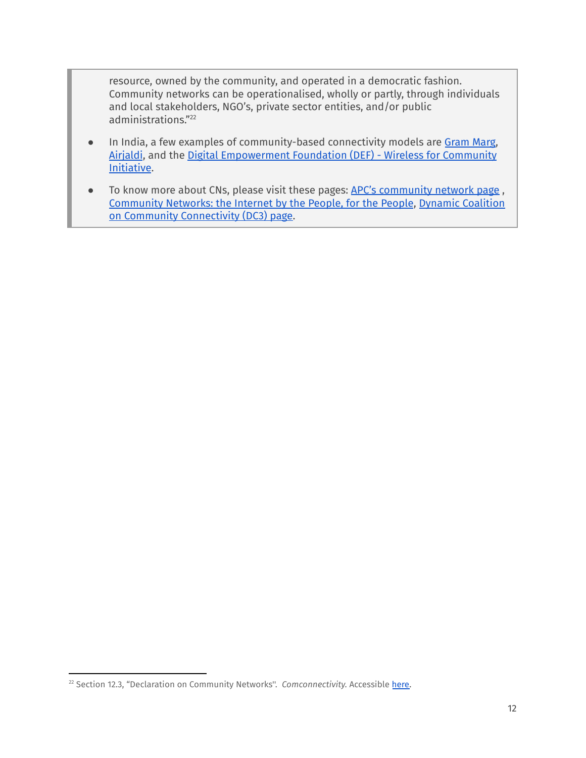resource, owned by the community, and operated in a democratic fashion. Community networks can be operationalised, wholly or partly, through individuals and local stakeholders, NGO's, private sector entities, and/or public administrations."[22]

- In India, a few examples of community-based connectivity models are Gram Marg, Airjaldi, and the Digital Empowerment Foundation (DEF) - Wireless for Community Initiative.
- To know more about CNs, please visit these pages: APC's community network page , Community Networks: the Internet by the People, for the People, Dynamic Coalition on Community Connectivity (DC3) page.

[22] Section 12.3, "Declaration on Community Networks''. *Comconnectivity*. Accessible here.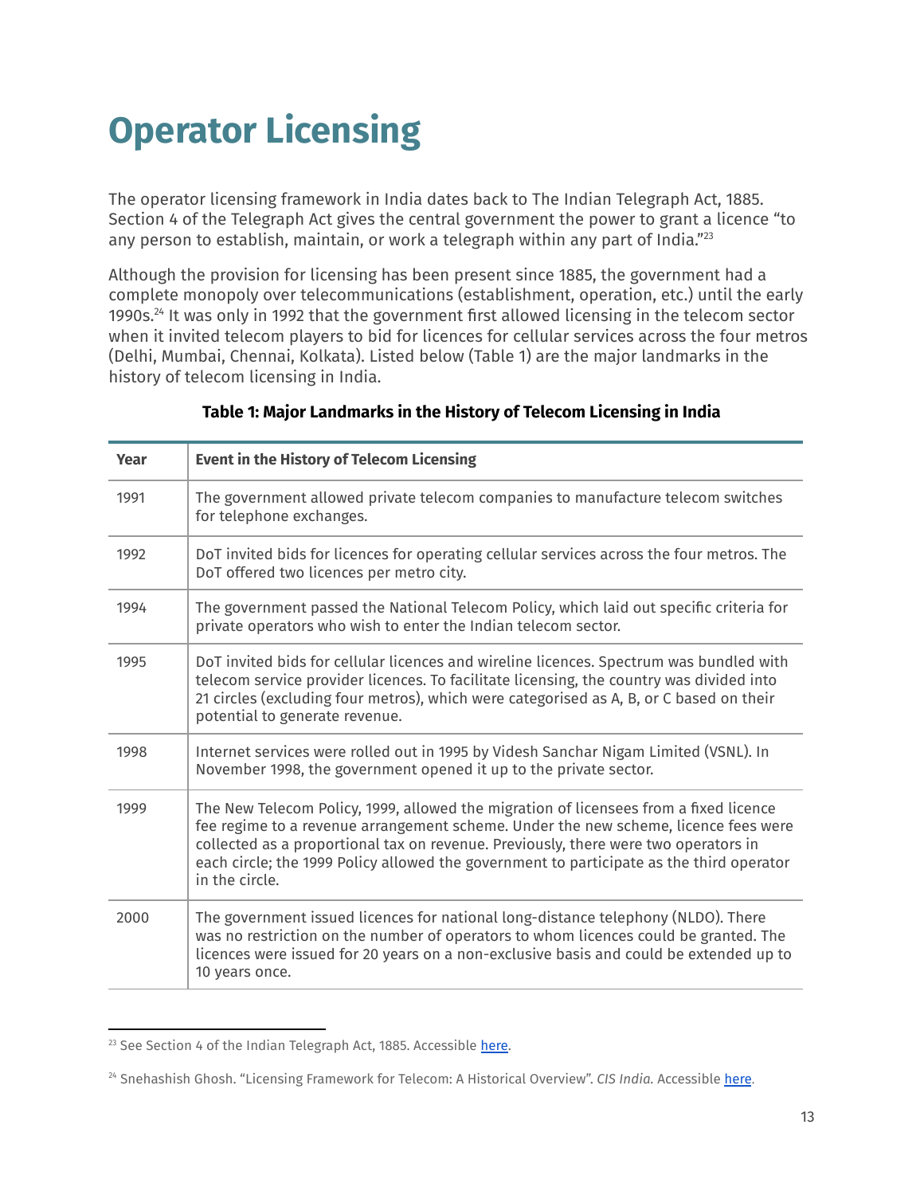# Operator Licensing

The operator licensing framework in India dates back to The Indian Telegraph Act, 1885. Section 4 of the Telegraph Act gives the central government the power to grant a licence "to any person to establish, maintain, or work a telegraph within any part of India."[23]

Although the provision for licensing has been present since 1885, the government had a complete monopoly over telecommunications (establishment, operation, etc.) until the early 1990s.[24] It was only in 1992 that the government first allowed licensing in the telecom sector when it invited telecom players to bid for licences for cellular services across the four metros (Delhi, Mumbai, Chennai, Kolkata). Listed below (Table 1) are the major landmarks in the history of telecom licensing in India.

**Table 1: Major Landmarks in the History of Telecom Licensing in India**

| Year | Event in the History of Telecom Licensing |
|---|---|
| 1991 | The government allowed private telecom companies to manufacture telecom switches for telephone exchanges. |
| 1992 | DoT invited bids for licences for operating cellular services across the four metros. The DoT offered two licences per metro city. |
| 1994 | The government passed the National Telecom Policy, which laid out specific criteria for private operators who wish to enter the Indian telecom sector. |
| 1995 | DoT invited bids for cellular licences and wireline licences. Spectrum was bundled with telecom service provider licences. To facilitate licensing, the country was divided into 21 circles (excluding four metros), which were categorised as A, B, or C based on their potential to generate revenue. |
| 1998 | Internet services were rolled out in 1995 by Videsh Sanchar Nigam Limited (VSNL). In November 1998, the government opened it up to the private sector. |
| 1999 | The New Telecom Policy, 1999, allowed the migration of licensees from a fixed licence fee regime to a revenue arrangement scheme. Under the new scheme, licence fees were collected as a proportional tax on revenue. Previously, there were two operators in each circle; the 1999 Policy allowed the government to participate as the third operator in the circle. |
| 2000 | The government issued licences for national long-distance telephony (NLDO). There was no restriction on the number of operators to whom licences could be granted. The licences were issued for 20 years on a non-exclusive basis and could be extended up to 10 years once. |

[23] See Section 4 of the Indian Telegraph Act, 1885. Accessible here.

[24] Snehashish Ghosh. "Licensing Framework for Telecom: A Historical Overview". *CIS India*. Accessible here.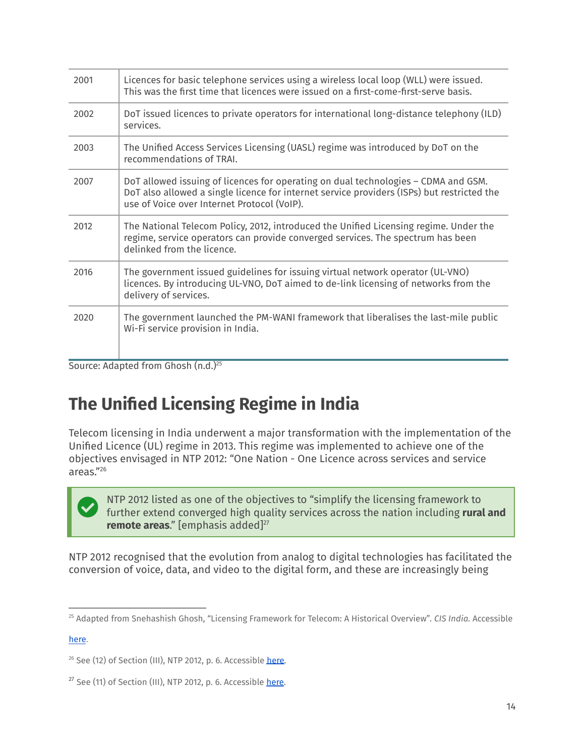| | |
|---|---|
| 2001 | Licences for basic telephone services using a wireless local loop (WLL) were issued. This was the first time that licences were issued on a first-come-first-serve basis. |
| 2002 | DoT issued licences to private operators for international long-distance telephony (ILD) services. |
| 2003 | The Unified Access Services Licensing (UASL) regime was introduced by DoT on the recommendations of TRAI. |
| 2007 | DoT allowed issuing of licences for operating on dual technologies – CDMA and GSM. DoT also allowed a single licence for internet service providers (ISPs) but restricted the use of Voice over Internet Protocol (VoIP). |
| 2012 | The National Telecom Policy, 2012, introduced the Unified Licensing regime. Under the regime, service operators can provide converged services. The spectrum has been delinked from the licence. |
| 2016 | The government issued guidelines for issuing virtual network operator (UL-VNO) licences. By introducing UL-VNO, DoT aimed to de-link licensing of networks from the delivery of services. |
| 2020 | The government launched the PM-WANI framework that liberalises the last-mile public Wi-Fi service provision in India. |

Source: Adapted from Ghosh (n.d.)[25]

## The Unified Licensing Regime in India

Telecom licensing in India underwent a major transformation with the implementation of the Unified Licence (UL) regime in 2013. This regime was implemented to achieve one of the objectives envisaged in NTP 2012: "One Nation - One Licence across services and service areas."[26]

> NTP 2012 listed as one of the objectives to "simplify the licensing framework to further extend converged high quality services across the nation including **rural and remote areas**." [emphasis added][27]

NTP 2012 recognised that the evolution from analog to digital technologies has facilitated the conversion of voice, data, and video to the digital form, and these are increasingly being

---

[25] Adapted from Snehashish Ghosh, "Licensing Framework for Telecom: A Historical Overview". *CIS India*. Accessible here.

[26] See (12) of Section (III), NTP 2012, p. 6. Accessible here.

[27] See (11) of Section (III), NTP 2012, p. 6. Accessible here.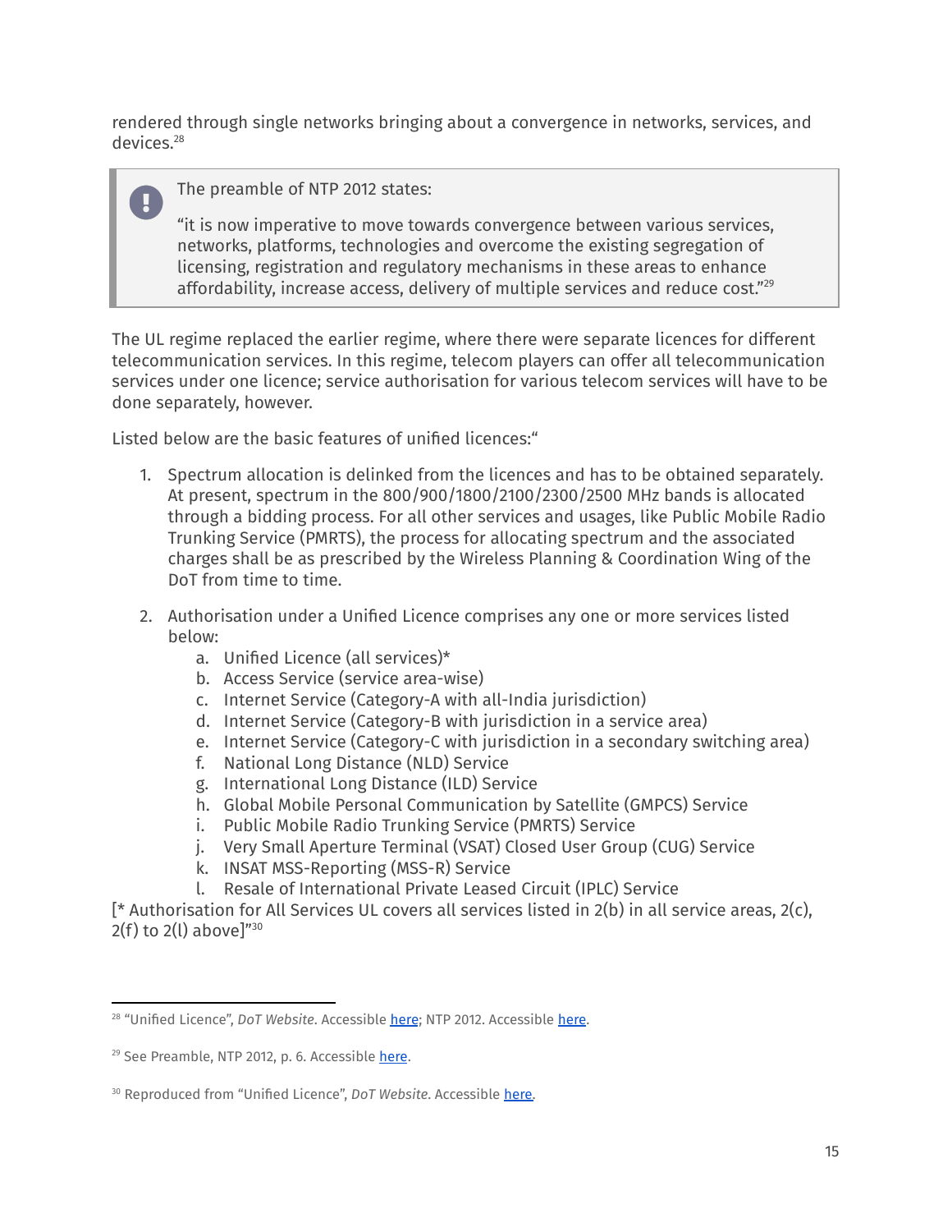rendered through single networks bringing about a convergence in networks, services, and devices.[28]

> The preamble of NTP 2012 states:
>
> "it is now imperative to move towards convergence between various services, networks, platforms, technologies and overcome the existing segregation of licensing, registration and regulatory mechanisms in these areas to enhance affordability, increase access, delivery of multiple services and reduce cost."[29]

The UL regime replaced the earlier regime, where there were separate licences for different telecommunication services. In this regime, telecom players can offer all telecommunication services under one licence; service authorisation for various telecom services will have to be done separately, however.

Listed below are the basic features of unified licences:"

1. Spectrum allocation is delinked from the licences and has to be obtained separately. At present, spectrum in the 800/900/1800/2100/2300/2500 MHz bands is allocated through a bidding process. For all other services and usages, like Public Mobile Radio Trunking Service (PMRTS), the process for allocating spectrum and the associated charges shall be as prescribed by the Wireless Planning & Coordination Wing of the DoT from time to time.

2. Authorisation under a Unified Licence comprises any one or more services listed below:
   a. Unified Licence (all services)*
   b. Access Service (service area-wise)
   c. Internet Service (Category-A with all-India jurisdiction)
   d. Internet Service (Category-B with jurisdiction in a service area)
   e. Internet Service (Category-C with jurisdiction in a secondary switching area)
   f. National Long Distance (NLD) Service
   g. International Long Distance (ILD) Service
   h. Global Mobile Personal Communication by Satellite (GMPCS) Service
   i. Public Mobile Radio Trunking Service (PMRTS) Service
   j. Very Small Aperture Terminal (VSAT) Closed User Group (CUG) Service
   k. INSAT MSS-Reporting (MSS-R) Service
   l. Resale of International Private Leased Circuit (IPLC) Service

[* Authorisation for All Services UL covers all services listed in 2(b) in all service areas, 2(c), 2(f) to 2(l) above]"[30]

---

[28] "Unified Licence", *DoT Website*. Accessible here; NTP 2012. Accessible here.

[29] See Preamble, NTP 2012, p. 6. Accessible here.

[30] Reproduced from "Unified Licence", *DoT Website*. Accessible here.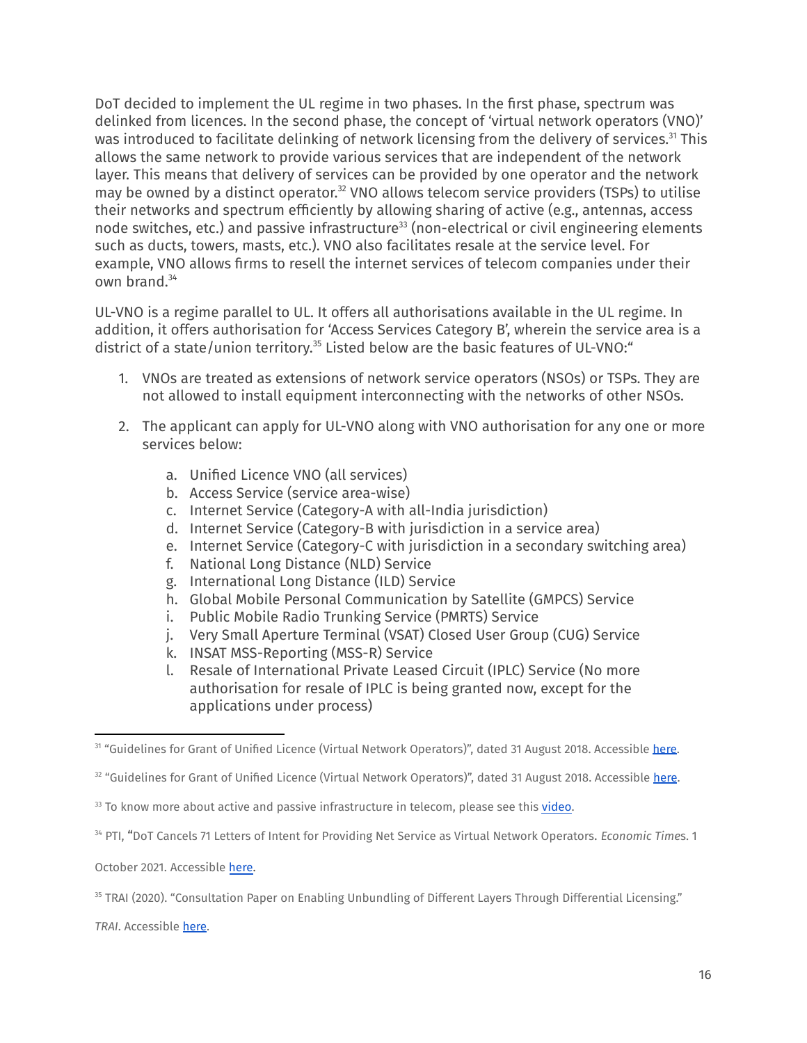DoT decided to implement the UL regime in two phases. In the first phase, spectrum was delinked from licences. In the second phase, the concept of 'virtual network operators (VNO)' was introduced to facilitate delinking of network licensing from the delivery of services.[31] This allows the same network to provide various services that are independent of the network layer. This means that delivery of services can be provided by one operator and the network may be owned by a distinct operator.[32] VNO allows telecom service providers (TSPs) to utilise their networks and spectrum efficiently by allowing sharing of active (e.g., antennas, access node switches, etc.) and passive infrastructure[33] (non-electrical or civil engineering elements such as ducts, towers, masts, etc.). VNO also facilitates resale at the service level. For example, VNO allows firms to resell the internet services of telecom companies under their own brand.[34]

UL-VNO is a regime parallel to UL. It offers all authorisations available in the UL regime. In addition, it offers authorisation for 'Access Services Category B', wherein the service area is a district of a state/union territory.[35] Listed below are the basic features of UL-VNO:"

1. VNOs are treated as extensions of network service operators (NSOs) or TSPs. They are not allowed to install equipment interconnecting with the networks of other NSOs.
2. The applicant can apply for UL-VNO along with VNO authorisation for any one or more services below:
    a. Unified Licence VNO (all services)
    b. Access Service (service area-wise)
    c. Internet Service (Category-A with all-India jurisdiction)
    d. Internet Service (Category-B with jurisdiction in a service area)
    e. Internet Service (Category-C with jurisdiction in a secondary switching area)
    f. National Long Distance (NLD) Service
    g. International Long Distance (ILD) Service
    h. Global Mobile Personal Communication by Satellite (GMPCS) Service
    i. Public Mobile Radio Trunking Service (PMRTS) Service
    j. Very Small Aperture Terminal (VSAT) Closed User Group (CUG) Service
    k. INSAT MSS-Reporting (MSS-R) Service
    l. Resale of International Private Leased Circuit (IPLC) Service (No more authorisation for resale of IPLC is being granted now, except for the applications under process)

---

[31] "Guidelines for Grant of Unified Licence (Virtual Network Operators)", dated 31 August 2018. Accessible here.

[32] "Guidelines for Grant of Unified Licence (Virtual Network Operators)", dated 31 August 2018. Accessible here.

[33] To know more about active and passive infrastructure in telecom, please see this video.

[34] PTI, "DoT Cancels 71 Letters of Intent for Providing Net Service as Virtual Network Operators. *Economic Times*. 1 October 2021. Accessible here.

[35] TRAI (2020). "Consultation Paper on Enabling Unbundling of Different Layers Through Differential Licensing." *TRAI*. Accessible here.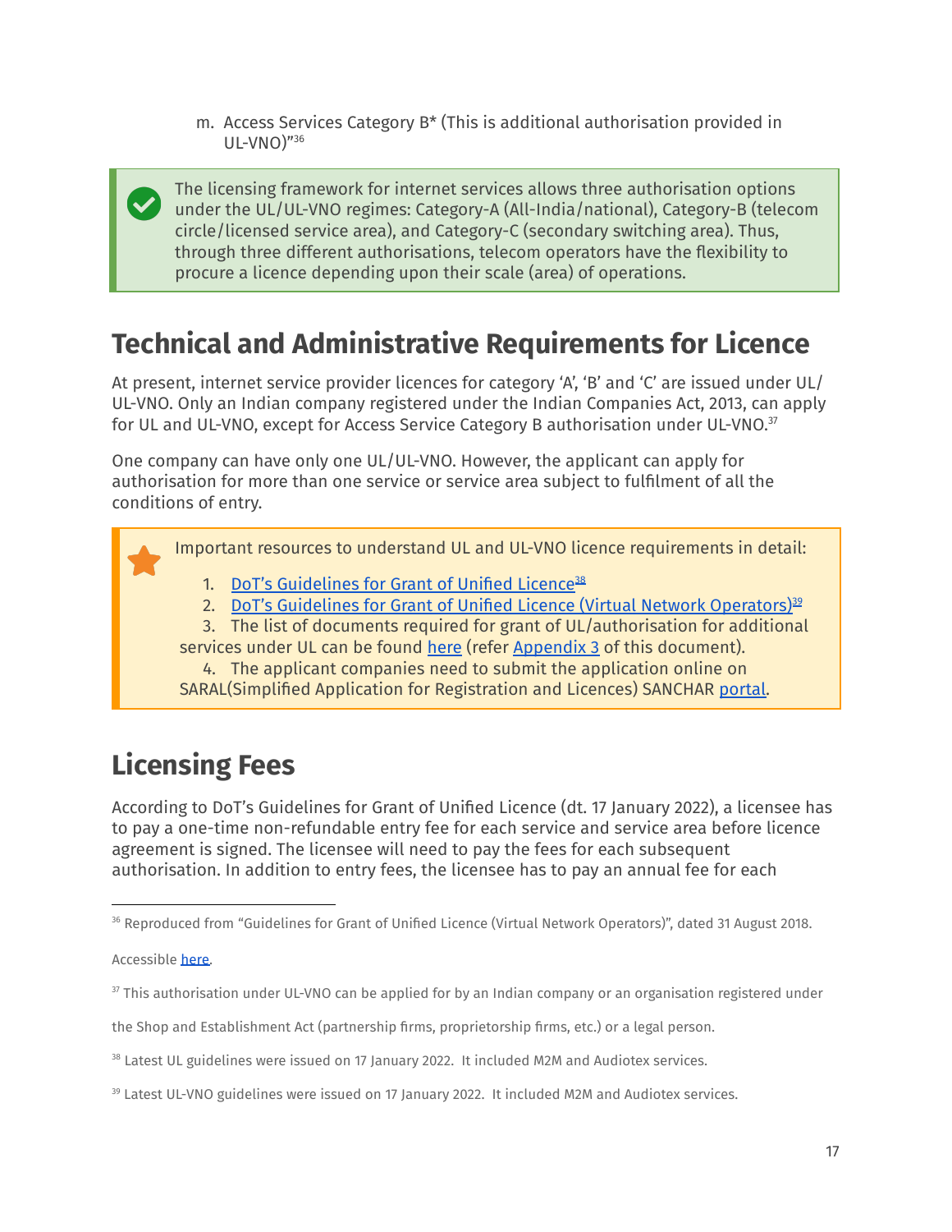m. Access Services Category B* (This is additional authorisation provided in UL-VNO)”[36]

> The licensing framework for internet services allows three authorisation options under the UL/UL-VNO regimes: Category-A (All-India/national), Category-B (telecom circle/licensed service area), and Category-C (secondary switching area). Thus, through three different authorisations, telecom operators have the flexibility to procure a licence depending upon their scale (area) of operations.

## Technical and Administrative Requirements for Licence

At present, internet service provider licences for category ‘A’, ‘B’ and ‘C’ are issued under UL/UL-VNO. Only an Indian company registered under the Indian Companies Act, 2013, can apply for UL and UL-VNO, except for Access Service Category B authorisation under UL-VNO.[37]

One company can have only one UL/UL-VNO. However, the applicant can apply for authorisation for more than one service or service area subject to fulfilment of all the conditions of entry.

> Important resources to understand UL and UL-VNO licence requirements in detail:
>
> 1. DoT’s Guidelines for Grant of Unified Licence[38]
> 2. DoT’s Guidelines for Grant of Unified Licence (Virtual Network Operators)[39]
> 3. The list of documents required for grant of UL/authorisation for additional services under UL can be found here (refer Appendix 3 of this document).
> 4. The applicant companies need to submit the application online on SARAL(Simplified Application for Registration and Licences) SANCHAR portal.

## Licensing Fees

According to DoT’s Guidelines for Grant of Unified Licence (dt. 17 January 2022), a licensee has to pay a one-time non-refundable entry fee for each service and service area before licence agreement is signed. The licensee will need to pay the fees for each subsequent authorisation. In addition to entry fees, the licensee has to pay an annual fee for each

---

[36] Reproduced from “Guidelines for Grant of Unified Licence (Virtual Network Operators)”, dated 31 August 2018.

Accessible here.

[37] This authorisation under UL-VNO can be applied for by an Indian company or an organisation registered under the Shop and Establishment Act (partnership firms, proprietorship firms, etc.) or a legal person.

[38] Latest UL guidelines were issued on 17 January 2022. It included M2M and Audiotex services.

[39] Latest UL-VNO guidelines were issued on 17 January 2022. It included M2M and Audiotex services.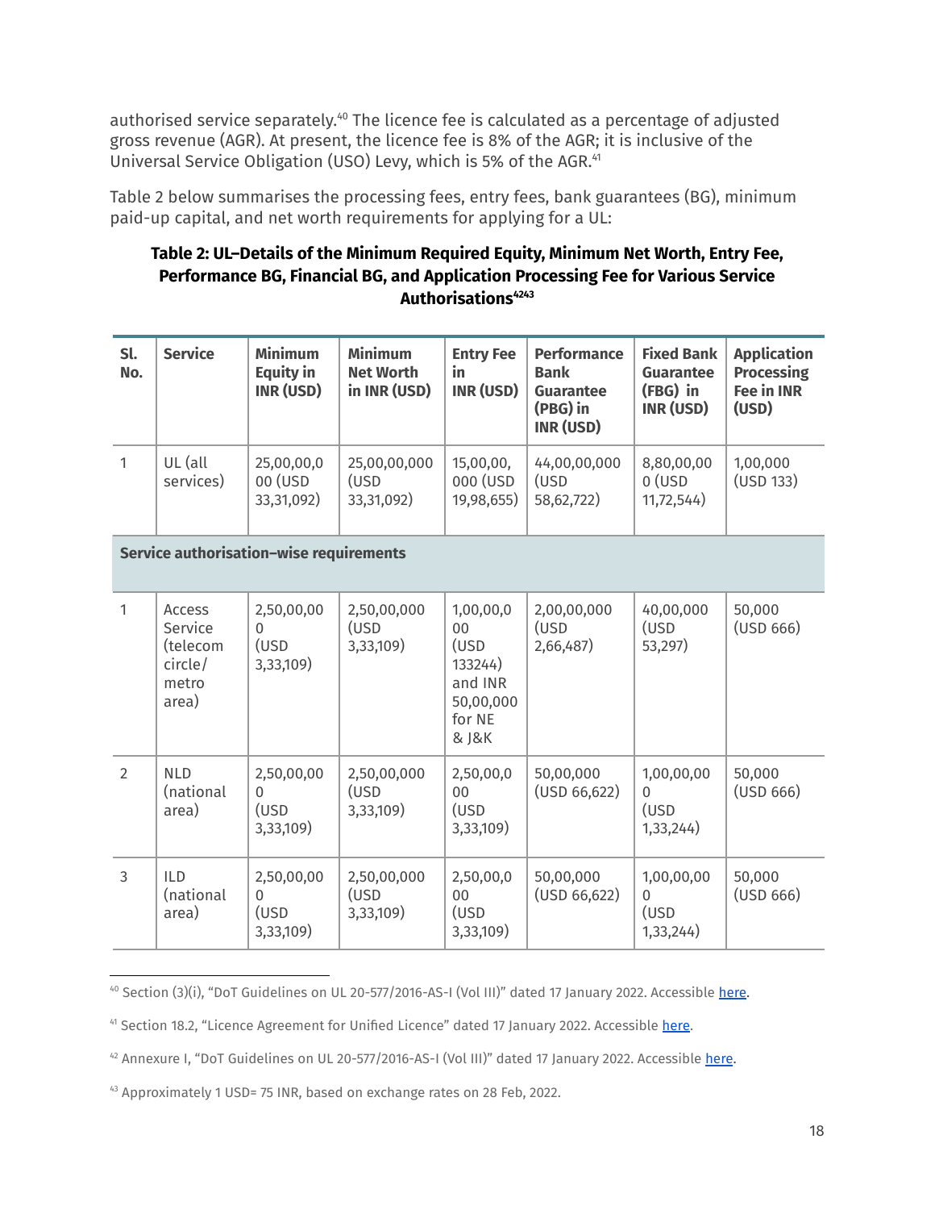authorised service separately.[40] The licence fee is calculated as a percentage of adjusted gross revenue (AGR). At present, the licence fee is 8% of the AGR; it is inclusive of the Universal Service Obligation (USO) Levy, which is 5% of the AGR.[41]

Table 2 below summarises the processing fees, entry fees, bank guarantees (BG), minimum paid-up capital, and net worth requirements for applying for a UL:

**Table 2: UL–Details of the Minimum Required Equity, Minimum Net Worth, Entry Fee, Performance BG, Financial BG, and Application Processing Fee for Various Service Authorisations[42][43]**

| Sl. No. | Service | Minimum Equity in INR (USD) | Minimum Net Worth in INR (USD) | Entry Fee in INR (USD) | Performance Bank Guarantee (PBG) in INR (USD) | Fixed Bank Guarantee (FBG) in INR (USD) | Application Processing Fee in INR (USD) |
|---|---|---|---|---|---|---|---|
| 1 | UL (all services) | 25,00,00,000 (USD 33,31,092) | 25,00,00,000 (USD 33,31,092) | 15,00,00,000 (USD 19,98,655) | 44,00,00,000 (USD 58,62,722) | 8,80,00,000 (USD 11,72,544) | 1,00,000 (USD 133) |
| **Service authorisation–wise requirements** | | | | | | | |
| 1 | Access Service (telecom circle/ metro area) | 2,50,00,000 (USD 3,33,109) | 2,50,00,000 (USD 3,33,109) | 1,00,00,000 (USD 133244) and INR 50,00,000 for NE & J&K | 2,00,00,000 (USD 2,66,487) | 40,00,000 (USD 53,297) | 50,000 (USD 666) |
| 2 | NLD (national area) | 2,50,00,000 (USD 3,33,109) | 2,50,00,000 (USD 3,33,109) | 2,50,00,000 (USD 3,33,109) | 50,00,000 (USD 66,622) | 1,00,00,000 (USD 1,33,244) | 50,000 (USD 666) |
| 3 | ILD (national area) | 2,50,00,000 (USD 3,33,109) | 2,50,00,000 (USD 3,33,109) | 2,50,00,000 (USD 3,33,109) | 50,00,000 (USD 66,622) | 1,00,00,000 (USD 1,33,244) | 50,000 (USD 666) |

[40] Section (3)(i), "DoT Guidelines on UL 20-577/2016-AS-I (Vol III)" dated 17 January 2022. Accessible here.

[41] Section 18.2, "Licence Agreement for Unified Licence" dated 17 January 2022. Accessible here.

[42] Annexure I, "DoT Guidelines on UL 20-577/2016-AS-I (Vol III)" dated 17 January 2022. Accessible here.

[43] Approximately 1 USD= 75 INR, based on exchange rates on 28 Feb, 2022.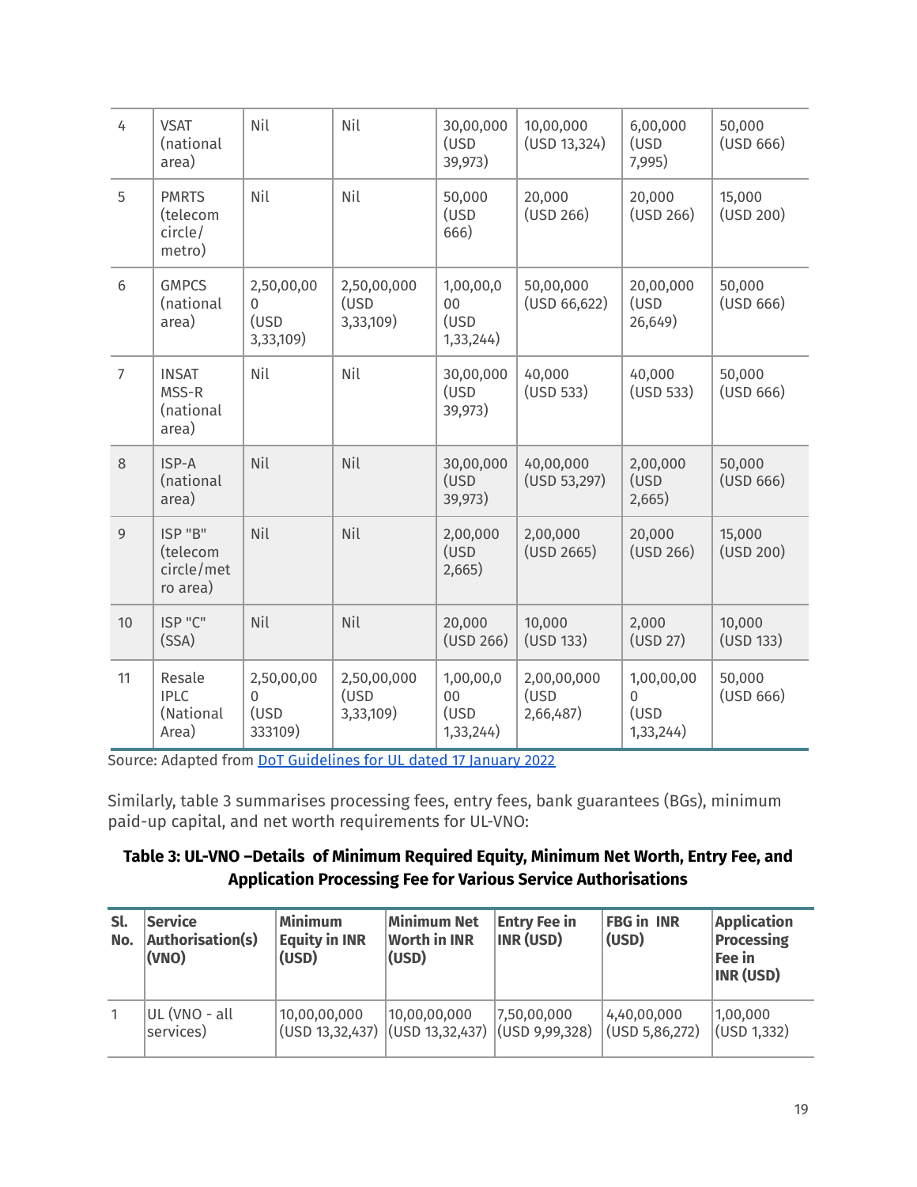| 4 | VSAT (national area) | Nil | Nil | 30,00,000 (USD 39,973) | 10,00,000 (USD 13,324) | 6,00,000 (USD 7,995) | 50,000 (USD 666) |
|---|---|---|---|---|---|---|---|
| 5 | PMRTS (telecom circle/ metro) | Nil | Nil | 50,000 (USD 666) | 20,000 (USD 266) | 20,000 (USD 266) | 15,000 (USD 200) |
| 6 | GMPCS (national area) | 2,50,00,000 (USD 3,33,109) | 2,50,00,000 (USD 3,33,109) | 1,00,00,000 (USD 1,33,244) | 50,00,000 (USD 66,622) | 20,00,000 (USD 26,649) | 50,000 (USD 666) |
| 7 | INSAT MSS-R (national area) | Nil | Nil | 30,00,000 (USD 39,973) | 40,000 (USD 533) | 40,000 (USD 533) | 50,000 (USD 666) |
| 8 | ISP-A (national area) | Nil | Nil | 30,00,000 (USD 39,973) | 40,00,000 (USD 53,297) | 2,00,000 (USD 2,665) | 50,000 (USD 666) |
| 9 | ISP "B" (telecom circle/metro area) | Nil | Nil | 2,00,000 (USD 2,665) | 2,00,000 (USD 2665) | 20,000 (USD 266) | 15,000 (USD 200) |
| 10 | ISP "C" (SSA) | Nil | Nil | 20,000 (USD 266) | 10,000 (USD 133) | 2,000 (USD 27) | 10,000 (USD 133) |
| 11 | Resale IPLC (National Area) | 2,50,00,000 (USD 333109) | 2,50,00,000 (USD 3,33,109) | 1,00,00,000 (USD 1,33,244) | 2,00,00,000 (USD 2,66,487) | 1,00,00,000 (USD 1,33,244) | 50,000 (USD 666) |

Source: Adapted from DoT Guidelines for UL dated 17 January 2022

Similarly, table 3 summarises processing fees, entry fees, bank guarantees (BGs), minimum paid-up capital, and net worth requirements for UL-VNO:

**Table 3: UL-VNO –Details of Minimum Required Equity, Minimum Net Worth, Entry Fee, and Application Processing Fee for Various Service Authorisations**

| Sl. No. | Service Authorisation(s) (VNO) | Minimum Equity in INR (USD) | Minimum Net Worth in INR (USD) | Entry Fee in INR (USD) | FBG in INR (USD) | Application Processing Fee in INR (USD) |
|---|---|---|---|---|---|---|
| 1 | UL (VNO - all services) | 10,00,00,000 (USD 13,32,437) | 10,00,00,000 (USD 13,32,437) | 7,50,00,000 (USD 9,99,328) | 4,40,00,000 (USD 5,86,272) | 1,00,000 (USD 1,332) |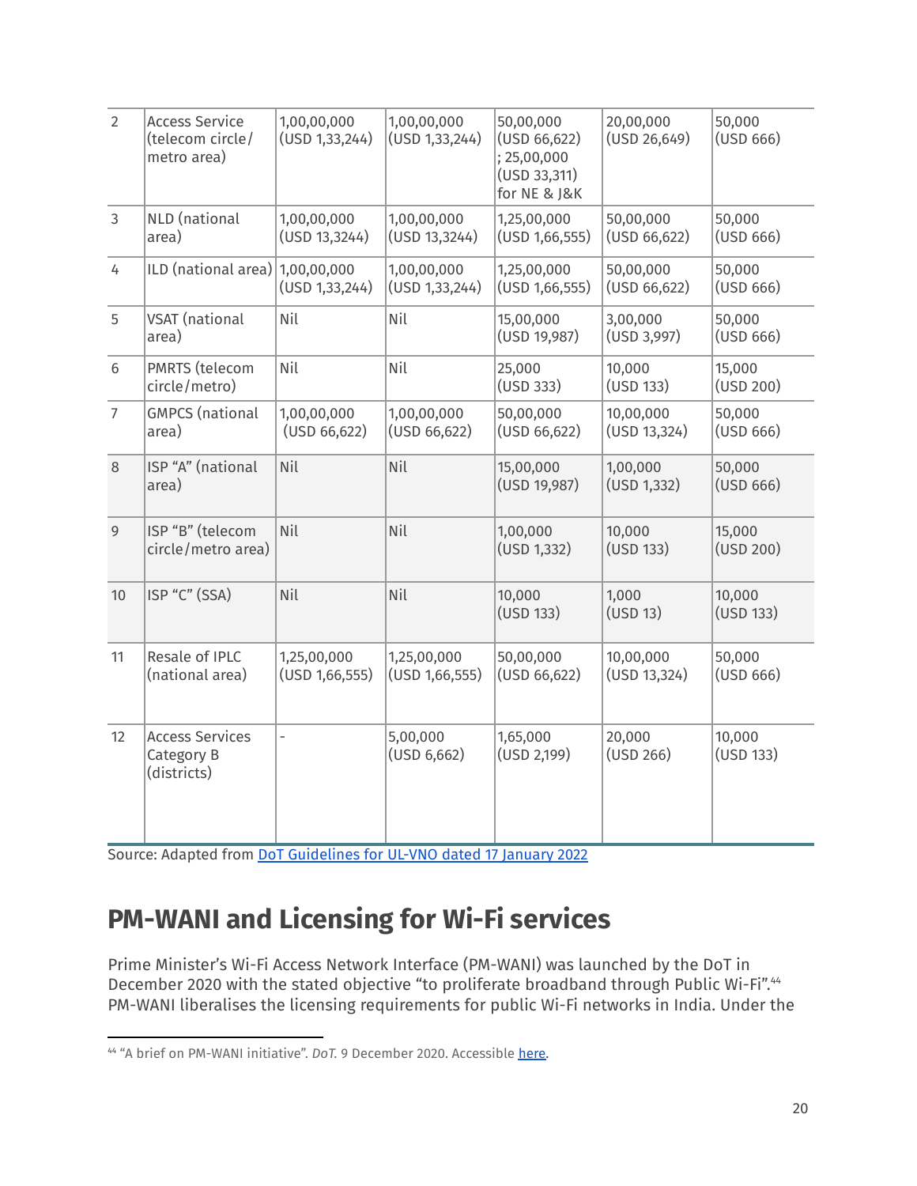| 2 | Access Service (telecom circle/ metro area) | 1,00,00,000 (USD 1,33,244) | 1,00,00,000 (USD 1,33,244) | 50,00,000 (USD 66,622) ; 25,00,000 (USD 33,311) for NE & J&K | 20,00,000 (USD 26,649) | 50,000 (USD 666) |
|---|---|---|---|---|---|---|
| 3 | NLD (national area) | 1,00,00,000 (USD 13,3244) | 1,00,00,000 (USD 13,3244) | 1,25,00,000 (USD 1,66,555) | 50,00,000 (USD 66,622) | 50,000 (USD 666) |
| 4 | ILD (national area) | 1,00,00,000 (USD 1,33,244) | 1,00,00,000 (USD 1,33,244) | 1,25,00,000 (USD 1,66,555) | 50,00,000 (USD 66,622) | 50,000 (USD 666) |
| 5 | VSAT (national area) | Nil | Nil | 15,00,000 (USD 19,987) | 3,00,000 (USD 3,997) | 50,000 (USD 666) |
| 6 | PMRTS (telecom circle/metro) | Nil | Nil | 25,000 (USD 333) | 10,000 (USD 133) | 15,000 (USD 200) |
| 7 | GMPCS (national area) | 1,00,00,000 (USD 66,622) | 1,00,00,000 (USD 66,622) | 50,00,000 (USD 66,622) | 10,00,000 (USD 13,324) | 50,000 (USD 666) |
| 8 | ISP "A" (national area) | Nil | Nil | 15,00,000 (USD 19,987) | 1,00,000 (USD 1,332) | 50,000 (USD 666) |
| 9 | ISP "B" (telecom circle/metro area) | Nil | Nil | 1,00,000 (USD 1,332) | 10,000 (USD 133) | 15,000 (USD 200) |
| 10 | ISP "C" (SSA) | Nil | Nil | 10,000 (USD 133) | 1,000 (USD 13) | 10,000 (USD 133) |
| 11 | Resale of IPLC (national area) | 1,25,00,000 (USD 1,66,555) | 1,25,00,000 (USD 1,66,555) | 50,00,000 (USD 66,622) | 10,00,000 (USD 13,324) | 50,000 (USD 666) |
| 12 | Access Services Category B (districts) | - | 5,00,000 (USD 6,662) | 1,65,000 (USD 2,199) | 20,000 (USD 266) | 10,000 (USD 133) |

Source: Adapted from DoT Guidelines for UL-VNO dated 17 January 2022

## PM-WANI and Licensing for Wi-Fi services

Prime Minister's Wi-Fi Access Network Interface (PM-WANI) was launched by the DoT in December 2020 with the stated objective "to proliferate broadband through Public Wi-Fi".[44] PM-WANI liberalises the licensing requirements for public Wi-Fi networks in India. Under the

[44] "A brief on PM-WANI initiative". *DoT*. 9 December 2020. Accessible here.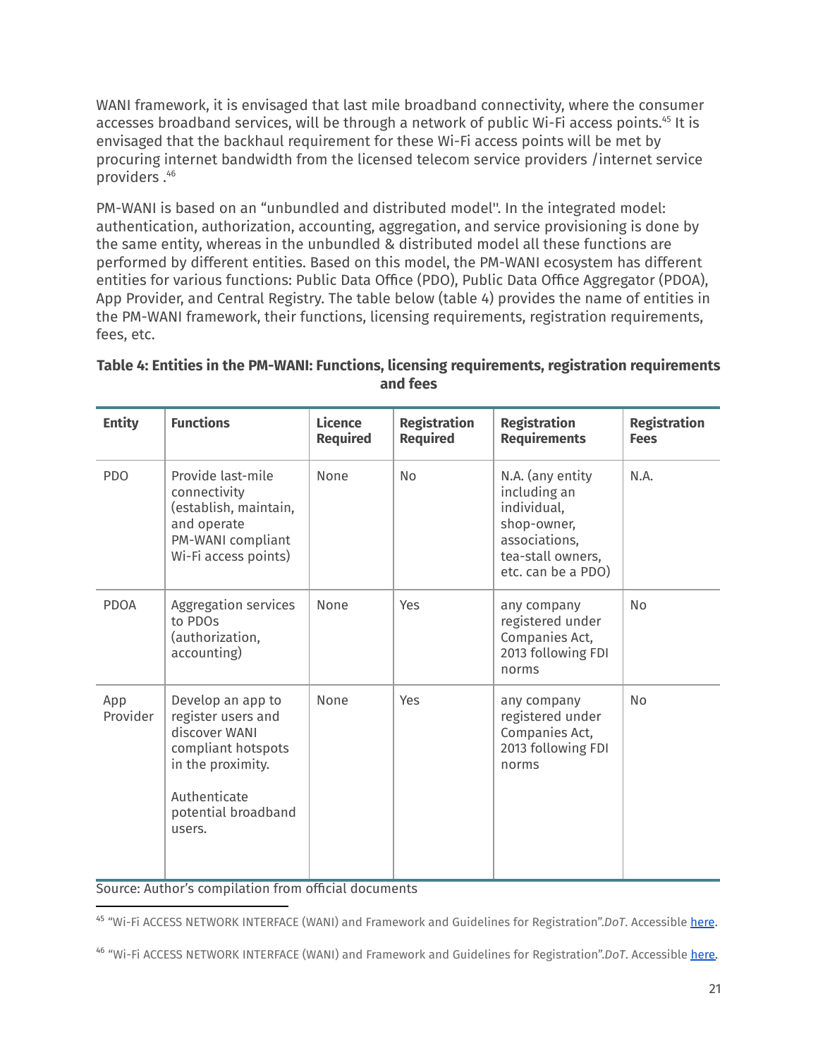WANI framework, it is envisaged that last mile broadband connectivity, where the consumer accesses broadband services, will be through a network of public Wi-Fi access points.[45] It is envisaged that the backhaul requirement for these Wi-Fi access points will be met by procuring internet bandwidth from the licensed telecom service providers /internet service providers .[46]

PM-WANI is based on an "unbundled and distributed model''. In the integrated model: authentication, authorization, accounting, aggregation, and service provisioning is done by the same entity, whereas in the unbundled & distributed model all these functions are performed by different entities. Based on this model, the PM-WANI ecosystem has different entities for various functions: Public Data Office (PDO), Public Data Office Aggregator (PDOA), App Provider, and Central Registry. The table below (table 4) provides the name of entities in the PM-WANI framework, their functions, licensing requirements, registration requirements, fees, etc.

**Table 4: Entities in the PM-WANI: Functions, licensing requirements, registration requirements and fees**

| Entity | Functions | Licence Required | Registration Required | Registration Requirements | Registration Fees |
|---|---|---|---|---|---|
| PDO | Provide last-mile connectivity (establish, maintain, and operate PM-WANI compliant Wi-Fi access points) | None | No | N.A. (any entity including an individual, shop-owner, associations, tea-stall owners, etc. can be a PDO) | N.A. |
| PDOA | Aggregation services to PDOs (authorization, accounting) | None | Yes | any company registered under Companies Act, 2013 following FDI norms | No |
| App Provider | Develop an app to register users and discover WANI compliant hotspots in the proximity.<br><br>Authenticate potential broadband users. | None | Yes | any company registered under Companies Act, 2013 following FDI norms | No |

Source: Author's compilation from official documents

---

[45] "Wi-Fi ACCESS NETWORK INTERFACE (WANI) and Framework and Guidelines for Registration".*DoT*. Accessible here.

[46] "Wi-Fi ACCESS NETWORK INTERFACE (WANI) and Framework and Guidelines for Registration".*DoT*. Accessible here.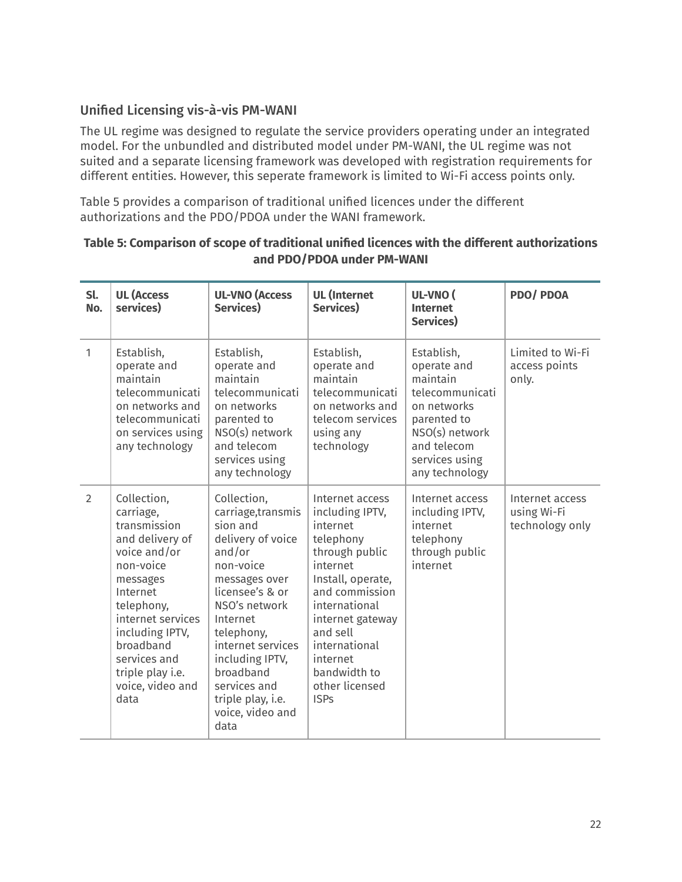### Unified Licensing vis-à-vis PM-WANI

The UL regime was designed to regulate the service providers operating under an integrated model. For the unbundled and distributed model under PM-WANI, the UL regime was not suited and a separate licensing framework was developed with registration requirements for different entities. However, this seperate framework is limited to Wi-Fi access points only.

Table 5 provides a comparison of traditional unified licences under the different authorizations and the PDO/PDOA under the WANI framework.

**Table 5: Comparison of scope of traditional unified licences with the different authorizations and PDO/PDOA under PM-WANI**

| Sl. No. | UL (Access services) | UL-VNO (Access Services) | UL (Internet Services) | UL-VNO ( Internet Services) | PDO/ PDOA |
|---|---|---|---|---|---|
| 1 | Establish, operate and maintain telecommunication networks and telecommunication services using any technology | Establish, operate and maintain telecommunication networks parented to NSO(s) network and telecom services using any technology | Establish, operate and maintain telecommunication networks and telecom services using any technology | Establish, operate and maintain telecommunication networks parented to NSO(s) network and telecom services using any technology | Limited to Wi-Fi access points only. |
| 2 | Collection, carriage, transmission and delivery of voice and/or non-voice messages Internet telephony, internet services including IPTV, broadband services and triple play i.e. voice, video and data | Collection, carriage,transmission and delivery of voice and/or non-voice messages over licensee's & or NSO's network Internet telephony, internet services including IPTV, broadband services and triple play, i.e. voice, video and data | Internet access including IPTV, internet telephony through public internet Install, operate, and commission international internet gateway and sell international internet bandwidth to other licensed ISPs | Internet access including IPTV, internet telephony through public internet | Internet access using Wi-Fi technology only |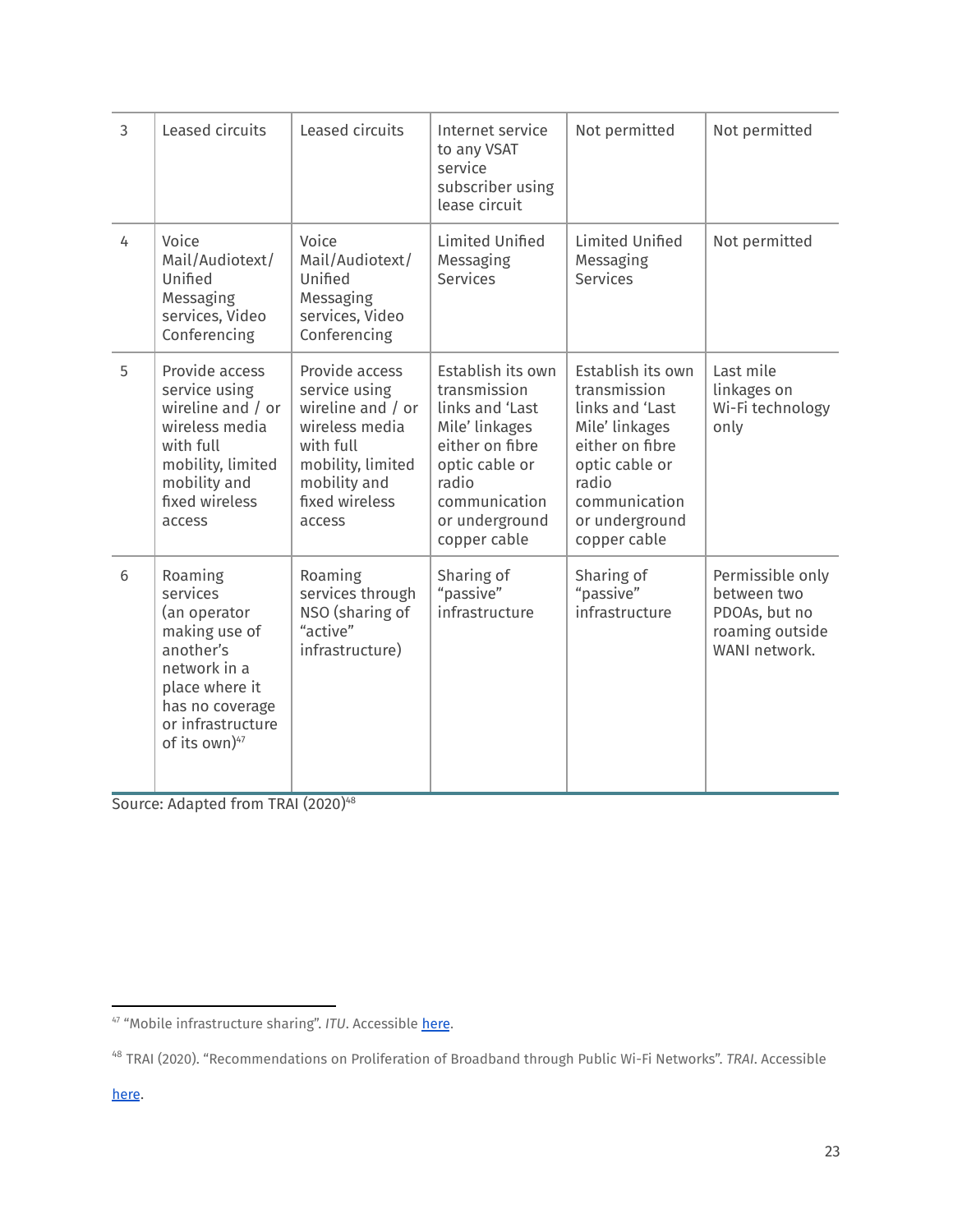| | | | | | |
|---|---|---|---|---|---|
| 3 | Leased circuits | Leased circuits | Internet service to any VSAT service subscriber using lease circuit | Not permitted | Not permitted |
| 4 | Voice Mail/Audiotext/ Unified Messaging services, Video Conferencing | Voice Mail/Audiotext/ Unified Messaging services, Video Conferencing | Limited Unified Messaging Services | Limited Unified Messaging Services | Not permitted |
| 5 | Provide access service using wireline and / or wireless media with full mobility, limited mobility and fixed wireless access | Provide access service using wireline and / or wireless media with full mobility, limited mobility and fixed wireless access | Establish its own transmission links and 'Last Mile' linkages either on fibre optic cable or radio communication or underground copper cable | Establish its own transmission links and 'Last Mile' linkages either on fibre optic cable or radio communication or underground copper cable | Last mile linkages on Wi-Fi technology only |
| 6 | Roaming services (an operator making use of another's network in a place where it has no coverage or infrastructure of its own)[47] | Roaming services through NSO (sharing of "active" infrastructure) | Sharing of "passive" infrastructure | Sharing of "passive" infrastructure | Permissible only between two PDOAs, but no roaming outside WANI network. |

Source: Adapted from TRAI (2020)[48]

---

[47] "Mobile infrastructure sharing". *ITU*. Accessible here.

[48] TRAI (2020). "Recommendations on Proliferation of Broadband through Public Wi-Fi Networks". *TRAI*. Accessible here.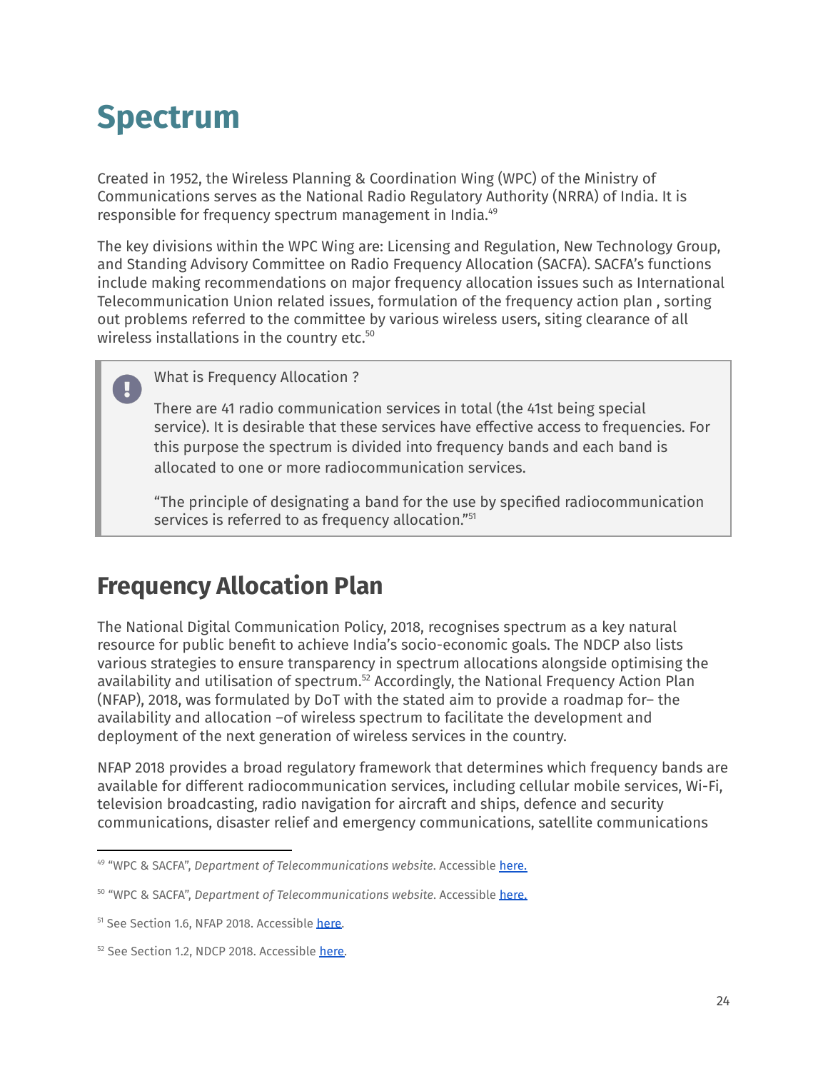# Spectrum

Created in 1952, the Wireless Planning & Coordination Wing (WPC) of the Ministry of Communications serves as the National Radio Regulatory Authority (NRRA) of India. It is responsible for frequency spectrum management in India.[49]

The key divisions within the WPC Wing are: Licensing and Regulation, New Technology Group, and Standing Advisory Committee on Radio Frequency Allocation (SACFA). SACFA's functions include making recommendations on major frequency allocation issues such as International Telecommunication Union related issues, formulation of the frequency action plan , sorting out problems referred to the committee by various wireless users, siting clearance of all wireless installations in the country etc.[50]

> What is Frequency Allocation ?
>
> There are 41 radio communication services in total (the 41st being special service). It is desirable that these services have effective access to frequencies. For this purpose the spectrum is divided into frequency bands and each band is allocated to one or more radiocommunication services.
>
> "The principle of designating a band for the use by specified radiocommunication services is referred to as frequency allocation."[51]

## Frequency Allocation Plan

The National Digital Communication Policy, 2018, recognises spectrum as a key natural resource for public benefit to achieve India's socio-economic goals. The NDCP also lists various strategies to ensure transparency in spectrum allocations alongside optimising the availability and utilisation of spectrum.[52] Accordingly, the National Frequency Action Plan (NFAP), 2018, was formulated by DoT with the stated aim to provide a roadmap for– the availability and allocation –of wireless spectrum to facilitate the development and deployment of the next generation of wireless services in the country.

NFAP 2018 provides a broad regulatory framework that determines which frequency bands are available for different radiocommunication services, including cellular mobile services, Wi-Fi, television broadcasting, radio navigation for aircraft and ships, defence and security communications, disaster relief and emergency communications, satellite communications

---

[49] "WPC & SACFA", *Department of Telecommunications website.* Accessible here.

[50] "WPC & SACFA", *Department of Telecommunications website.* Accessible here.

[51] See Section 1.6, NFAP 2018. Accessible here.

[52] See Section 1.2, NDCP 2018. Accessible here.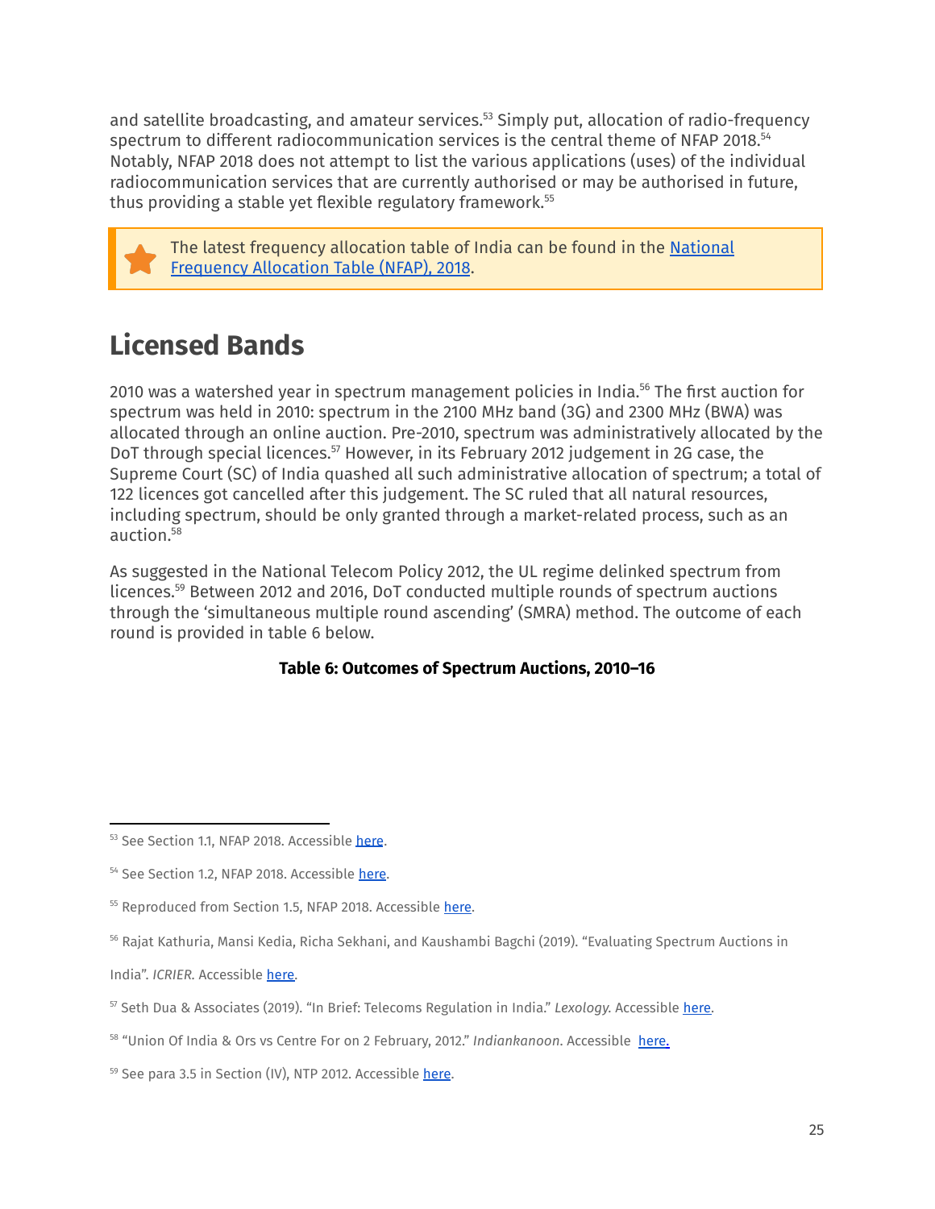and satellite broadcasting, and amateur services.[53] Simply put, allocation of radio-frequency spectrum to different radiocommunication services is the central theme of NFAP 2018.[54] Notably, NFAP 2018 does not attempt to list the various applications (uses) of the individual radiocommunication services that are currently authorised or may be authorised in future, thus providing a stable yet flexible regulatory framework.[55]

> The latest frequency allocation table of India can be found in the National Frequency Allocation Table (NFAP), 2018.

## Licensed Bands

2010 was a watershed year in spectrum management policies in India.[56] The first auction for spectrum was held in 2010: spectrum in the 2100 MHz band (3G) and 2300 MHz (BWA) was allocated through an online auction. Pre-2010, spectrum was administratively allocated by the DoT through special licences.[57] However, in its February 2012 judgement in 2G case, the Supreme Court (SC) of India quashed all such administrative allocation of spectrum; a total of 122 licences got cancelled after this judgement. The SC ruled that all natural resources, including spectrum, should be only granted through a market-related process, such as an auction.[58]

As suggested in the National Telecom Policy 2012, the UL regime delinked spectrum from licences.[59] Between 2012 and 2016, DoT conducted multiple rounds of spectrum auctions through the 'simultaneous multiple round ascending' (SMRA) method. The outcome of each round is provided in table 6 below.

**Table 6: Outcomes of Spectrum Auctions, 2010–16**

---

[53] See Section 1.1, NFAP 2018. Accessible here.

[54] See Section 1.2, NFAP 2018. Accessible here.

[55] Reproduced from Section 1.5, NFAP 2018. Accessible here.

[56] Rajat Kathuria, Mansi Kedia, Richa Sekhani, and Kaushambi Bagchi (2019). "Evaluating Spectrum Auctions in India". *ICRIER*. Accessible here.

[57] Seth Dua & Associates (2019). "In Brief: Telecoms Regulation in India." *Lexology*. Accessible here.

[58] "Union Of India & Ors vs Centre For on 2 February, 2012." *Indiankanoon*. Accessible here.

[59] See para 3.5 in Section (IV), NTP 2012. Accessible here.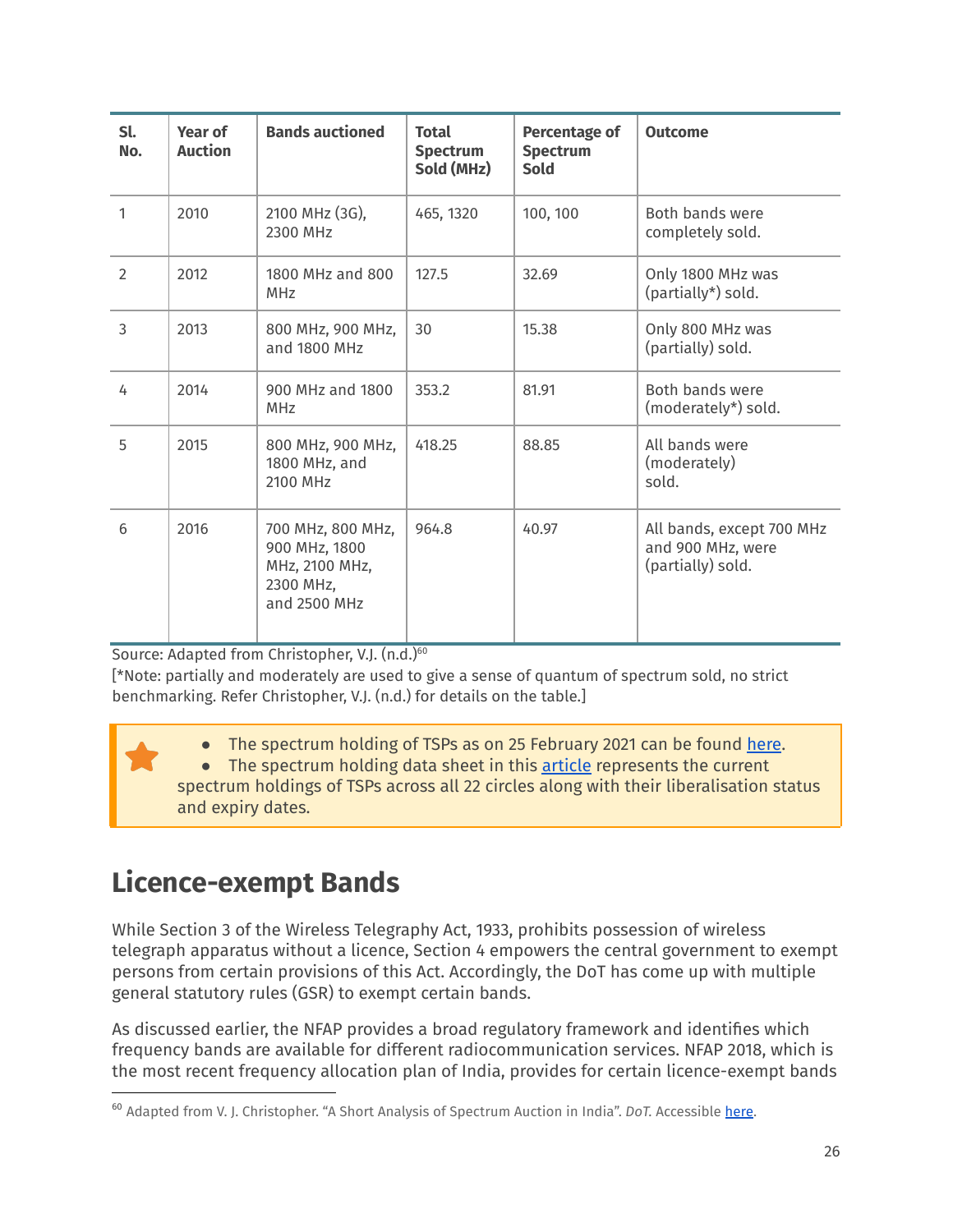| Sl. No. | Year of Auction | Bands auctioned | Total Spectrum Sold (MHz) | Percentage of Spectrum Sold | Outcome |
|---|---|---|---|---|---|
| 1 | 2010 | 2100 MHz (3G), 2300 MHz | 465, 1320 | 100, 100 | Both bands were completely sold. |
| 2 | 2012 | 1800 MHz and 800 MHz | 127.5 | 32.69 | Only 1800 MHz was (partially*) sold. |
| 3 | 2013 | 800 MHz, 900 MHz, and 1800 MHz | 30 | 15.38 | Only 800 MHz was (partially) sold. |
| 4 | 2014 | 900 MHz and 1800 MHz | 353.2 | 81.91 | Both bands were (moderately*) sold. |
| 5 | 2015 | 800 MHz, 900 MHz, 1800 MHz, and 2100 MHz | 418.25 | 88.85 | All bands were (moderately) sold. |
| 6 | 2016 | 700 MHz, 800 MHz, 900 MHz, 1800 MHz, 2100 MHz, 2300 MHz, and 2500 MHz | 964.8 | 40.97 | All bands, except 700 MHz and 900 MHz, were (partially) sold. |

Source: Adapted from Christopher, V.J. (n.d.)[60]

[*Note: partially and moderately are used to give a sense of quantum of spectrum sold, no strict benchmarking. Refer Christopher, V.J. (n.d.) for details on the table.]

- The spectrum holding of TSPs as on 25 February 2021 can be found here.
- The spectrum holding data sheet in this article represents the current spectrum holdings of TSPs across all 22 circles along with their liberalisation status and expiry dates.

## Licence-exempt Bands

While Section 3 of the Wireless Telegraphy Act, 1933, prohibits possession of wireless telegraph apparatus without a licence, Section 4 empowers the central government to exempt persons from certain provisions of this Act. Accordingly, the DoT has come up with multiple general statutory rules (GSR) to exempt certain bands.

As discussed earlier, the NFAP provides a broad regulatory framework and identifies which frequency bands are available for different radiocommunication services. NFAP 2018, which is the most recent frequency allocation plan of India, provides for certain licence-exempt bands

[60] Adapted from V. J. Christopher. "A Short Analysis of Spectrum Auction in India". *DoT.* Accessible here.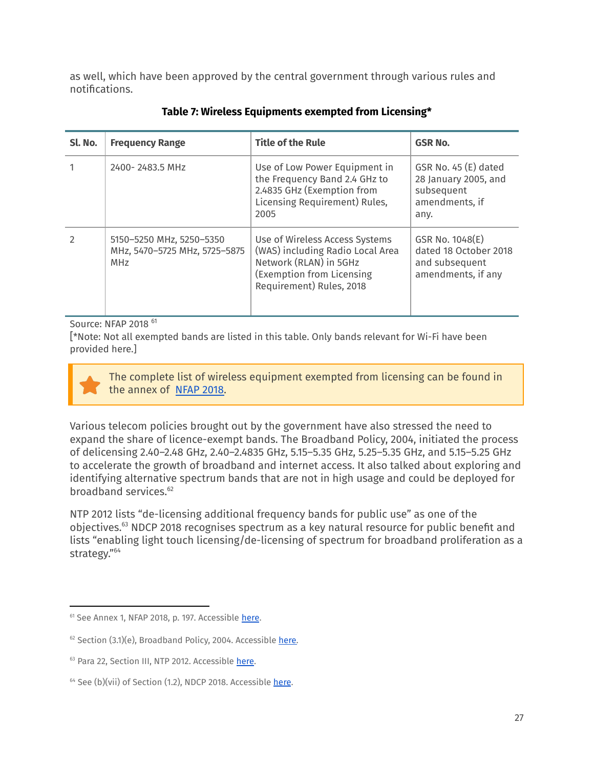as well, which have been approved by the central government through various rules and notifications.

**Table 7: Wireless Equipments exempted from Licensing***

| Sl. No. | Frequency Range | Title of the Rule | GSR No. |
|---|---|---|---|
| 1 | 2400- 2483.5 MHz | Use of Low Power Equipment in the Frequency Band 2.4 GHz to 2.4835 GHz (Exemption from Licensing Requirement) Rules, 2005 | GSR No. 45 (E) dated 28 January 2005, and subsequent amendments, if any. |
| 2 | 5150–5250 MHz, 5250–5350 MHz, 5470–5725 MHz, 5725–5875 MHz | Use of Wireless Access Systems (WAS) including Radio Local Area Network (RLAN) in 5GHz (Exemption from Licensing Requirement) Rules, 2018 | GSR No. 1048(E) dated 18 October 2018 and subsequent amendments, if any |

Source: NFAP 2018 [61]
[*Note: Not all exempted bands are listed in this table. Only bands relevant for Wi-Fi have been provided here.]

> The complete list of wireless equipment exempted from licensing can be found in the annex of NFAP 2018.

Various telecom policies brought out by the government have also stressed the need to expand the share of licence-exempt bands. The Broadband Policy, 2004, initiated the process of delicensing 2.40–2.48 GHz, 2.40–2.4835 GHz, 5.15–5.35 GHz, 5.25–5.35 GHz, and 5.15–5.25 GHz to accelerate the growth of broadband and internet access. It also talked about exploring and identifying alternative spectrum bands that are not in high usage and could be deployed for broadband services.[62]

NTP 2012 lists "de-licensing additional frequency bands for public use" as one of the objectives.[63] NDCP 2018 recognises spectrum as a key natural resource for public benefit and lists "enabling light touch licensing/de-licensing of spectrum for broadband proliferation as a strategy."[64]

---

[61] See Annex 1, NFAP 2018, p. 197. Accessible here.

[62] Section (3.1)(e), Broadband Policy, 2004. Accessible here.

[63] Para 22, Section III, NTP 2012. Accessible here.

[64] See (b)(vii) of Section (1.2), NDCP 2018. Accessible here.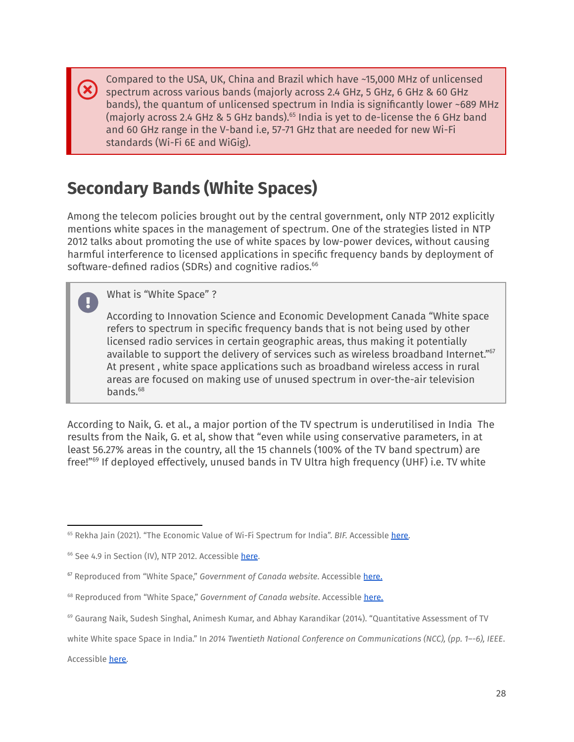> Compared to the USA, UK, China and Brazil which have ~15,000 MHz of unlicensed spectrum across various bands (majorly across 2.4 GHz, 5 GHz, 6 GHz & 60 GHz bands), the quantum of unlicensed spectrum in India is significantly lower ~689 MHz (majorly across 2.4 GHz & 5 GHz bands).[65] India is yet to de-license the 6 GHz band and 60 GHz range in the V-band i.e, 57-71 GHz that are needed for new Wi-Fi standards (Wi-Fi 6E and WiGig).

## Secondary Bands (White Spaces)

Among the telecom policies brought out by the central government, only NTP 2012 explicitly mentions white spaces in the management of spectrum. One of the strategies listed in NTP 2012 talks about promoting the use of white spaces by low-power devices, without causing harmful interference to licensed applications in specific frequency bands by deployment of software-defined radios (SDRs) and cognitive radios.[66]

> What is "White Space" ?
>
> According to Innovation Science and Economic Development Canada "White space refers to spectrum in specific frequency bands that is not being used by other licensed radio services in certain geographic areas, thus making it potentially available to support the delivery of services such as wireless broadband Internet."[67] At present , white space applications such as broadband wireless access in rural areas are focused on making use of unused spectrum in over-the-air television bands.[68]

According to Naik, G. et al., a major portion of the TV spectrum is underutilised in India The results from the Naik, G. et al, show that "even while using conservative parameters, in at least 56.27% areas in the country, all the 15 channels (100% of the TV band spectrum) are free!"[69] If deployed effectively, unused bands in TV Ultra high frequency (UHF) i.e. TV white

---

[65] Rekha Jain (2021). "The Economic Value of Wi-Fi Spectrum for India". *BIF.* Accessible here.

[66] See 4.9 in Section (IV), NTP 2012. Accessible here.

[67] Reproduced from "White Space," *Government of Canada website*. Accessible here.

[68] Reproduced from "White Space," *Government of Canada website*. Accessible here.

[69] Gaurang Naik, Sudesh Singhal, Animesh Kumar, and Abhay Karandikar (2014). "Quantitative Assessment of TV white White space Space in India." In *2014 Twentieth National Conference on Communications (NCC), (pp. 1--6), IEEE*. Accessible here.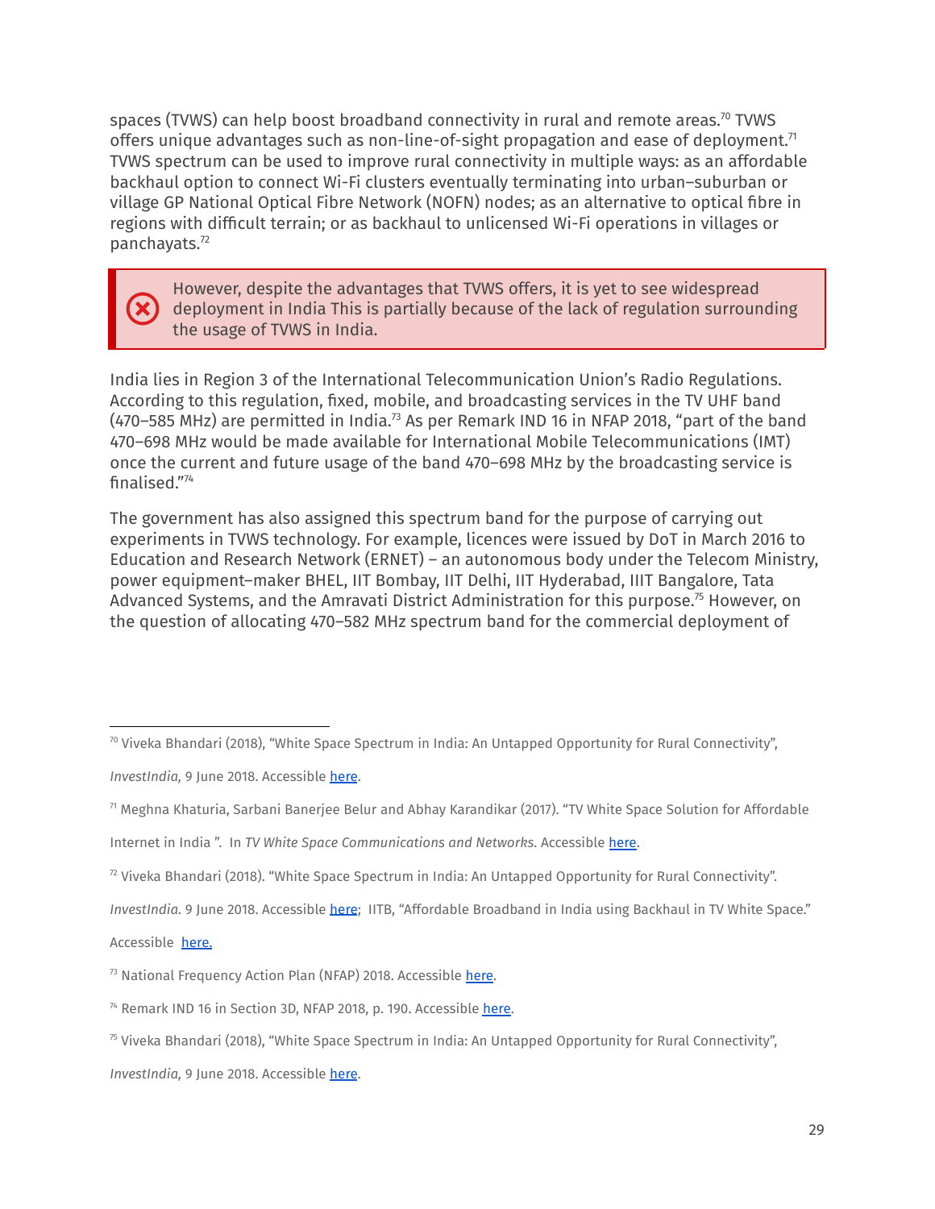spaces (TVWS) can help boost broadband connectivity in rural and remote areas.[70] TVWS offers unique advantages such as non-line-of-sight propagation and ease of deployment.[71] TVWS spectrum can be used to improve rural connectivity in multiple ways: as an affordable backhaul option to connect Wi-Fi clusters eventually terminating into urban–suburban or village GP National Optical Fibre Network (NOFN) nodes; as an alternative to optical fibre in regions with difficult terrain; or as backhaul to unlicensed Wi-Fi operations in villages or panchayats.[72]

> However, despite the advantages that TVWS offers, it is yet to see widespread deployment in India This is partially because of the lack of regulation surrounding the usage of TVWS in India.

India lies in Region 3 of the International Telecommunication Union's Radio Regulations. According to this regulation, fixed, mobile, and broadcasting services in the TV UHF band (470–585 MHz) are permitted in India.[73] As per Remark IND 16 in NFAP 2018, "part of the band 470–698 MHz would be made available for International Mobile Telecommunications (IMT) once the current and future usage of the band 470–698 MHz by the broadcasting service is finalised."[74]

The government has also assigned this spectrum band for the purpose of carrying out experiments in TVWS technology. For example, licences were issued by DoT in March 2016 to Education and Research Network (ERNET) – an autonomous body under the Telecom Ministry, power equipment–maker BHEL, IIT Bombay, IIT Delhi, IIT Hyderabad, IIIT Bangalore, Tata Advanced Systems, and the Amravati District Administration for this purpose.[75] However, on the question of allocating 470–582 MHz spectrum band for the commercial deployment of

---

[70] Viveka Bhandari (2018), "White Space Spectrum in India: An Untapped Opportunity for Rural Connectivity", *InvestIndia,* 9 June 2018. Accessible here.

[71] Meghna Khaturia, Sarbani Banerjee Belur and Abhay Karandikar (2017). "TV White Space Solution for Affordable Internet in India ". In *TV White Space Communications and Networks*. Accessible here.

[72] Viveka Bhandari (2018). "White Space Spectrum in India: An Untapped Opportunity for Rural Connectivity". *InvestIndia.* 9 June 2018. Accessible here; IITB, "Affordable Broadband in India using Backhaul in TV White Space." Accessible here.

[73] National Frequency Action Plan (NFAP) 2018. Accessible here.

[74] Remark IND 16 in Section 3D, NFAP 2018, p. 190. Accessible here.

[75] Viveka Bhandari (2018), "White Space Spectrum in India: An Untapped Opportunity for Rural Connectivity", *InvestIndia,* 9 June 2018. Accessible here.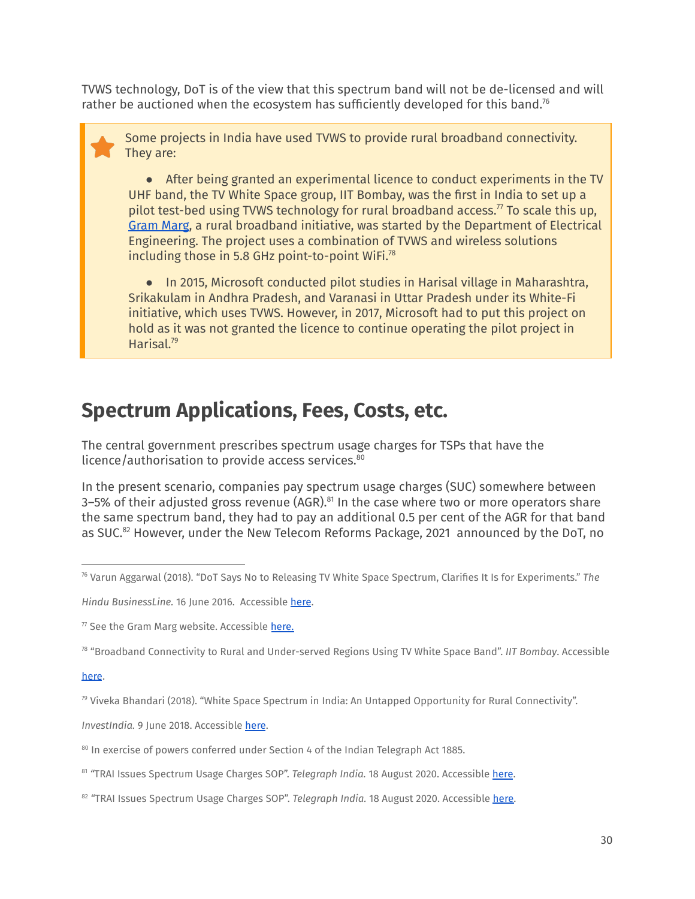TVWS technology, DoT is of the view that this spectrum band will not be de-licensed and will rather be auctioned when the ecosystem has sufficiently developed for this band.[76]

> Some projects in India have used TVWS to provide rural broadband connectivity. They are:
>
> - After being granted an experimental licence to conduct experiments in the TV UHF band, the TV White Space group, IIT Bombay, was the first in India to set up a pilot test-bed using TVWS technology for rural broadband access.[77] To scale this up, Gram Marg, a rural broadband initiative, was started by the Department of Electrical Engineering. The project uses a combination of TVWS and wireless solutions including those in 5.8 GHz point-to-point WiFi.[78]
>
> - In 2015, Microsoft conducted pilot studies in Harisal village in Maharashtra, Srikakulam in Andhra Pradesh, and Varanasi in Uttar Pradesh under its White-Fi initiative, which uses TVWS. However, in 2017, Microsoft had to put this project on hold as it was not granted the licence to continue operating the pilot project in Harisal.[79]

## Spectrum Applications, Fees, Costs, etc.

The central government prescribes spectrum usage charges for TSPs that have the licence/authorisation to provide access services.[80]

In the present scenario, companies pay spectrum usage charges (SUC) somewhere between 3–5% of their adjusted gross revenue (AGR).[81] In the case where two or more operators share the same spectrum band, they had to pay an additional 0.5 per cent of the AGR for that band as SUC.[82] However, under the New Telecom Reforms Package, 2021 announced by the DoT, no

---

[76] Varun Aggarwal (2018). "DoT Says No to Releasing TV White Space Spectrum, Clarifies It Is for Experiments." *The Hindu BusinessLine*. 16 June 2016. Accessible here.

[77] See the Gram Marg website. Accessible here.

[78] "Broadband Connectivity to Rural and Under-served Regions Using TV White Space Band". *IIT Bombay*. Accessible here.

[79] Viveka Bhandari (2018). "White Space Spectrum in India: An Untapped Opportunity for Rural Connectivity". *InvestIndia*. 9 June 2018. Accessible here.

[80] In exercise of powers conferred under Section 4 of the Indian Telegraph Act 1885.

[81] "TRAI Issues Spectrum Usage Charges SOP". *Telegraph India*. 18 August 2020. Accessible here.

[82] "TRAI Issues Spectrum Usage Charges SOP". *Telegraph India*. 18 August 2020. Accessible here.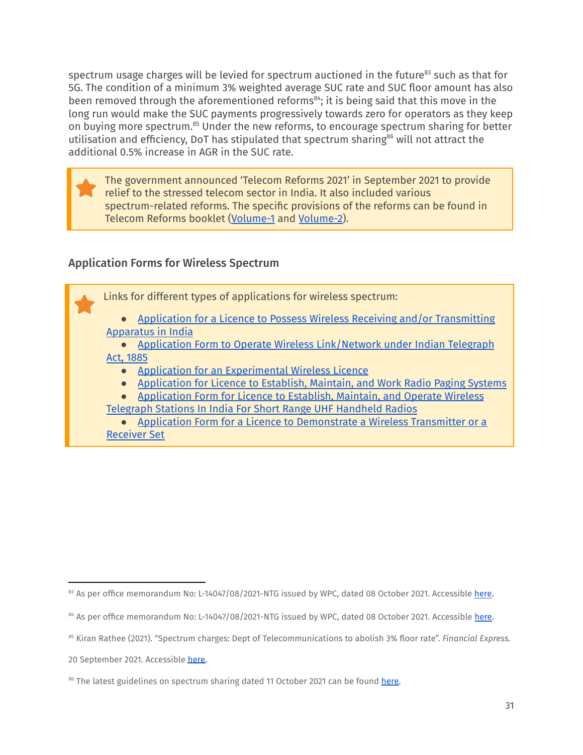spectrum usage charges will be levied for spectrum auctioned in the future[83] such as that for 5G. The condition of a minimum 3% weighted average SUC rate and SUC floor amount has also been removed through the aforementioned reforms[84]; it is being said that this move in the long run would make the SUC payments progressively towards zero for operators as they keep on buying more spectrum.[85] Under the new reforms, to encourage spectrum sharing for better utilisation and efficiency, DoT has stipulated that spectrum sharing[86] will not attract the additional 0.5% increase in AGR in the SUC rate.

> The government announced 'Telecom Reforms 2021' in September 2021 to provide relief to the stressed telecom sector in India. It also included various spectrum-related reforms. The specific provisions of the reforms can be found in Telecom Reforms booklet (Volume-1 and Volume-2).

### Application Forms for Wireless Spectrum

> Links for different types of applications for wireless spectrum:
>
> - Application for a Licence to Possess Wireless Receiving and/or Transmitting Apparatus in India
> - Application Form to Operate Wireless Link/Network under Indian Telegraph Act, 1885
> - Application for an Experimental Wireless Licence
> - Application for Licence to Establish, Maintain, and Work Radio Paging Systems
> - Application Form for Licence to Establish, Maintain, and Operate Wireless Telegraph Stations In India For Short Range UHF Handheld Radios
> - Application Form for a Licence to Demonstrate a Wireless Transmitter or a Receiver Set

---

[83] As per office memorandum No: L-14047/08/2021-NTG issued by WPC, dated 08 October 2021. Accessible here.

[84] As per office memorandum No: L-14047/08/2021-NTG issued by WPC, dated 08 October 2021. Accessible here.

[85] Kiran Rathee (2021). "Spectrum charges: Dept of Telecommunications to abolish 3% floor rate". *Financial Express.* 20 September 2021. Accessible here.

[86] The latest guidelines on spectrum sharing dated 11 October 2021 can be found here.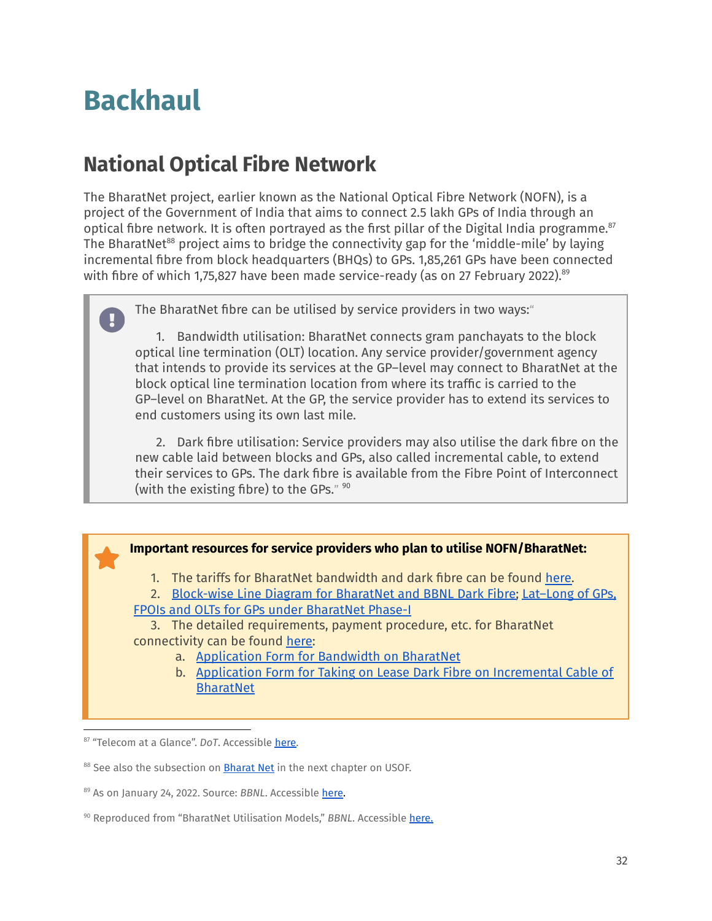# Backhaul

## National Optical Fibre Network

The BharatNet project, earlier known as the National Optical Fibre Network (NOFN), is a project of the Government of India that aims to connect 2.5 lakh GPs of India through an optical fibre network. It is often portrayed as the first pillar of the Digital India programme.[87] The BharatNet[88] project aims to bridge the connectivity gap for the 'middle-mile' by laying incremental fibre from block headquarters (BHQs) to GPs. 1,85,261 GPs have been connected with fibre of which 1,75,827 have been made service-ready (as on 27 February 2022).[89]

> The BharatNet fibre can be utilised by service providers in two ways:"
>
> 1. Bandwidth utilisation: BharatNet connects gram panchayats to the block optical line termination (OLT) location. Any service provider/government agency that intends to provide its services at the GP–level may connect to BharatNet at the block optical line termination location from where its traffic is carried to the GP–level on BharatNet. At the GP, the service provider has to extend its services to end customers using its own last mile.
>
> 2. Dark fibre utilisation: Service providers may also utilise the dark fibre on the new cable laid between blocks and GPs, also called incremental cable, to extend their services to GPs. The dark fibre is available from the Fibre Point of Interconnect (with the existing fibre) to the GPs." [90]

**Important resources for service providers who plan to utilise NOFN/BharatNet:**

1. The tariffs for BharatNet bandwidth and dark fibre can be found here.
2. Block-wise Line Diagram for BharatNet and BBNL Dark Fibre; Lat–Long of GPs, FPOIs and OLTs for GPs under BharatNet Phase-I
3. The detailed requirements, payment procedure, etc. for BharatNet connectivity can be found here:
   a. Application Form for Bandwidth on BharatNet
   b. Application Form for Taking on Lease Dark Fibre on Incremental Cable of BharatNet

---

[87] "Telecom at a Glance". *DoT*. Accessible here.

[88] See also the subsection on Bharat Net in the next chapter on USOF.

[89] As on January 24, 2022. Source: *BBNL*. Accessible here.

[90] Reproduced from "BharatNet Utilisation Models," *BBNL*. Accessible here.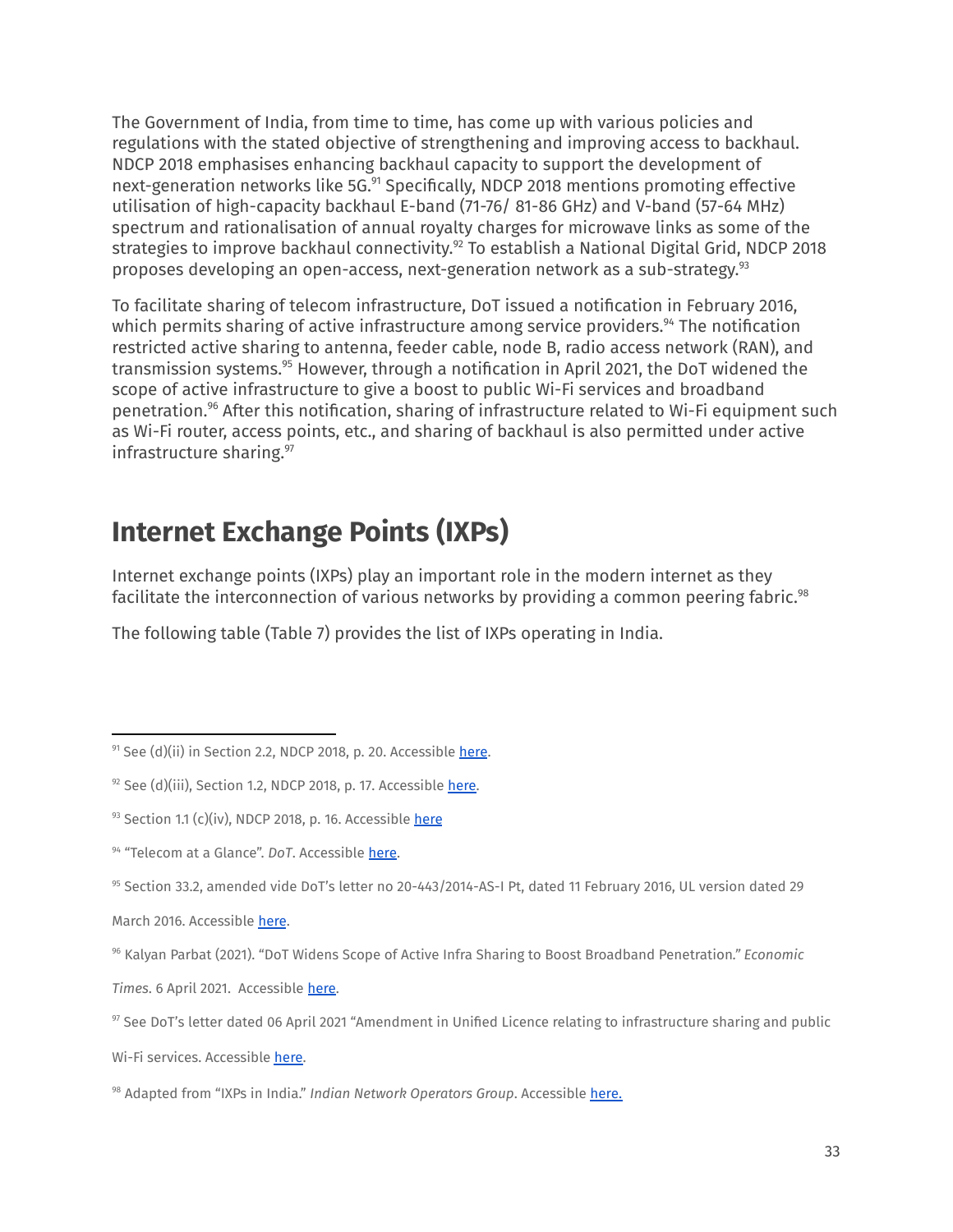The Government of India, from time to time, has come up with various policies and regulations with the stated objective of strengthening and improving access to backhaul. NDCP 2018 emphasises enhancing backhaul capacity to support the development of next-generation networks like 5G.[91] Specifically, NDCP 2018 mentions promoting effective utilisation of high-capacity backhaul E-band (71-76/ 81-86 GHz) and V-band (57-64 MHz) spectrum and rationalisation of annual royalty charges for microwave links as some of the strategies to improve backhaul connectivity.[92] To establish a National Digital Grid, NDCP 2018 proposes developing an open-access, next-generation network as a sub-strategy.[93]

To facilitate sharing of telecom infrastructure, DoT issued a notification in February 2016, which permits sharing of active infrastructure among service providers.[94] The notification restricted active sharing to antenna, feeder cable, node B, radio access network (RAN), and transmission systems.[95] However, through a notification in April 2021, the DoT widened the scope of active infrastructure to give a boost to public Wi-Fi services and broadband penetration.[96] After this notification, sharing of infrastructure related to Wi-Fi equipment such as Wi-Fi router, access points, etc., and sharing of backhaul is also permitted under active infrastructure sharing.[97]

## Internet Exchange Points (IXPs)

Internet exchange points (IXPs) play an important role in the modern internet as they facilitate the interconnection of various networks by providing a common peering fabric.[98]

The following table (Table 7) provides the list of IXPs operating in India.

---

[91] See (d)(ii) in Section 2.2, NDCP 2018, p. 20. Accessible here.

[92] See (d)(iii), Section 1.2, NDCP 2018, p. 17. Accessible here.

[93] Section 1.1 (c)(iv), NDCP 2018, p. 16. Accessible here

[94] "Telecom at a Glance". *DoT*. Accessible here.

[95] Section 33.2, amended vide DoT's letter no 20-443/2014-AS-I Pt, dated 11 February 2016, UL version dated 29 March 2016. Accessible here.

[96] Kalyan Parbat (2021). "DoT Widens Scope of Active Infra Sharing to Boost Broadband Penetration." *Economic Times*. 6 April 2021. Accessible here.

[97] See DoT's letter dated 06 April 2021 "Amendment in Unified Licence relating to infrastructure sharing and public Wi-Fi services. Accessible here.

[98] Adapted from "IXPs in India." *Indian Network Operators Group*. Accessible here.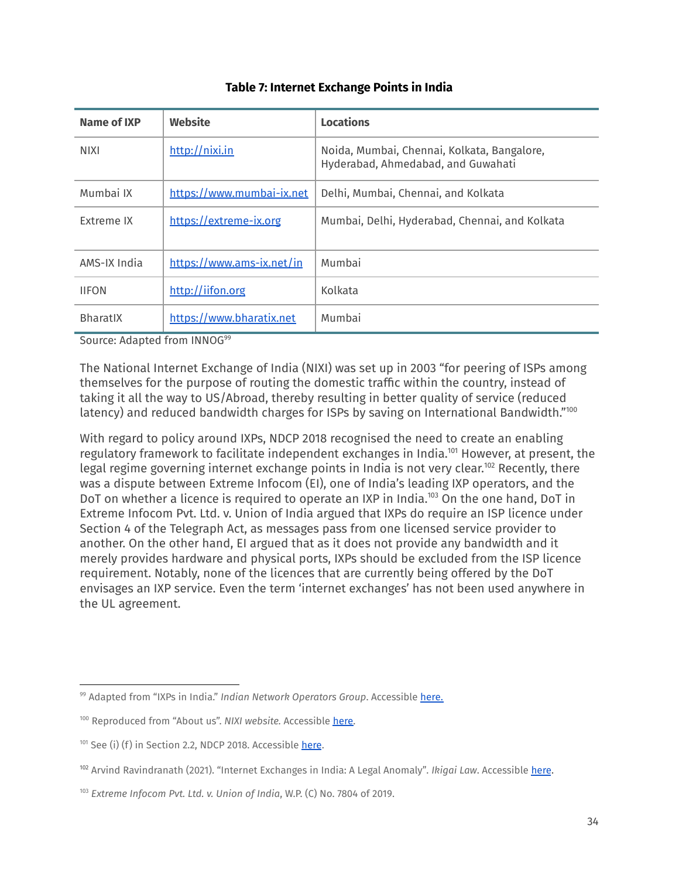**Table 7: Internet Exchange Points in India**

| Name of IXP | Website | Locations |
|---|---|---|
| NIXI | http://nixi.in | Noida, Mumbai, Chennai, Kolkata, Bangalore, Hyderabad, Ahmedabad, and Guwahati |
| Mumbai IX | https://www.mumbai-ix.net | Delhi, Mumbai, Chennai, and Kolkata |
| Extreme IX | https://extreme-ix.org | Mumbai, Delhi, Hyderabad, Chennai, and Kolkata |
| AMS-IX India | https://www.ams-ix.net/in | Mumbai |
| IIFON | http://iifon.org | Kolkata |
| BharatIX | https://www.bharatix.net | Mumbai |

Source: Adapted from INNOG[99]

The National Internet Exchange of India (NIXI) was set up in 2003 "for peering of ISPs among themselves for the purpose of routing the domestic traffic within the country, instead of taking it all the way to US/Abroad, thereby resulting in better quality of service (reduced latency) and reduced bandwidth charges for ISPs by saving on International Bandwidth."[100]

With regard to policy around IXPs, NDCP 2018 recognised the need to create an enabling regulatory framework to facilitate independent exchanges in India.[101] However, at present, the legal regime governing internet exchange points in India is not very clear.[102] Recently, there was a dispute between Extreme Infocom (EI), one of India's leading IXP operators, and the DoT on whether a licence is required to operate an IXP in India.[103] On the one hand, DoT in Extreme Infocom Pvt. Ltd. v. Union of India argued that IXPs do require an ISP licence under Section 4 of the Telegraph Act, as messages pass from one licensed service provider to another. On the other hand, EI argued that as it does not provide any bandwidth and it merely provides hardware and physical ports, IXPs should be excluded from the ISP licence requirement. Notably, none of the licences that are currently being offered by the DoT envisages an IXP service. Even the term 'internet exchanges' has not been used anywhere in the UL agreement.

---

[99] Adapted from "IXPs in India." *Indian Network Operators Group*. Accessible here.

[100] Reproduced from "About us". *NIXI website.* Accessible here.

[101] See (i) (f) in Section 2.2, NDCP 2018. Accessible here.

[102] Arvind Ravindranath (2021). "Internet Exchanges in India: A Legal Anomaly". *Ikigai Law*. Accessible here.

[103] *Extreme Infocom Pvt. Ltd. v. Union of India*, W.P. (C) No. 7804 of 2019.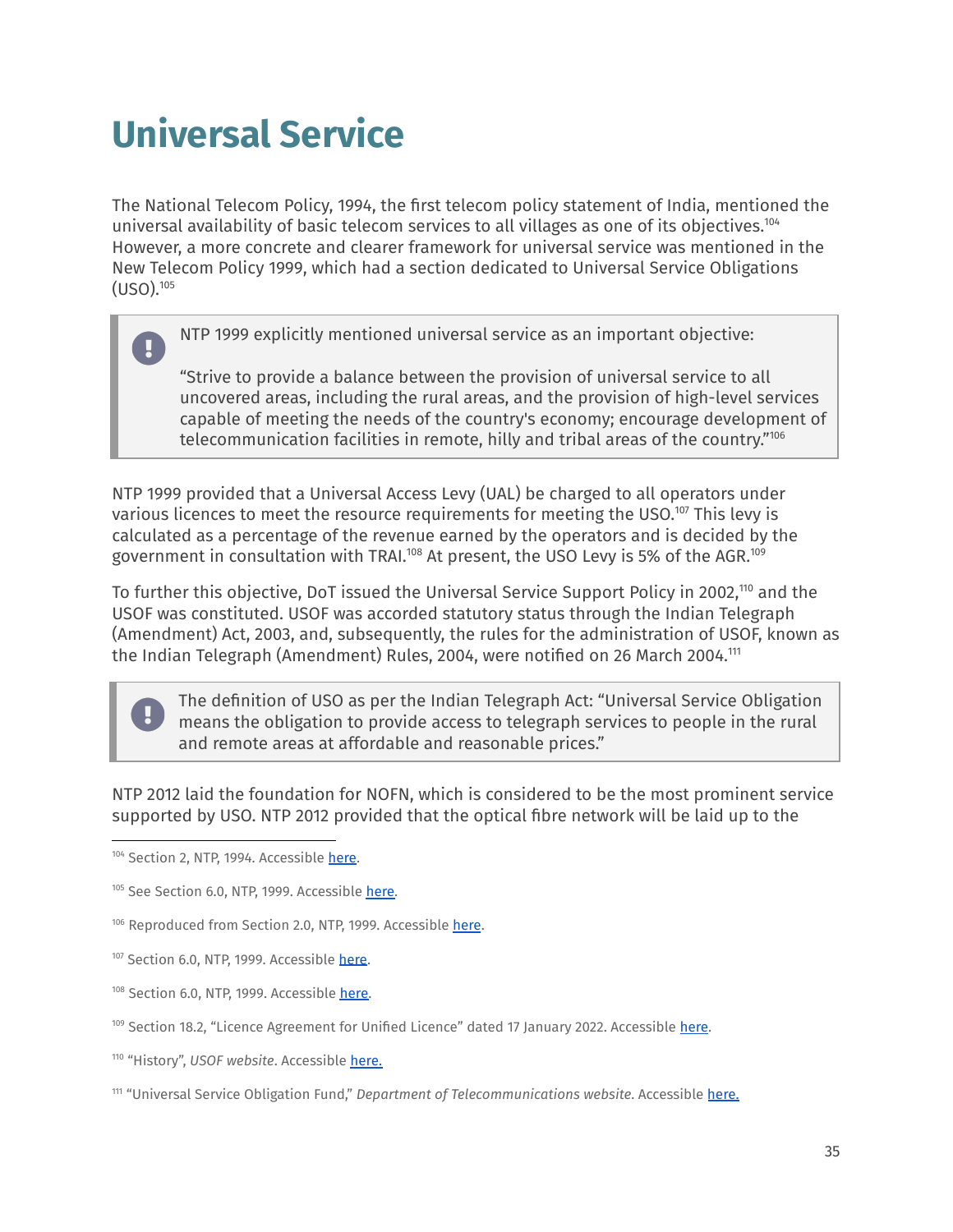# Universal Service

The National Telecom Policy, 1994, the first telecom policy statement of India, mentioned the universal availability of basic telecom services to all villages as one of its objectives.[104] However, a more concrete and clearer framework for universal service was mentioned in the New Telecom Policy 1999, which had a section dedicated to Universal Service Obligations (USO).[105]

> NTP 1999 explicitly mentioned universal service as an important objective:
>
> "Strive to provide a balance between the provision of universal service to all uncovered areas, including the rural areas, and the provision of high-level services capable of meeting the needs of the country's economy; encourage development of telecommunication facilities in remote, hilly and tribal areas of the country."[106]

NTP 1999 provided that a Universal Access Levy (UAL) be charged to all operators under various licences to meet the resource requirements for meeting the USO.[107] This levy is calculated as a percentage of the revenue earned by the operators and is decided by the government in consultation with TRAI.[108] At present, the USO Levy is 5% of the AGR.[109]

To further this objective, DoT issued the Universal Service Support Policy in 2002,[110] and the USOF was constituted. USOF was accorded statutory status through the Indian Telegraph (Amendment) Act, 2003, and, subsequently, the rules for the administration of USOF, known as the Indian Telegraph (Amendment) Rules, 2004, were notified on 26 March 2004.[111]

> The definition of USO as per the Indian Telegraph Act: "Universal Service Obligation means the obligation to provide access to telegraph services to people in the rural and remote areas at affordable and reasonable prices."

NTP 2012 laid the foundation for NOFN, which is considered to be the most prominent service supported by USO. NTP 2012 provided that the optical fibre network will be laid up to the

---

[104] Section 2, NTP, 1994. Accessible here.

[105] See Section 6.0, NTP, 1999. Accessible here.

[106] Reproduced from Section 2.0, NTP, 1999. Accessible here.

[107] Section 6.0, NTP, 1999. Accessible here.

[108] Section 6.0, NTP, 1999. Accessible here.

[109] Section 18.2, "Licence Agreement for Unified Licence" dated 17 January 2022. Accessible here.

[110] "History", *USOF website*. Accessible here.

[111] "Universal Service Obligation Fund," *Department of Telecommunications website*. Accessible here.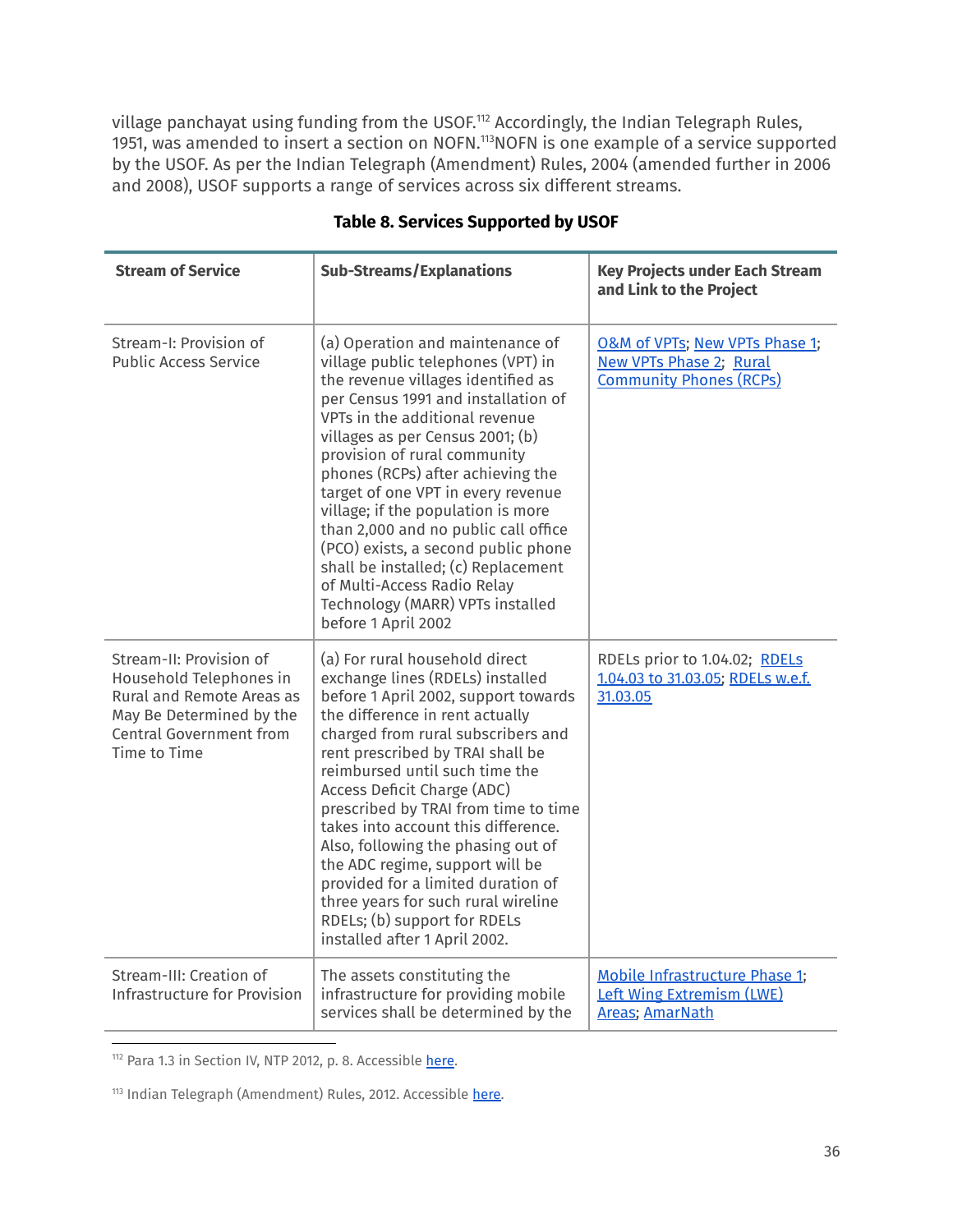village panchayat using funding from the USOF.[112] Accordingly, the Indian Telegraph Rules, 1951, was amended to insert a section on NOFN.[113]NOFN is one example of a service supported by the USOF. As per the Indian Telegraph (Amendment) Rules, 2004 (amended further in 2006 and 2008), USOF supports a range of services across six different streams.

**Table 8. Services Supported by USOF**

| Stream of Service | Sub-Streams/Explanations | Key Projects under Each Stream and Link to the Project |
|---|---|---|
| Stream-I: Provision of Public Access Service | (a) Operation and maintenance of village public telephones (VPT) in the revenue villages identified as per Census 1991 and installation of VPTs in the additional revenue villages as per Census 2001; (b) provision of rural community phones (RCPs) after achieving the target of one VPT in every revenue village; if the population is more than 2,000 and no public call office (PCO) exists, a second public phone shall be installed; (c) Replacement of Multi-Access Radio Relay Technology (MARR) VPTs installed before 1 April 2002 | O&M of VPTs; New VPTs Phase 1; New VPTs Phase 2; Rural Community Phones (RCPs) |
| Stream-II: Provision of Household Telephones in Rural and Remote Areas as May Be Determined by the Central Government from Time to Time | (a) For rural household direct exchange lines (RDELs) installed before 1 April 2002, support towards the difference in rent actually charged from rural subscribers and rent prescribed by TRAI shall be reimbursed until such time the Access Deficit Charge (ADC) prescribed by TRAI from time to time takes into account this difference. Also, following the phasing out of the ADC regime, support will be provided for a limited duration of three years for such rural wireline RDELs; (b) support for RDELs installed after 1 April 2002. | RDELs prior to 1.04.02; RDELs 1.04.03 to 31.03.05; RDELs w.e.f. 31.03.05 |
| Stream-III: Creation of Infrastructure for Provision | The assets constituting the infrastructure for providing mobile services shall be determined by the | Mobile Infrastructure Phase 1; Left Wing Extremism (LWE) Areas; AmarNath |

[112] Para 1.3 in Section IV, NTP 2012, p. 8. Accessible here.

[113] Indian Telegraph (Amendment) Rules, 2012. Accessible here.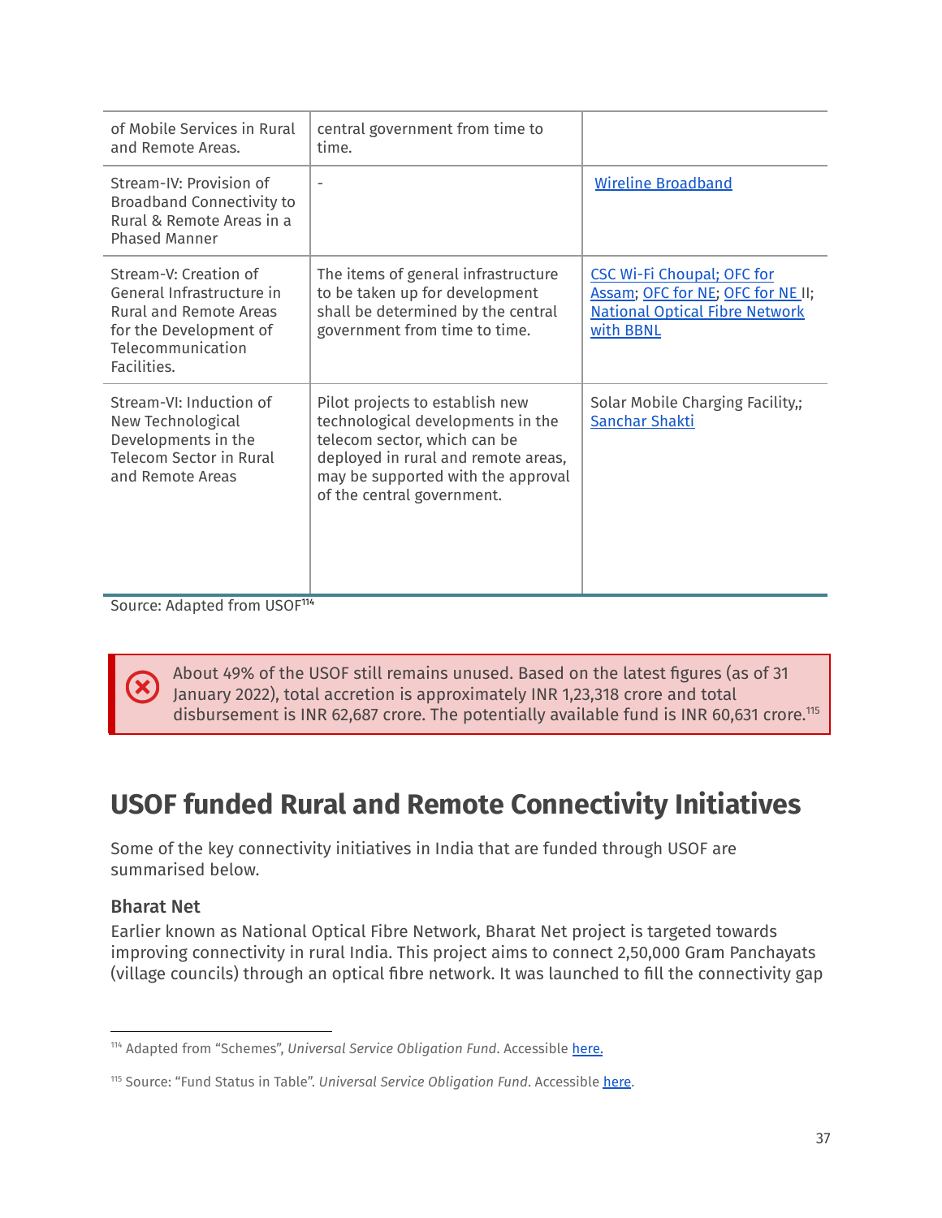| of Mobile Services in Rural and Remote Areas. | central government from time to time. | |
|---|---|---|
| Stream-IV: Provision of Broadband Connectivity to Rural & Remote Areas in a Phased Manner | - | Wireline Broadband |
| Stream-V: Creation of General Infrastructure in Rural and Remote Areas for the Development of Telecommunication Facilities. | The items of general infrastructure to be taken up for development shall be determined by the central government from time to time. | CSC Wi-Fi Choupal; OFC for Assam; OFC for NE; OFC for NE II; National Optical Fibre Network with BBNL |
| Stream-VI: Induction of New Technological Developments in the Telecom Sector in Rural and Remote Areas | Pilot projects to establish new technological developments in the telecom sector, which can be deployed in rural and remote areas, may be supported with the approval of the central government. | Solar Mobile Charging Facility,; Sanchar Shakti |

Source: Adapted from USOF[114]

About 49% of the USOF still remains unused. Based on the latest figures (as of 31 January 2022), total accretion is approximately INR 1,23,318 crore and total disbursement is INR 62,687 crore. The potentially available fund is INR 60,631 crore.[115]

## USOF funded Rural and Remote Connectivity Initiatives

Some of the key connectivity initiatives in India that are funded through USOF are summarised below.

### Bharat Net

Earlier known as National Optical Fibre Network, Bharat Net project is targeted towards improving connectivity in rural India. This project aims to connect 2,50,000 Gram Panchayats (village councils) through an optical fibre network. It was launched to fill the connectivity gap

---

[114] Adapted from "Schemes", *Universal Service Obligation Fund*. Accessible here.

[115] Source: "Fund Status in Table". *Universal Service Obligation Fund*. Accessible here.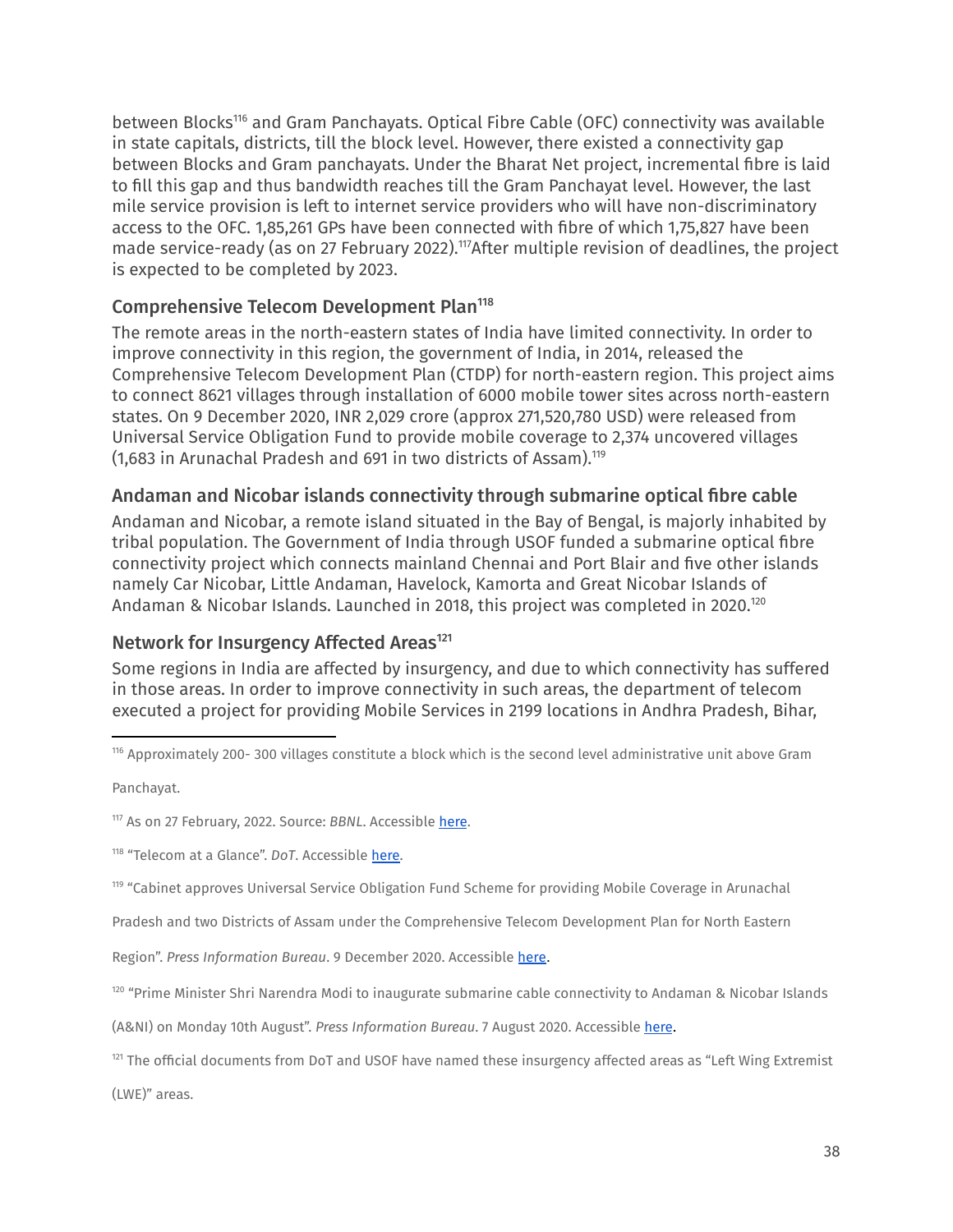between Blocks[116] and Gram Panchayats. Optical Fibre Cable (OFC) connectivity was available in state capitals, districts, till the block level. However, there existed a connectivity gap between Blocks and Gram panchayats. Under the Bharat Net project, incremental fibre is laid to fill this gap and thus bandwidth reaches till the Gram Panchayat level. However, the last mile service provision is left to internet service providers who will have non-discriminatory access to the OFC. 1,85,261 GPs have been connected with fibre of which 1,75,827 have been made service-ready (as on 27 February 2022).[117]After multiple revision of deadlines, the project is expected to be completed by 2023.

### Comprehensive Telecom Development Plan[118]

The remote areas in the north-eastern states of India have limited connectivity. In order to improve connectivity in this region, the government of India, in 2014, released the Comprehensive Telecom Development Plan (CTDP) for north-eastern region. This project aims to connect 8621 villages through installation of 6000 mobile tower sites across north-eastern states. On 9 December 2020, INR 2,029 crore (approx 271,520,780 USD) were released from Universal Service Obligation Fund to provide mobile coverage to 2,374 uncovered villages (1,683 in Arunachal Pradesh and 691 in two districts of Assam).[119]

### Andaman and Nicobar islands connectivity through submarine optical fibre cable

Andaman and Nicobar, a remote island situated in the Bay of Bengal, is majorly inhabited by tribal population. The Government of India through USOF funded a submarine optical fibre connectivity project which connects mainland Chennai and Port Blair and five other islands namely Car Nicobar, Little Andaman, Havelock, Kamorta and Great Nicobar Islands of Andaman & Nicobar Islands. Launched in 2018, this project was completed in 2020.[120]

### Network for Insurgency Affected Areas[121]

Some regions in India are affected by insurgency, and due to which connectivity has suffered in those areas. In order to improve connectivity in such areas, the department of telecom executed a project for providing Mobile Services in 2199 locations in Andhra Pradesh, Bihar,

---

[116] Approximately 200- 300 villages constitute a block which is the second level administrative unit above Gram Panchayat.

[117] As on 27 February, 2022. Source: *BBNL*. Accessible here.

[118] "Telecom at a Glance". *DoT*. Accessible here.

[119] "Cabinet approves Universal Service Obligation Fund Scheme for providing Mobile Coverage in Arunachal Pradesh and two Districts of Assam under the Comprehensive Telecom Development Plan for North Eastern Region". *Press Information Bureau*. 9 December 2020. Accessible here.

[120] "Prime Minister Shri Narendra Modi to inaugurate submarine cable connectivity to Andaman & Nicobar Islands (A&NI) on Monday 10th August". *Press Information Bureau*. 7 August 2020. Accessible here.

[121] The official documents from DoT and USOF have named these insurgency affected areas as "Left Wing Extremist (LWE)" areas.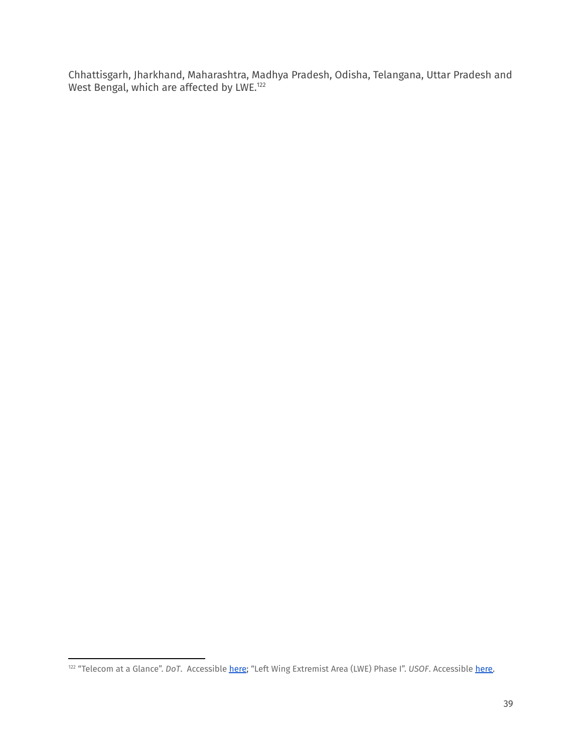Chhattisgarh, Jharkhand, Maharashtra, Madhya Pradesh, Odisha, Telangana, Uttar Pradesh and West Bengal, which are affected by LWE.[122]

---

[122] "Telecom at a Glance". *DoT*. Accessible here; "Left Wing Extremist Area (LWE) Phase I". *USOF*. Accessible here.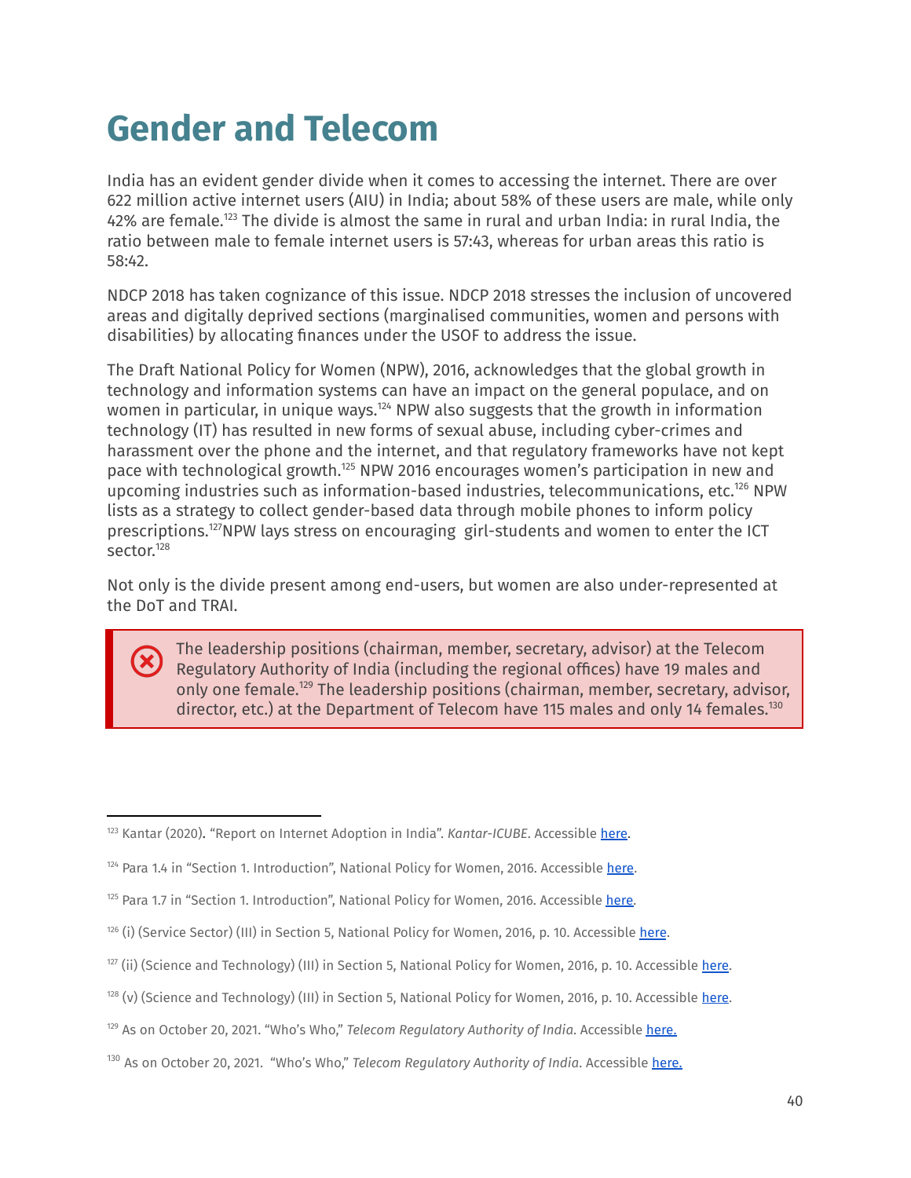# Gender and Telecom

India has an evident gender divide when it comes to accessing the internet. There are over 622 million active internet users (AIU) in India; about 58% of these users are male, while only 42% are female.[123] The divide is almost the same in rural and urban India: in rural India, the ratio between male to female internet users is 57:43, whereas for urban areas this ratio is 58:42.

NDCP 2018 has taken cognizance of this issue. NDCP 2018 stresses the inclusion of uncovered areas and digitally deprived sections (marginalised communities, women and persons with disabilities) by allocating finances under the USOF to address the issue.

The Draft National Policy for Women (NPW), 2016, acknowledges that the global growth in technology and information systems can have an impact on the general populace, and on women in particular, in unique ways.[124] NPW also suggests that the growth in information technology (IT) has resulted in new forms of sexual abuse, including cyber-crimes and harassment over the phone and the internet, and that regulatory frameworks have not kept pace with technological growth.[125] NPW 2016 encourages women's participation in new and upcoming industries such as information-based industries, telecommunications, etc.[126] NPW lists as a strategy to collect gender-based data through mobile phones to inform policy prescriptions.[127] NPW lays stress on encouraging girl-students and women to enter the ICT sector.[128]

Not only is the divide present among end-users, but women are also under-represented at the DoT and TRAI.

> The leadership positions (chairman, member, secretary, advisor) at the Telecom Regulatory Authority of India (including the regional offices) have 19 males and only one female.[129] The leadership positions (chairman, member, secretary, advisor, director, etc.) at the Department of Telecom have 115 males and only 14 females.[130]

---

[123] Kantar (2020). "Report on Internet Adoption in India". *Kantar-ICUBE*. Accessible here.

[124] Para 1.4 in "Section 1. Introduction", National Policy for Women, 2016. Accessible here.

[125] Para 1.7 in "Section 1. Introduction", National Policy for Women, 2016. Accessible here.

[126] (i) (Service Sector) (III) in Section 5, National Policy for Women, 2016, p. 10. Accessible here.

[127] (ii) (Science and Technology) (III) in Section 5, National Policy for Women, 2016, p. 10. Accessible here.

[128] (v) (Science and Technology) (III) in Section 5, National Policy for Women, 2016, p. 10. Accessible here.

[129] As on October 20, 2021. "Who's Who," *Telecom Regulatory Authority of India*. Accessible here.

[130] As on October 20, 2021. "Who's Who," *Telecom Regulatory Authority of India*. Accessible here.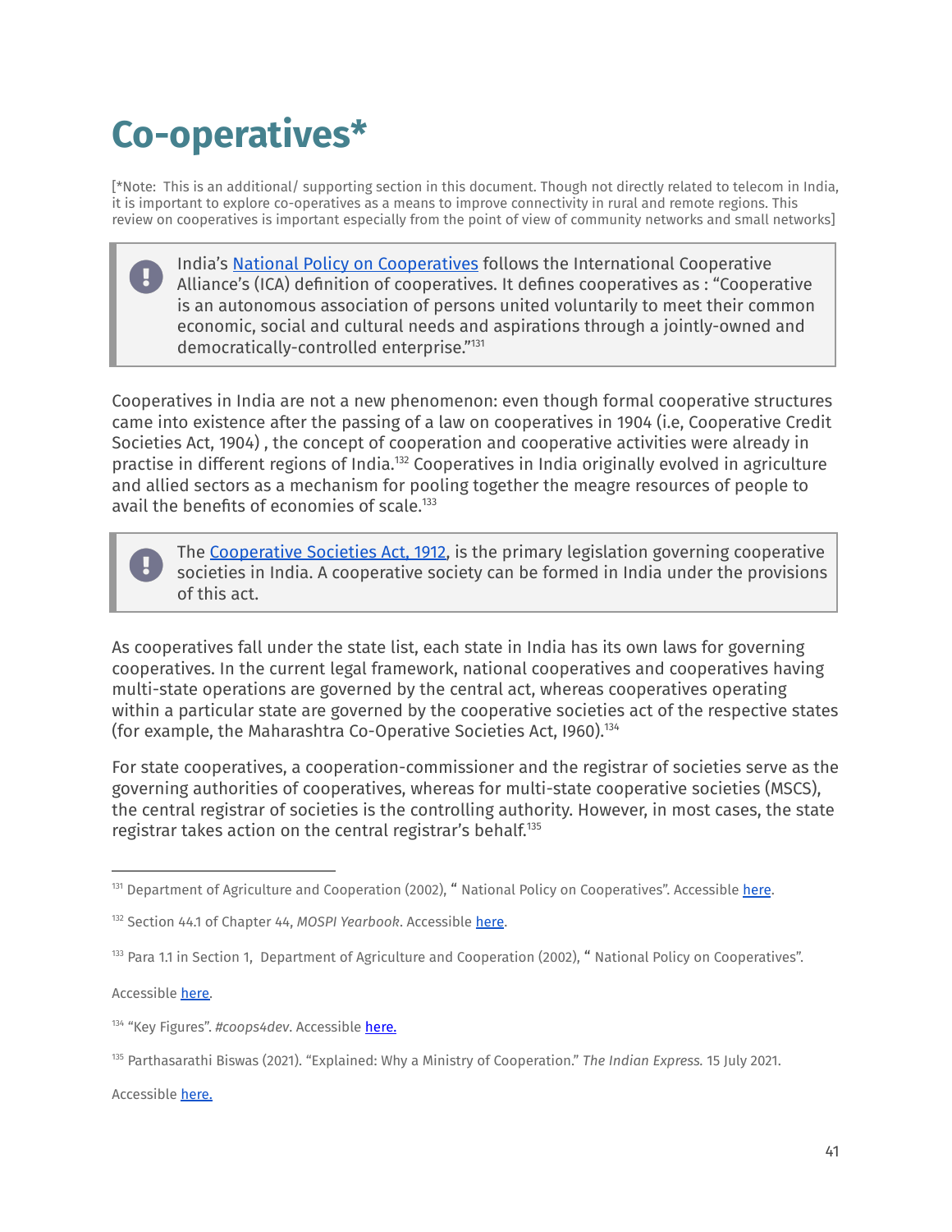# Co-operatives*

[*Note: This is an additional/ supporting section in this document. Though not directly related to telecom in India, it is important to explore co-operatives as a means to improve connectivity in rural and remote regions. This review on cooperatives is important especially from the point of view of community networks and small networks]

> India's [National Policy on Cooperatives](#) follows the International Cooperative Alliance's (ICA) definition of cooperatives. It defines cooperatives as : "Cooperative is an autonomous association of persons united voluntarily to meet their common economic, social and cultural needs and aspirations through a jointly-owned and democratically-controlled enterprise."[131]

Cooperatives in India are not a new phenomenon: even though formal cooperative structures came into existence after the passing of a law on cooperatives in 1904 (i.e, Cooperative Credit Societies Act, 1904) , the concept of cooperation and cooperative activities were already in practise in different regions of India.[132] Cooperatives in India originally evolved in agriculture and allied sectors as a mechanism for pooling together the meagre resources of people to avail the benefits of economies of scale.[133]

> The [Cooperative Societies Act, 1912](#), is the primary legislation governing cooperative societies in India. A cooperative society can be formed in India under the provisions of this act.

As cooperatives fall under the state list, each state in India has its own laws for governing cooperatives. In the current legal framework, national cooperatives and cooperatives having multi-state operations are governed by the central act, whereas cooperatives operating within a particular state are governed by the cooperative societies act of the respective states (for example, the Maharashtra Co-Operative Societies Act, I960).[134]

For state cooperatives, a cooperation-commissioner and the registrar of societies serve as the governing authorities of cooperatives, whereas for multi-state cooperative societies (MSCS), the central registrar of societies is the controlling authority. However, in most cases, the state registrar takes action on the central registrar's behalf.[135]

---

[131] Department of Agriculture and Cooperation (2002), " National Policy on Cooperatives". Accessible [here](#).

[132] Section 44.1 of Chapter 44, *MOSPI Yearbook*. Accessible [here](#).

[133] Para 1.1 in Section 1, Department of Agriculture and Cooperation (2002), " National Policy on Cooperatives". Accessible [here](#).

[134] "Key Figures". *#coops4dev*. Accessible [here.](#)

[135] Parthasarathi Biswas (2021). "Explained: Why a Ministry of Cooperation." *The Indian Express.* 15 July 2021. Accessible [here.](#)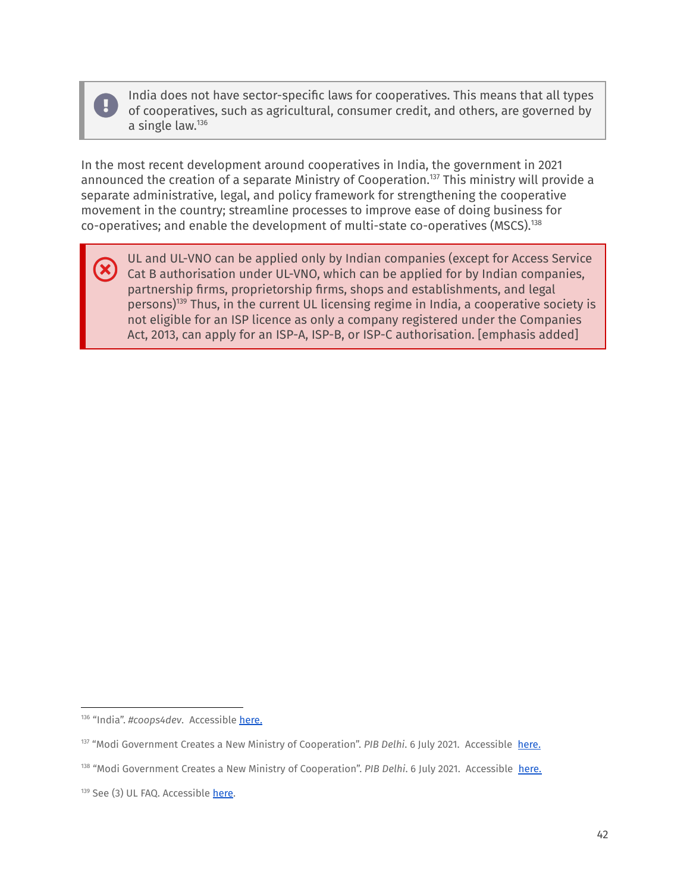> India does not have sector-specific laws for cooperatives. This means that all types of cooperatives, such as agricultural, consumer credit, and others, are governed by a single law.[136]

In the most recent development around cooperatives in India, the government in 2021 announced the creation of a separate Ministry of Cooperation.[137] This ministry will provide a separate administrative, legal, and policy framework for strengthening the cooperative movement in the country; streamline processes to improve ease of doing business for co-operatives; and enable the development of multi-state co-operatives (MSCS).[138]

> UL and UL-VNO can be applied only by Indian companies (except for Access Service Cat B authorisation under UL-VNO, which can be applied for by Indian companies, partnership firms, proprietorship firms, shops and establishments, and legal persons)[139] Thus, in the current UL licensing regime in India, a cooperative society is not eligible for an ISP licence as only a company registered under the Companies Act, 2013, can apply for an ISP-A, ISP-B, or ISP-C authorisation. [emphasis added]

---

[136] "India". *#coops4dev*. Accessible here.

[137] "Modi Government Creates a New Ministry of Cooperation". *PIB Delhi*. 6 July 2021. Accessible here.

[138] "Modi Government Creates a New Ministry of Cooperation". *PIB Delhi*. 6 July 2021. Accessible here.

[139] See (3) UL FAQ. Accessible here.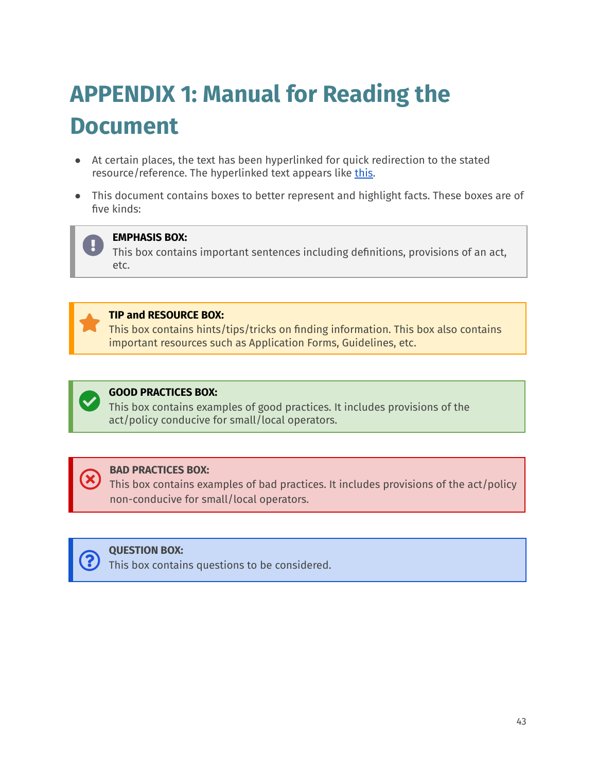# APPENDIX 1: Manual for Reading the Document

- At certain places, the text has been hyperlinked for quick redirection to the stated resource/reference. The hyperlinked text appears like this.
- This document contains boxes to better represent and highlight facts. These boxes are of five kinds:

> **EMPHASIS BOX:**
> This box contains important sentences including definitions, provisions of an act, etc.

> **TIP and RESOURCE BOX:**
> This box contains hints/tips/tricks on finding information. This box also contains important resources such as Application Forms, Guidelines, etc.

> **GOOD PRACTICES BOX:**
> This box contains examples of good practices. It includes provisions of the act/policy conducive for small/local operators.

> **BAD PRACTICES BOX:**
> This box contains examples of bad practices. It includes provisions of the act/policy non-conducive for small/local operators.

> **QUESTION BOX:**
> This box contains questions to be considered.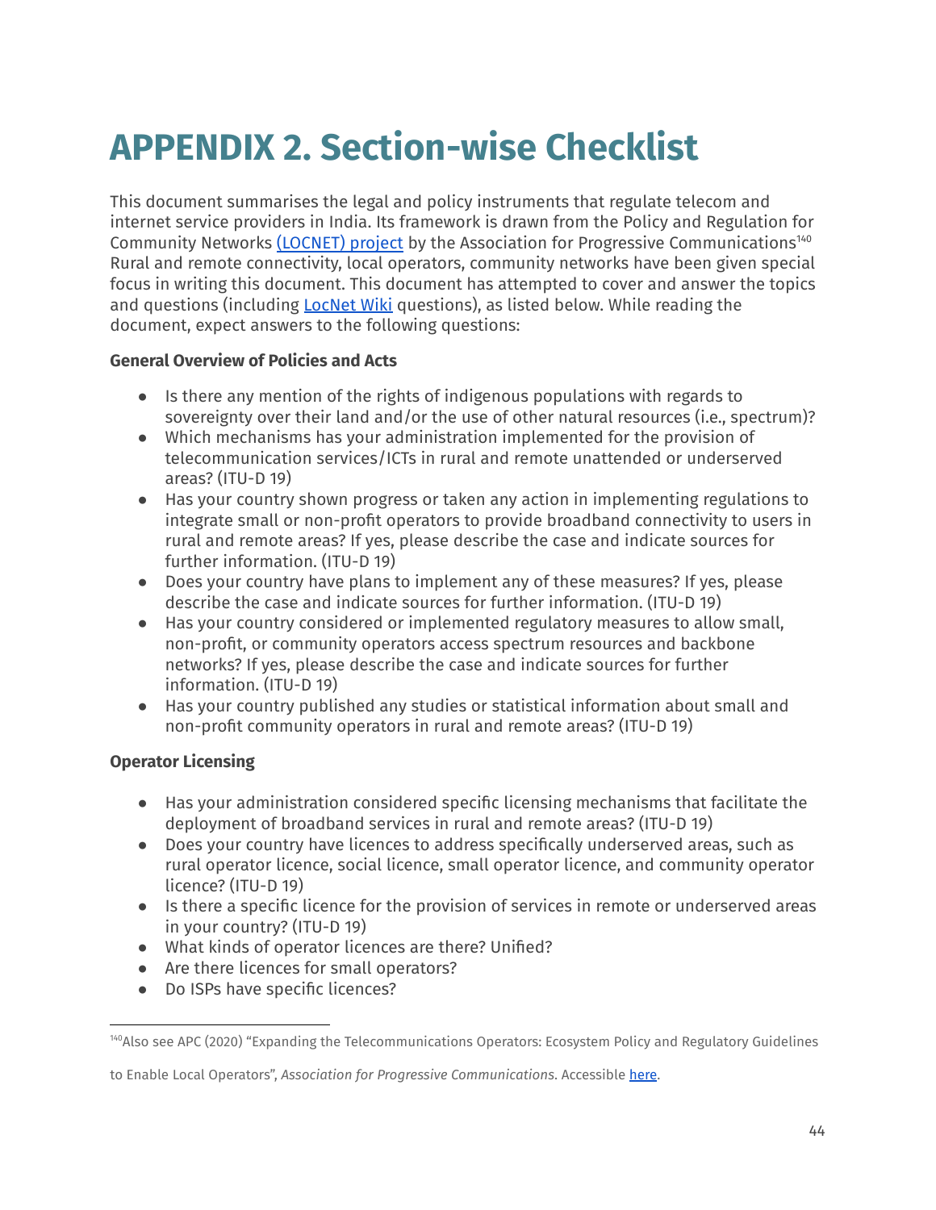# APPENDIX 2. Section-wise Checklist

This document summarises the legal and policy instruments that regulate telecom and internet service providers in India. Its framework is drawn from the Policy and Regulation for Community Networks [(LOCNET) project](#) by the Association for Progressive Communications[140] Rural and remote connectivity, local operators, community networks have been given special focus in writing this document. This document has attempted to cover and answer the topics and questions (including [LocNet Wiki](#) questions), as listed below. While reading the document, expect answers to the following questions:

**General Overview of Policies and Acts**

- Is there any mention of the rights of indigenous populations with regards to sovereignty over their land and/or the use of other natural resources (i.e., spectrum)?
- Which mechanisms has your administration implemented for the provision of telecommunication services/ICTs in rural and remote unattended or underserved areas? (ITU-D 19)
- Has your country shown progress or taken any action in implementing regulations to integrate small or non-profit operators to provide broadband connectivity to users in rural and remote areas? If yes, please describe the case and indicate sources for further information. (ITU-D 19)
- Does your country have plans to implement any of these measures? If yes, please describe the case and indicate sources for further information. (ITU-D 19)
- Has your country considered or implemented regulatory measures to allow small, non-profit, or community operators access spectrum resources and backbone networks? If yes, please describe the case and indicate sources for further information. (ITU-D 19)
- Has your country published any studies or statistical information about small and non-profit community operators in rural and remote areas? (ITU-D 19)

**Operator Licensing**

- Has your administration considered specific licensing mechanisms that facilitate the deployment of broadband services in rural and remote areas? (ITU-D 19)
- Does your country have licences to address specifically underserved areas, such as rural operator licence, social licence, small operator licence, and community operator licence? (ITU-D 19)
- Is there a specific licence for the provision of services in remote or underserved areas in your country? (ITU-D 19)
- What kinds of operator licences are there? Unified?
- Are there licences for small operators?
- Do ISPs have specific licences?

---

[140] Also see APC (2020) "Expanding the Telecommunications Operators: Ecosystem Policy and Regulatory Guidelines to Enable Local Operators", *Association for Progressive Communications*. Accessible [here](#).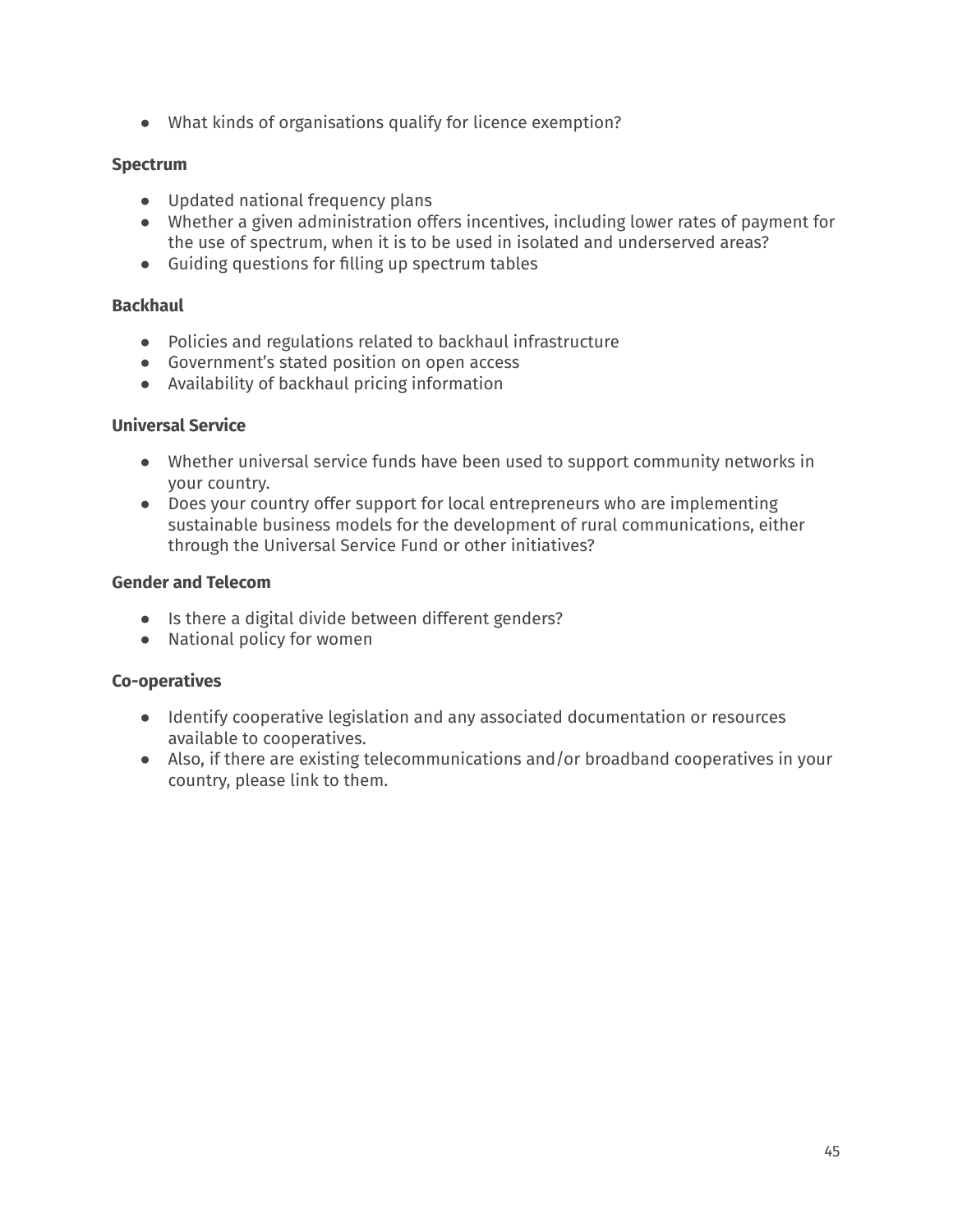- What kinds of organisations qualify for licence exemption?

**Spectrum**

- Updated national frequency plans
- Whether a given administration offers incentives, including lower rates of payment for the use of spectrum, when it is to be used in isolated and underserved areas?
- Guiding questions for filling up spectrum tables

**Backhaul**

- Policies and regulations related to backhaul infrastructure
- Government's stated position on open access
- Availability of backhaul pricing information

**Universal Service**

- Whether universal service funds have been used to support community networks in your country.
- Does your country offer support for local entrepreneurs who are implementing sustainable business models for the development of rural communications, either through the Universal Service Fund or other initiatives?

**Gender and Telecom**

- Is there a digital divide between different genders?
- National policy for women

**Co-operatives**

- Identify cooperative legislation and any associated documentation or resources available to cooperatives.
- Also, if there are existing telecommunications and/or broadband cooperatives in your country, please link to them.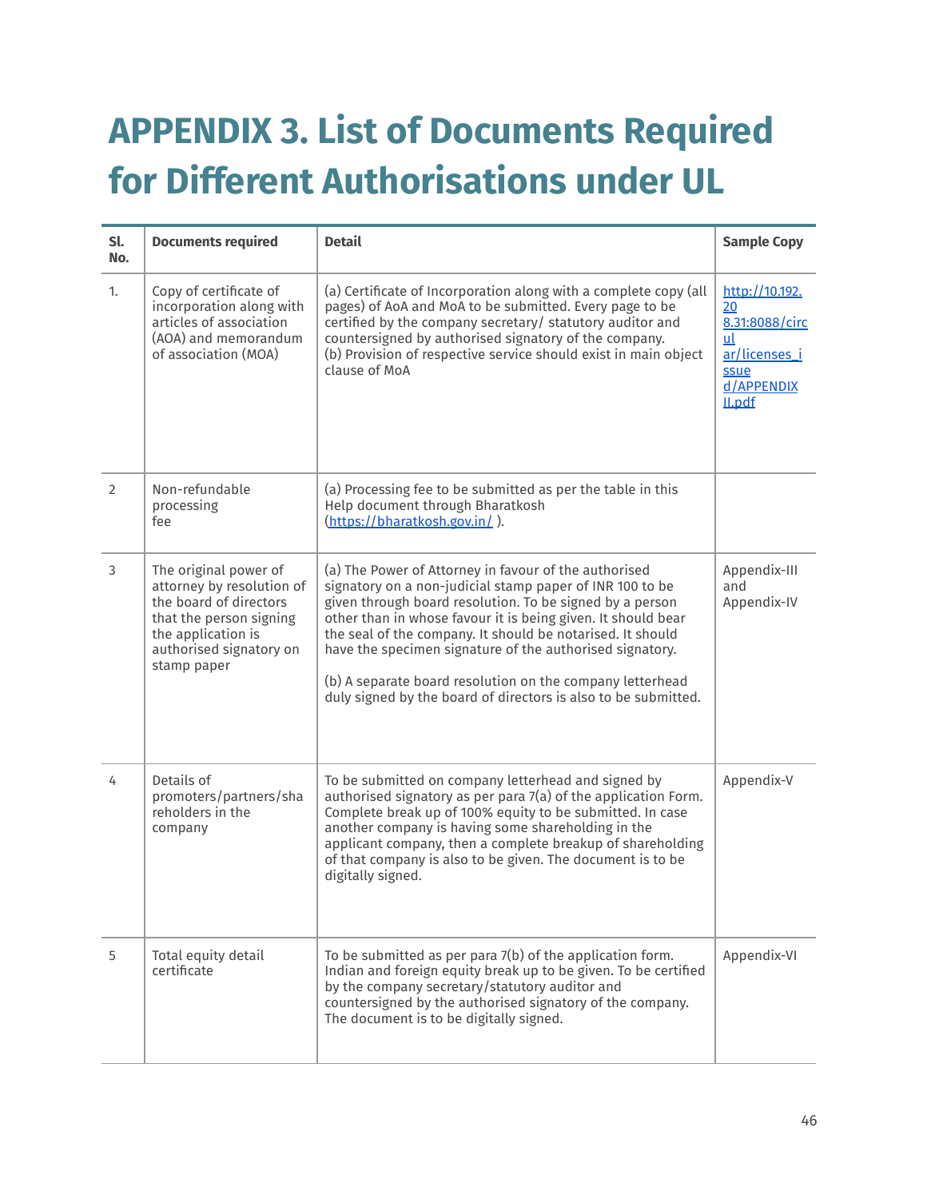# APPENDIX 3. List of Documents Required for Different Authorisations under UL

| Sl. No. | Documents required | Detail | Sample Copy |
|---|---|---|---|
| 1. | Copy of certificate of incorporation along with articles of association (AOA) and memorandum of association (MOA) | (a) Certificate of Incorporation along with a complete copy (all pages) of AoA and MoA to be submitted. Every page to be certified by the company secretary/ statutory auditor and countersigned by authorised signatory of the company.<br>(b) Provision of respective service should exist in main object clause of MoA | [http://10.192.20 8.31:8088/circul ar/licenses_issue d/APPENDIX II.pdf](http://10.192.208.31:8088/circular/licenses_issued/APPENDIXII.pdf) |
| 2 | Non-refundable processing fee | (a) Processing fee to be submitted as per the table in this Help document through Bharatkosh ([https://bharatkosh.gov.in/](https://bharatkosh.gov.in/) ). | |
| 3 | The original power of attorney by resolution of the board of directors that the person signing the application is authorised signatory on stamp paper | (a) The Power of Attorney in favour of the authorised signatory on a non-judicial stamp paper of INR 100 to be given through board resolution. To be signed by a person other than in whose favour it is being given. It should bear the seal of the company. It should be notarised. It should have the specimen signature of the authorised signatory.<br><br>(b) A separate board resolution on the company letterhead duly signed by the board of directors is also to be submitted. | Appendix-III and Appendix-IV |
| 4 | Details of promoters/partners/shareholders in the company | To be submitted on company letterhead and signed by authorised signatory as per para 7(a) of the application Form. Complete break up of 100% equity to be submitted. In case another company is having some shareholding in the applicant company, then a complete breakup of shareholding of that company is also to be given. The document is to be digitally signed. | Appendix-V |
| 5 | Total equity detail certificate | To be submitted as per para 7(b) of the application form. Indian and foreign equity break up to be given. To be certified by the company secretary/statutory auditor and countersigned by the authorised signatory of the company. The document is to be digitally signed. | Appendix-VI |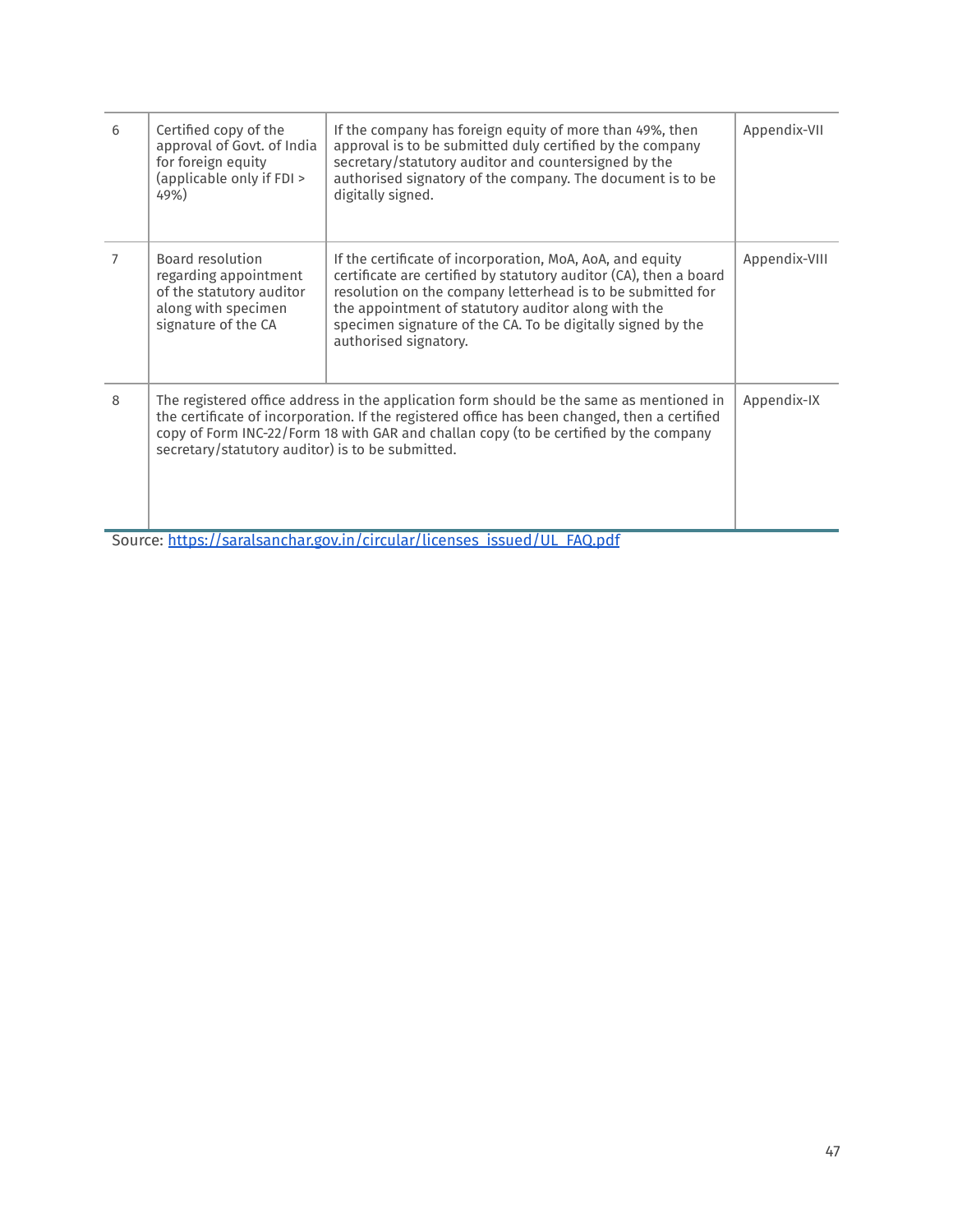| | | | |
|---|---|---|---|
| 6 | Certified copy of the approval of Govt. of India for foreign equity (applicable only if FDI > 49%) | If the company has foreign equity of more than 49%, then approval is to be submitted duly certified by the company secretary/statutory auditor and countersigned by the authorised signatory of the company. The document is to be digitally signed. | Appendix-VII |
| 7 | Board resolution regarding appointment of the statutory auditor along with specimen signature of the CA | If the certificate of incorporation, MoA, AoA, and equity certificate are certified by statutory auditor (CA), then a board resolution on the company letterhead is to be submitted for the appointment of statutory auditor along with the specimen signature of the CA. To be digitally signed by the authorised signatory. | Appendix-VIII |
| 8 | The registered office address in the application form should be the same as mentioned in the certificate of incorporation. If the registered office has been changed, then a certified copy of Form INC-22/Form 18 with GAR and challan copy (to be certified by the company secretary/statutory auditor) is to be submitted. | | Appendix-IX |

Source: https://saralsanchar.gov.in/circular/licenses_issued/UL_FAQ.pdf